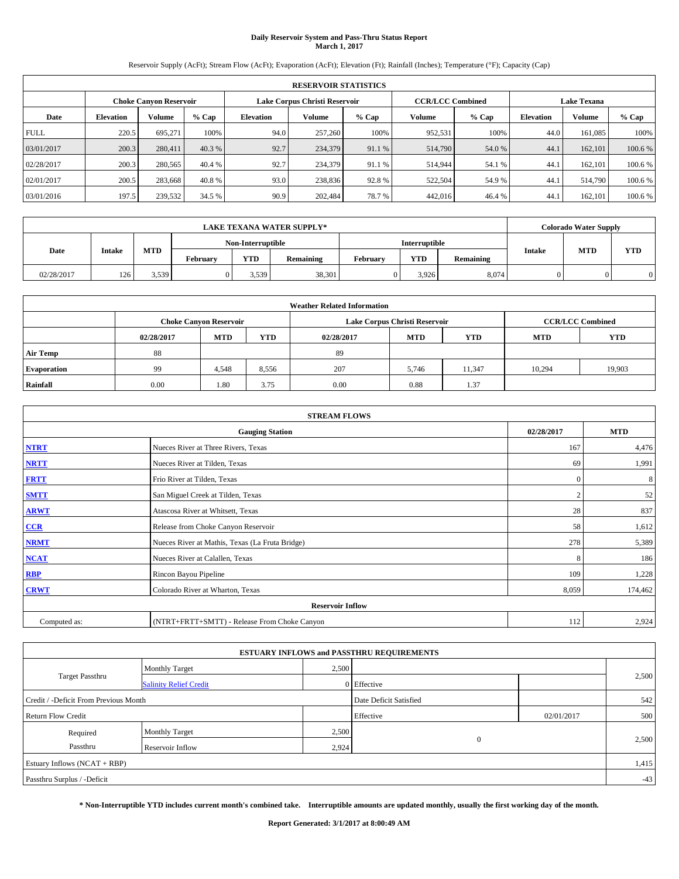# Daily Reservoir System and Pass-Thru Status Report
## March 1, 2017

Reservoir Supply (AcFt); Stream Flow (AcFt); Evaporation (AcFt); Elevation (Ft); Rainfall (Inches); Temperature (°F); Capacity (Cap)

| RESERVOIR STATISTICS | | | | | | | | | | | |
|---|---|---|---|---|---|---|---|---|---|---|---|
| | Choke Canyon Reservoir | | | Lake Corpus Christi Reservoir | | | CCR/LCC Combined | | Lake Texana | | |
| Date | Elevation | Volume | % Cap | Elevation | Volume | % Cap | Volume | % Cap | Elevation | Volume | % Cap |
| FULL | 220.5 | 695,271 | 100% | 94.0 | 257,260 | 100% | 952,531 | 100% | 44.0 | 161,085 | 100% |
| 03/01/2017 | 200.3 | 280,411 | 40.3 % | 92.7 | 234,379 | 91.1 % | 514,790 | 54.0 % | 44.1 | 162,101 | 100.6 % |
| 02/28/2017 | 200.3 | 280,565 | 40.4 % | 92.7 | 234,379 | 91.1 % | 514,944 | 54.1 % | 44.1 | 162,101 | 100.6 % |
| 02/01/2017 | 200.5 | 283,668 | 40.8 % | 93.0 | 238,836 | 92.8 % | 522,504 | 54.9 % | 44.1 | 514,790 | 100.6 % |
| 03/01/2016 | 197.5 | 239,532 | 34.5 % | 90.9 | 202,484 | 78.7 % | 442,016 | 46.4 % | 44.1 | 162,101 | 100.6 % |

| LAKE TEXANA WATER SUPPLY* | | | | | | | | | Colorado Water Supply | | |
|---|---|---|---|---|---|---|---|---|---|---|---|
| Date | Intake | MTD | Non-Interruptible | | | Interruptible | | | Intake | MTD | YTD |
| | | | February | YTD | Remaining | February | YTD | Remaining | | | |
| 02/28/2017 | 126 | 3,539 | 0 | 3,539 | 38,301 | 0 | 3,926 | 8,074 | 0 | 0 | 0 |

| Weather Related Information | | | | | | | | |
|---|---|---|---|---|---|---|---|---|
| | Choke Canyon Reservoir | | | Lake Corpus Christi Reservoir | | | CCR/LCC Combined | |
| | 02/28/2017 | MTD | YTD | 02/28/2017 | MTD | YTD | MTD | YTD |
| Air Temp | 88 | | | 89 | | | | |
| Evaporation | 99 | 4,548 | 8,556 | 207 | 5,746 | 11,347 | 10,294 | 19,903 |
| Rainfall | 0.00 | 1.80 | 3.75 | 0.00 | 0.88 | 1.37 | | |

| STREAM FLOWS | | | |
|---|---|---|---|
| Gauging Station | | 02/28/2017 | MTD |
| NTRT | Nueces River at Three Rivers, Texas | 167 | 4,476 |
| NRTT | Nueces River at Tilden, Texas | 69 | 1,991 |
| FRTT | Frio River at Tilden, Texas | 0 | 8 |
| SMTT | San Miguel Creek at Tilden, Texas | 2 | 52 |
| ARWT | Atascosa River at Whitsett, Texas | 28 | 837 |
| CCR | Release from Choke Canyon Reservoir | 58 | 1,612 |
| NRMT | Nueces River at Mathis, Texas (La Fruta Bridge) | 278 | 5,389 |
| NCAT | Nueces River at Calallen, Texas | 8 | 186 |
| RBP | Rincon Bayou Pipeline | 109 | 1,228 |
| CRWT | Colorado River at Wharton, Texas | 8,059 | 174,462 |
| Reservoir Inflow | | | |
| Computed as: | (NTRT+FRTT+SMTT) - Release From Choke Canyon | 112 | 2,924 |

| ESTUARY INFLOWS and PASSTHRU REQUIREMENTS | | | | | |
|---|---|---|---|---|---|
| Target Passthru | Monthly Target | 2,500 | | | 2,500 |
| | Salinity Relief Credit | 0 | Effective | | |
| Credit / -Deficit From Previous Month | | | Date Deficit Satisfied | | 542 |
| Return Flow Credit | | | Effective | 02/01/2017 | 500 |
| Required Passthru | Monthly Target | 2,500 | 0 | | 2,500 |
| | Reservoir Inflow | 2,924 | | | |
| Estuary Inflows (NCAT + RBP) | | | | | 1,415 |
| Passthru Surplus / -Deficit | | | | | -43 |

**\* Non-Interruptible YTD includes current month's combined take. Interruptible amounts are updated monthly, usually the first working day of the month.**

**Report Generated: 3/1/2017 at 8:00:49 AM**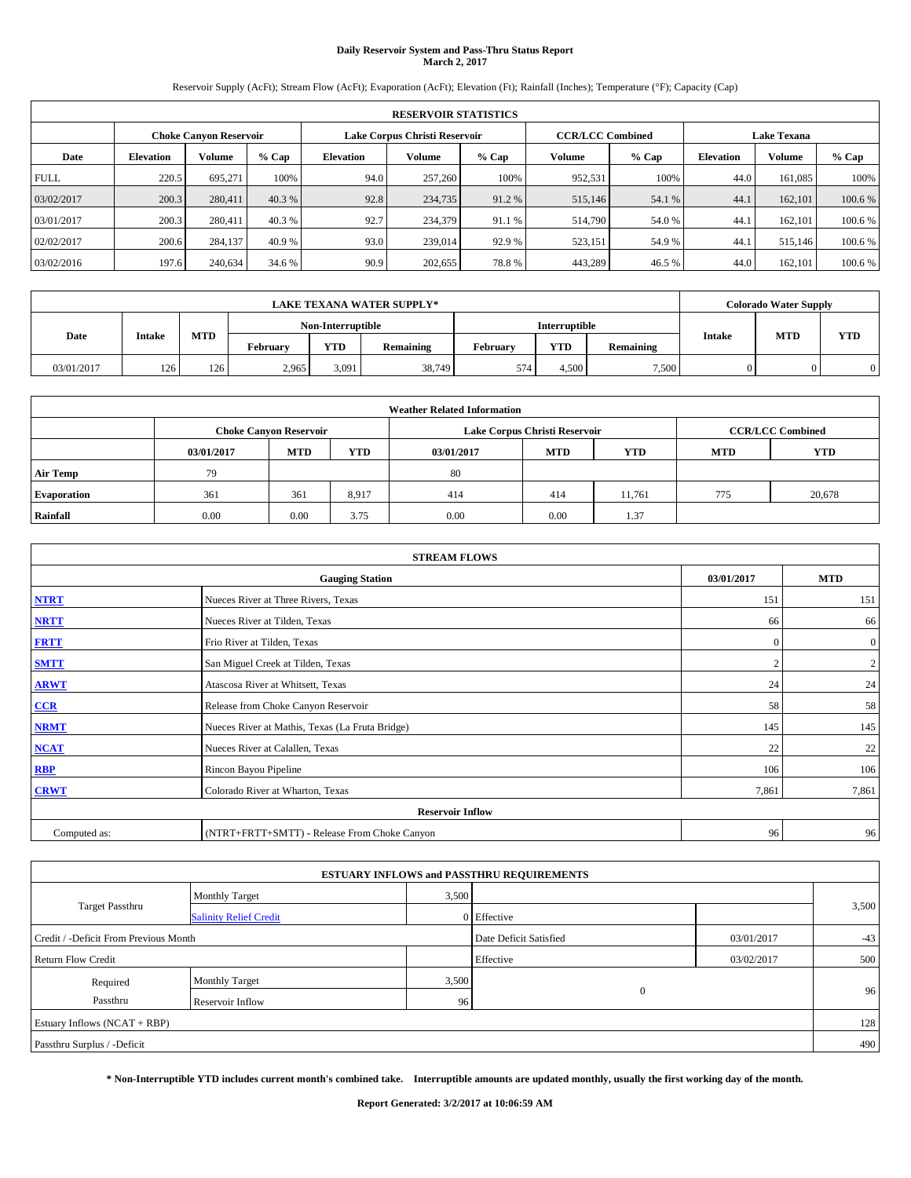# Daily Reservoir System and Pass-Thru Status Report
## March 2, 2017

Reservoir Supply (AcFt); Stream Flow (AcFt); Evaporation (AcFt); Elevation (Ft); Rainfall (Inches); Temperature (°F); Capacity (Cap)

| RESERVOIR STATISTICS | | | | | | | | | | | |
|---|---|---|---|---|---|---|---|---|---|---|---|
| | Choke Canyon Reservoir | | | Lake Corpus Christi Reservoir | | | CCR/LCC Combined | | Lake Texana | | |
| Date | Elevation | Volume | % Cap | Elevation | Volume | % Cap | Volume | % Cap | Elevation | Volume | % Cap |
| FULL | 220.5 | 695,271 | 100% | 94.0 | 257,260 | 100% | 952,531 | 100% | 44.0 | 161,085 | 100% |
| 03/02/2017 | 200.3 | 280,411 | 40.3 % | 92.8 | 234,735 | 91.2 % | 515,146 | 54.1 % | 44.1 | 162,101 | 100.6 % |
| 03/01/2017 | 200.3 | 280,411 | 40.3 % | 92.7 | 234,379 | 91.1 % | 514,790 | 54.0 % | 44.1 | 162,101 | 100.6 % |
| 02/02/2017 | 200.6 | 284,137 | 40.9 % | 93.0 | 239,014 | 92.9 % | 523,151 | 54.9 % | 44.1 | 515,146 | 100.6 % |
| 03/02/2016 | 197.6 | 240,634 | 34.6 % | 90.9 | 202,655 | 78.8 % | 443,289 | 46.5 % | 44.0 | 162,101 | 100.6 % |

| LAKE TEXANA WATER SUPPLY* | | | | | | | | | Colorado Water Supply | | |
|---|---|---|---|---|---|---|---|---|---|---|---|
| Date | Intake | MTD | Non-Interruptible | | | Interruptible | | | Intake | MTD | YTD |
| | | | February | YTD | Remaining | February | YTD | Remaining | | | |
| 03/01/2017 | 126 | 126 | 2,965 | 3,091 | 38,749 | 574 | 4,500 | 7,500 | 0 | 0 | 0 |

| Weather Related Information | | | | | | | | |
|---|---|---|---|---|---|---|---|---|
| | Choke Canyon Reservoir | | | Lake Corpus Christi Reservoir | | | CCR/LCC Combined | |
| | 03/01/2017 | MTD | YTD | 03/01/2017 | MTD | YTD | MTD | YTD |
| Air Temp | 79 | | | 80 | | | | |
| Evaporation | 361 | 361 | 8,917 | 414 | 414 | 11,761 | 775 | 20,678 |
| Rainfall | 0.00 | 0.00 | 3.75 | 0.00 | 0.00 | 1.37 | | |

| STREAM FLOWS | | | |
|---|---|---|---|
| Gauging Station | | 03/01/2017 | MTD |
| NTRT | Nueces River at Three Rivers, Texas | 151 | 151 |
| NRTT | Nueces River at Tilden, Texas | 66 | 66 |
| FRTT | Frio River at Tilden, Texas | 0 | 0 |
| SMTT | San Miguel Creek at Tilden, Texas | 2 | 2 |
| ARWT | Atascosa River at Whitsett, Texas | 24 | 24 |
| CCR | Release from Choke Canyon Reservoir | 58 | 58 |
| NRMT | Nueces River at Mathis, Texas (La Fruta Bridge) | 145 | 145 |
| NCAT | Nueces River at Calallen, Texas | 22 | 22 |
| RBP | Rincon Bayou Pipeline | 106 | 106 |
| CRWT | Colorado River at Wharton, Texas | 7,861 | 7,861 |
| Reservoir Inflow | | | |
| Computed as: | (NTRT+FRTT+SMTT) - Release From Choke Canyon | 96 | 96 |

| ESTUARY INFLOWS and PASSTHRU REQUIREMENTS | | | | | |
|---|---|---|---|---|---|
| Target Passthru | Monthly Target | 3,500 | | | 3,500 |
| | Salinity Relief Credit | 0 | Effective | | |
| Credit / -Deficit From Previous Month | | | Date Deficit Satisfied | 03/01/2017 | -43 |
| Return Flow Credit | | | Effective | 03/02/2017 | 500 |
| Required Passthru | Monthly Target | 3,500 | 0 | | 96 |
| | Reservoir Inflow | 96 | | | |
| Estuary Inflows (NCAT + RBP) | | | | | 128 |
| Passthru Surplus / -Deficit | | | | | 490 |

**\* Non-Interruptible YTD includes current month's combined take. Interruptible amounts are updated monthly, usually the first working day of the month.**

**Report Generated: 3/2/2017 at 10:06:59 AM**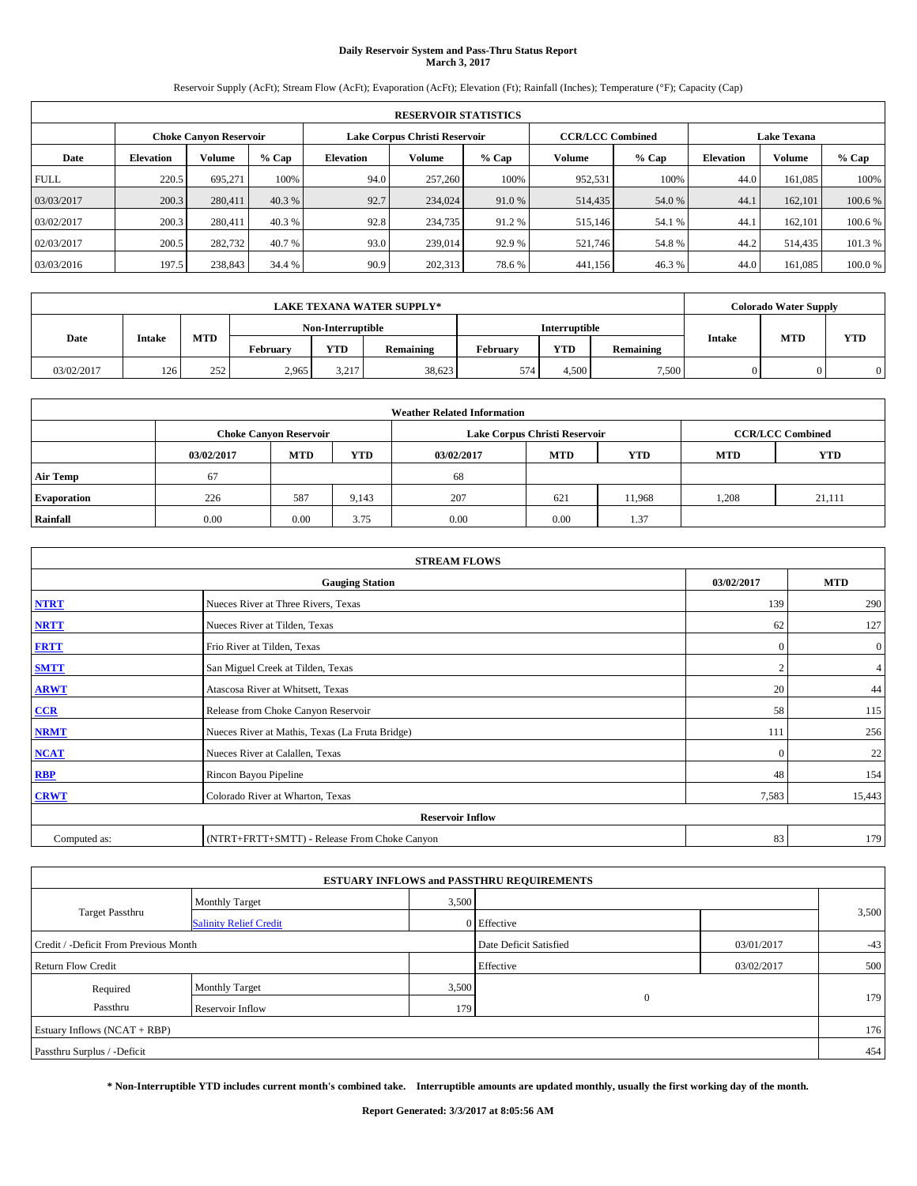# Daily Reservoir System and Pass-Thru Status Report
## March 3, 2017

Reservoir Supply (AcFt); Stream Flow (AcFt); Evaporation (AcFt); Elevation (Ft); Rainfall (Inches); Temperature (°F); Capacity (Cap)

| RESERVOIR STATISTICS | | | | | | | | | | | |
|---|---|---|---|---|---|---|---|---|---|---|---|
| | Choke Canyon Reservoir | | | Lake Corpus Christi Reservoir | | | CCR/LCC Combined | | Lake Texana | | |
| Date | Elevation | Volume | % Cap | Elevation | Volume | % Cap | Volume | % Cap | Elevation | Volume | % Cap |
| FULL | 220.5 | 695,271 | 100% | 94.0 | 257,260 | 100% | 952,531 | 100% | 44.0 | 161,085 | 100% |
| 03/03/2017 | 200.3 | 280,411 | 40.3 % | 92.7 | 234,024 | 91.0 % | 514,435 | 54.0 % | 44.1 | 162,101 | 100.6 % |
| 03/02/2017 | 200.3 | 280,411 | 40.3 % | 92.8 | 234,735 | 91.2 % | 515,146 | 54.1 % | 44.1 | 162,101 | 100.6 % |
| 02/03/2017 | 200.5 | 282,732 | 40.7 % | 93.0 | 239,014 | 92.9 % | 521,746 | 54.8 % | 44.2 | 514,435 | 101.3 % |
| 03/03/2016 | 197.5 | 238,843 | 34.4 % | 90.9 | 202,313 | 78.6 % | 441,156 | 46.3 % | 44.0 | 161,085 | 100.0 % |

| LAKE TEXANA WATER SUPPLY* | | | | | | | | | Colorado Water Supply | | |
|---|---|---|---|---|---|---|---|---|---|---|---|
| Date | Intake | MTD | Non-Interruptible | | | Interruptible | | | Intake | MTD | YTD |
| | | | February | YTD | Remaining | February | YTD | Remaining | | | |
| 03/02/2017 | 126 | 252 | 2,965 | 3,217 | 38,623 | 574 | 4,500 | 7,500 | 0 | 0 | 0 |

| Weather Related Information | | | | | | | | |
|---|---|---|---|---|---|---|---|---|
| | Choke Canyon Reservoir | | | Lake Corpus Christi Reservoir | | | CCR/LCC Combined | |
| | 03/02/2017 | MTD | YTD | 03/02/2017 | MTD | YTD | MTD | YTD |
| Air Temp | 67 | | | 68 | | | | |
| Evaporation | 226 | 587 | 9,143 | 207 | 621 | 11,968 | 1,208 | 21,111 |
| Rainfall | 0.00 | 0.00 | 3.75 | 0.00 | 0.00 | 1.37 | | |

| STREAM FLOWS | | | |
|---|---|---|---|
| | Gauging Station | 03/02/2017 | MTD |
| NTRT | Nueces River at Three Rivers, Texas | 139 | 290 |
| NRTT | Nueces River at Tilden, Texas | 62 | 127 |
| FRTT | Frio River at Tilden, Texas | 0 | 0 |
| SMTT | San Miguel Creek at Tilden, Texas | 2 | 4 |
| ARWT | Atascosa River at Whitsett, Texas | 20 | 44 |
| CCR | Release from Choke Canyon Reservoir | 58 | 115 |
| NRMT | Nueces River at Mathis, Texas (La Fruta Bridge) | 111 | 256 |
| NCAT | Nueces River at Calallen, Texas | 0 | 22 |
| RBP | Rincon Bayou Pipeline | 48 | 154 |
| CRWT | Colorado River at Wharton, Texas | 7,583 | 15,443 |
| Reservoir Inflow | | | |
| Computed as: | (NTRT+FRTT+SMTT) - Release From Choke Canyon | 83 | 179 |

| ESTUARY INFLOWS and PASSTHRU REQUIREMENTS | | | | | |
|---|---|---|---|---|---|
| Target Passthru | Monthly Target | 3,500 | | | 3,500 |
| | Salinity Relief Credit | 0 | Effective | | |
| Credit / -Deficit From Previous Month | | | Date Deficit Satisfied | 03/01/2017 | -43 |
| Return Flow Credit | | | Effective | 03/02/2017 | 500 |
| Required Passthru | Monthly Target | 3,500 | 0 | | 179 |
| | Reservoir Inflow | 179 | | | |
| Estuary Inflows (NCAT + RBP) | | | | | 176 |
| Passthru Surplus / -Deficit | | | | | 454 |

**\* Non-Interruptible YTD includes current month's combined take. Interruptible amounts are updated monthly, usually the first working day of the month.**

**Report Generated: 3/3/2017 at 8:05:56 AM**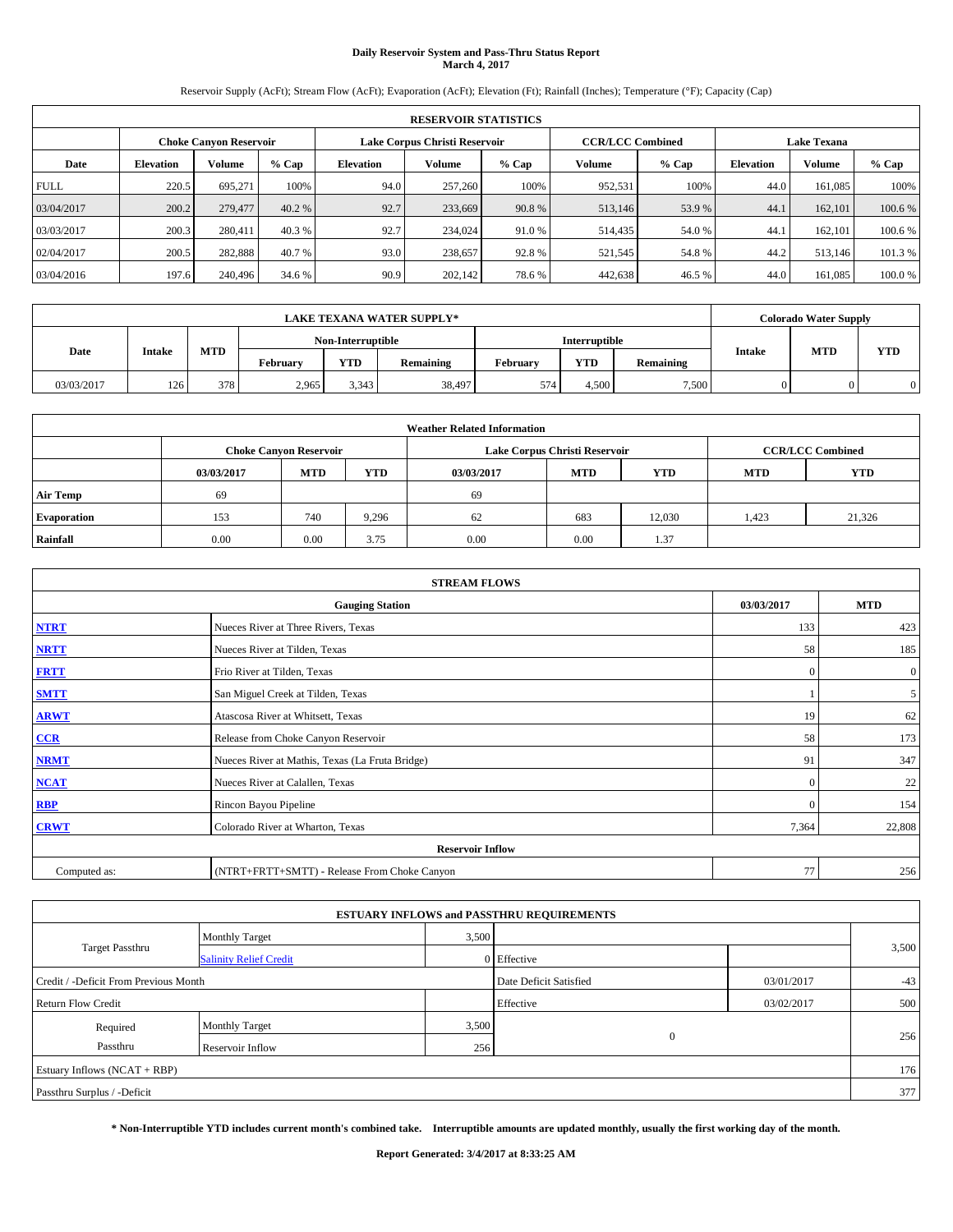# Daily Reservoir System and Pass-Thru Status Report
## March 4, 2017

Reservoir Supply (AcFt); Stream Flow (AcFt); Evaporation (AcFt); Elevation (Ft); Rainfall (Inches); Temperature (°F); Capacity (Cap)

| RESERVOIR STATISTICS | | | | | | | | | | | |
|---|---|---|---|---|---|---|---|---|---|---|---|
| | Choke Canyon Reservoir | | | Lake Corpus Christi Reservoir | | | CCR/LCC Combined | | Lake Texana | | |
| Date | Elevation | Volume | % Cap | Elevation | Volume | % Cap | Volume | % Cap | Elevation | Volume | % Cap |
| FULL | 220.5 | 695,271 | 100% | 94.0 | 257,260 | 100% | 952,531 | 100% | 44.0 | 161,085 | 100% |
| 03/04/2017 | 200.2 | 279,477 | 40.2 % | 92.7 | 233,669 | 90.8 % | 513,146 | 53.9 % | 44.1 | 162,101 | 100.6 % |
| 03/03/2017 | 200.3 | 280,411 | 40.3 % | 92.7 | 234,024 | 91.0 % | 514,435 | 54.0 % | 44.1 | 162,101 | 100.6 % |
| 02/04/2017 | 200.5 | 282,888 | 40.7 % | 93.0 | 238,657 | 92.8 % | 521,545 | 54.8 % | 44.2 | 513,146 | 101.3 % |
| 03/04/2016 | 197.6 | 240,496 | 34.6 % | 90.9 | 202,142 | 78.6 % | 442,638 | 46.5 % | 44.0 | 161,085 | 100.0 % |

| LAKE TEXANA WATER SUPPLY* | | | | | | | | | Colorado Water Supply | | |
|---|---|---|---|---|---|---|---|---|---|---|---|
| Date | Intake | MTD | Non-Interruptible | | | Interruptible | | | Intake | MTD | YTD |
| | | | February | YTD | Remaining | February | YTD | Remaining | | | |
| 03/03/2017 | 126 | 378 | 2,965 | 3,343 | 38,497 | 574 | 4,500 | 7,500 | 0 | 0 | 0 |

| Weather Related Information | | | | | | | | |
|---|---|---|---|---|---|---|---|---|
| | Choke Canyon Reservoir | | | Lake Corpus Christi Reservoir | | | CCR/LCC Combined | |
| | 03/03/2017 | MTD | YTD | 03/03/2017 | MTD | YTD | MTD | YTD |
| Air Temp | 69 | | | 69 | | | | |
| Evaporation | 153 | 740 | 9,296 | 62 | 683 | 12,030 | 1,423 | 21,326 |
| Rainfall | 0.00 | 0.00 | 3.75 | 0.00 | 0.00 | 1.37 | | |

| STREAM FLOWS | | | |
|---|---|---|---|
| | Gauging Station | 03/03/2017 | MTD |
| NTRT | Nueces River at Three Rivers, Texas | 133 | 423 |
| NRTT | Nueces River at Tilden, Texas | 58 | 185 |
| FRTT | Frio River at Tilden, Texas | 0 | 0 |
| SMTT | San Miguel Creek at Tilden, Texas | 1 | 5 |
| ARWT | Atascosa River at Whitsett, Texas | 19 | 62 |
| CCR | Release from Choke Canyon Reservoir | 58 | 173 |
| NRMT | Nueces River at Mathis, Texas (La Fruta Bridge) | 91 | 347 |
| NCAT | Nueces River at Calallen, Texas | 0 | 22 |
| RBP | Rincon Bayou Pipeline | 0 | 154 |
| CRWT | Colorado River at Wharton, Texas | 7,364 | 22,808 |
| Reservoir Inflow | | | |
| Computed as: | (NTRT+FRTT+SMTT) - Release From Choke Canyon | 77 | 256 |

| ESTUARY INFLOWS and PASSTHRU REQUIREMENTS | | | | | |
|---|---|---|---|---|---|
| Target Passthru | Monthly Target | 3,500 | | | 3,500 |
| | Salinity Relief Credit | 0 | Effective | | |
| Credit / -Deficit From Previous Month | | | Date Deficit Satisfied | 03/01/2017 | -43 |
| Return Flow Credit | | | Effective | 03/02/2017 | 500 |
| Required Passthru | Monthly Target | 3,500 | 0 | | 256 |
| | Reservoir Inflow | 256 | | | |
| Estuary Inflows (NCAT + RBP) | | | | | 176 |
| Passthru Surplus / -Deficit | | | | | 377 |

**\* Non-Interruptible YTD includes current month's combined take. Interruptible amounts are updated monthly, usually the first working day of the month.**

**Report Generated: 3/4/2017 at 8:33:25 AM**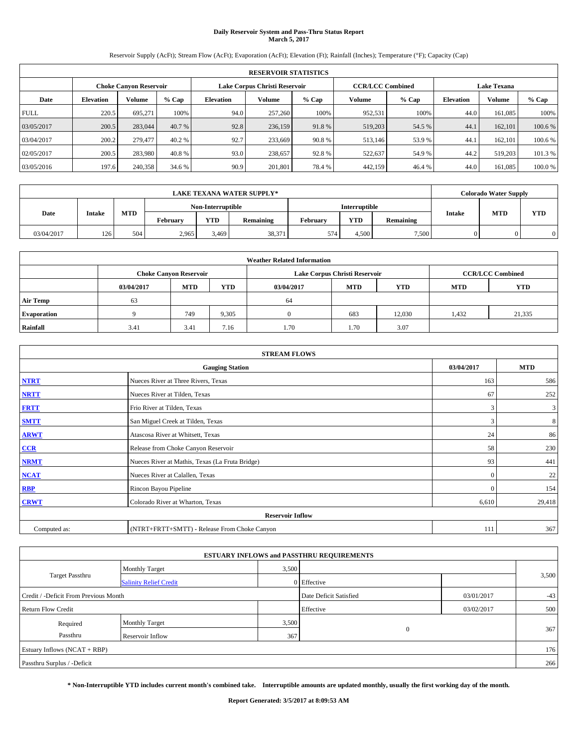# Daily Reservoir System and Pass-Thru Status Report
## March 5, 2017

Reservoir Supply (AcFt); Stream Flow (AcFt); Evaporation (AcFt); Elevation (Ft); Rainfall (Inches); Temperature (°F); Capacity (Cap)

| RESERVOIR STATISTICS | | | | | | | | | | | |
|---|---|---|---|---|---|---|---|---|---|---|---|
| | Choke Canyon Reservoir | | | Lake Corpus Christi Reservoir | | | CCR/LCC Combined | | Lake Texana | | |
| Date | Elevation | Volume | % Cap | Elevation | Volume | % Cap | Volume | % Cap | Elevation | Volume | % Cap |
| FULL | 220.5 | 695,271 | 100% | 94.0 | 257,260 | 100% | 952,531 | 100% | 44.0 | 161,085 | 100% |
| 03/05/2017 | 200.5 | 283,044 | 40.7 % | 92.8 | 236,159 | 91.8 % | 519,203 | 54.5 % | 44.1 | 162,101 | 100.6 % |
| 03/04/2017 | 200.2 | 279,477 | 40.2 % | 92.7 | 233,669 | 90.8 % | 513,146 | 53.9 % | 44.1 | 162,101 | 100.6 % |
| 02/05/2017 | 200.5 | 283,980 | 40.8 % | 93.0 | 238,657 | 92.8 % | 522,637 | 54.9 % | 44.2 | 519,203 | 101.3 % |
| 03/05/2016 | 197.6 | 240,358 | 34.6 % | 90.9 | 201,801 | 78.4 % | 442,159 | 46.4 % | 44.0 | 161,085 | 100.0 % |

| LAKE TEXANA WATER SUPPLY* | | | | | | | | | Colorado Water Supply | | |
|---|---|---|---|---|---|---|---|---|---|---|---|
| Date | Intake | MTD | Non-Interruptible | | | Interruptible | | | Intake | MTD | YTD |
| | | | February | YTD | Remaining | February | YTD | Remaining | | | |
| 03/04/2017 | 126 | 504 | 2,965 | 3,469 | 38,371 | 574 | 4,500 | 7,500 | 0 | 0 | 0 |

| Weather Related Information | | | | | | | | |
|---|---|---|---|---|---|---|---|---|
| | Choke Canyon Reservoir | | | Lake Corpus Christi Reservoir | | | CCR/LCC Combined | |
| | 03/04/2017 | MTD | YTD | 03/04/2017 | MTD | YTD | MTD | YTD |
| Air Temp | 63 | | | 64 | | | | |
| Evaporation | 9 | 749 | 9,305 | 0 | 683 | 12,030 | 1,432 | 21,335 |
| Rainfall | 3.41 | 3.41 | 7.16 | 1.70 | 1.70 | 3.07 | | |

| STREAM FLOWS | | | |
|---|---|---|---|
| Gauging Station | | 03/04/2017 | MTD |
| NTRT | Nueces River at Three Rivers, Texas | 163 | 586 |
| NRTT | Nueces River at Tilden, Texas | 67 | 252 |
| FRTT | Frio River at Tilden, Texas | 3 | 3 |
| SMTT | San Miguel Creek at Tilden, Texas | 3 | 8 |
| ARWT | Atascosa River at Whitsett, Texas | 24 | 86 |
| CCR | Release from Choke Canyon Reservoir | 58 | 230 |
| NRMT | Nueces River at Mathis, Texas (La Fruta Bridge) | 93 | 441 |
| NCAT | Nueces River at Calallen, Texas | 0 | 22 |
| RBP | Rincon Bayou Pipeline | 0 | 154 |
| CRWT | Colorado River at Wharton, Texas | 6,610 | 29,418 |
| Reservoir Inflow | | | |
| Computed as: | (NTRT+FRTT+SMTT) - Release From Choke Canyon | 111 | 367 |

| ESTUARY INFLOWS and PASSTHRU REQUIREMENTS | | | | | |
|---|---|---|---|---|---|
| Target Passthru | Monthly Target | 3,500 | | | 3,500 |
| | Salinity Relief Credit | 0 | Effective | | |
| Credit / -Deficit From Previous Month | | | Date Deficit Satisfied | 03/01/2017 | -43 |
| Return Flow Credit | | | Effective | 03/02/2017 | 500 |
| Required Passthru | Monthly Target | 3,500 | 0 | | 367 |
| | Reservoir Inflow | 367 | | | |
| Estuary Inflows (NCAT + RBP) | | | | | 176 |
| Passthru Surplus / -Deficit | | | | | 266 |

**\* Non-Interruptible YTD includes current month's combined take. Interruptible amounts are updated monthly, usually the first working day of the month.**

**Report Generated: 3/5/2017 at 8:09:53 AM**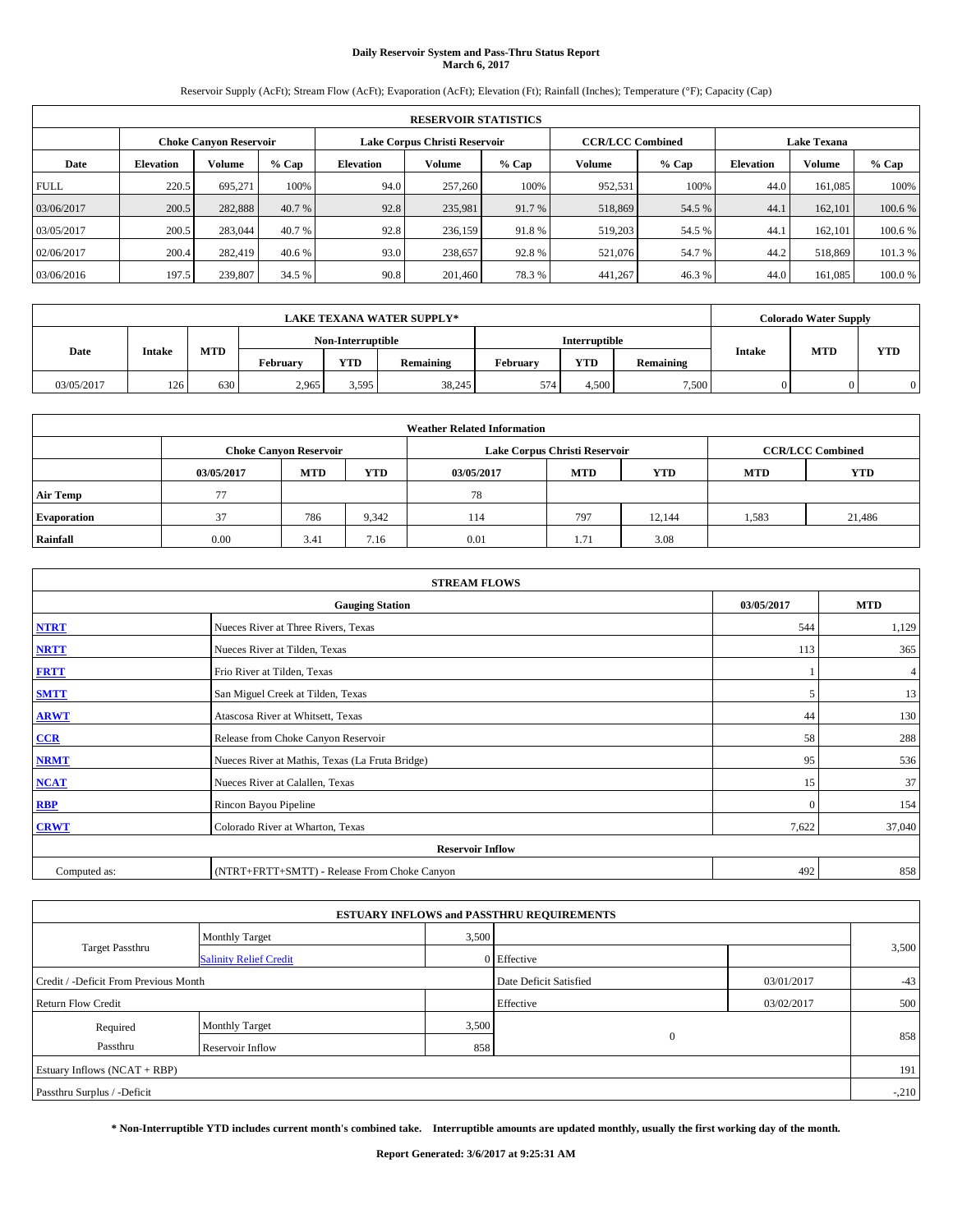# Daily Reservoir System and Pass-Thru Status Report
## March 6, 2017

Reservoir Supply (AcFt); Stream Flow (AcFt); Evaporation (AcFt); Elevation (Ft); Rainfall (Inches); Temperature (°F); Capacity (Cap)

| RESERVOIR STATISTICS | | | | | | | | | | | |
|---|---|---|---|---|---|---|---|---|---|---|---|
| | Choke Canyon Reservoir | | | Lake Corpus Christi Reservoir | | | CCR/LCC Combined | | Lake Texana | | |
| Date | Elevation | Volume | % Cap | Elevation | Volume | % Cap | Volume | % Cap | Elevation | Volume | % Cap |
| FULL | 220.5 | 695,271 | 100% | 94.0 | 257,260 | 100% | 952,531 | 100% | 44.0 | 161,085 | 100% |
| 03/06/2017 | 200.5 | 282,888 | 40.7 % | 92.8 | 235,981 | 91.7 % | 518,869 | 54.5 % | 44.1 | 162,101 | 100.6 % |
| 03/05/2017 | 200.5 | 283,044 | 40.7 % | 92.8 | 236,159 | 91.8 % | 519,203 | 54.5 % | 44.1 | 162,101 | 100.6 % |
| 02/06/2017 | 200.4 | 282,419 | 40.6 % | 93.0 | 238,657 | 92.8 % | 521,076 | 54.7 % | 44.2 | 518,869 | 101.3 % |
| 03/06/2016 | 197.5 | 239,807 | 34.5 % | 90.8 | 201,460 | 78.3 % | 441,267 | 46.3 % | 44.0 | 161,085 | 100.0 % |

| LAKE TEXANA WATER SUPPLY* | | | | | | | | | Colorado Water Supply | | |
|---|---|---|---|---|---|---|---|---|---|---|---|
| Date | Intake | MTD | Non-Interruptible | | | Interruptible | | | Intake | MTD | YTD |
| | | | February | YTD | Remaining | February | YTD | Remaining | | | |
| 03/05/2017 | 126 | 630 | 2,965 | 3,595 | 38,245 | 574 | 4,500 | 7,500 | 0 | 0 | 0 |

| Weather Related Information | | | | | | | | |
|---|---|---|---|---|---|---|---|---|
| | Choke Canyon Reservoir | | | Lake Corpus Christi Reservoir | | | CCR/LCC Combined | |
| | 03/05/2017 | MTD | YTD | 03/05/2017 | MTD | YTD | MTD | YTD |
| Air Temp | 77 | | | 78 | | | | |
| Evaporation | 37 | 786 | 9,342 | 114 | 797 | 12,144 | 1,583 | 21,486 |
| Rainfall | 0.00 | 3.41 | 7.16 | 0.01 | 1.71 | 3.08 | | |

| STREAM FLOWS | | | |
|---|---|---|---|
| Gauging Station | | 03/05/2017 | MTD |
| NTRT | Nueces River at Three Rivers, Texas | 544 | 1,129 |
| NRTT | Nueces River at Tilden, Texas | 113 | 365 |
| FRTT | Frio River at Tilden, Texas | 1 | 4 |
| SMTT | San Miguel Creek at Tilden, Texas | 5 | 13 |
| ARWT | Atascosa River at Whitsett, Texas | 44 | 130 |
| CCR | Release from Choke Canyon Reservoir | 58 | 288 |
| NRMT | Nueces River at Mathis, Texas (La Fruta Bridge) | 95 | 536 |
| NCAT | Nueces River at Calallen, Texas | 15 | 37 |
| RBP | Rincon Bayou Pipeline | 0 | 154 |
| CRWT | Colorado River at Wharton, Texas | 7,622 | 37,040 |
| Reservoir Inflow | | | |
| Computed as: | (NTRT+FRTT+SMTT) - Release From Choke Canyon | 492 | 858 |

| ESTUARY INFLOWS and PASSTHRU REQUIREMENTS | | | | | |
|---|---|---|---|---|---|
| Target Passthru | Monthly Target | 3,500 | | | 3,500 |
| | Salinity Relief Credit | 0 | Effective | | |
| Credit / -Deficit From Previous Month | | | Date Deficit Satisfied | 03/01/2017 | -43 |
| Return Flow Credit | | | Effective | 03/02/2017 | 500 |
| Required Passthru | Monthly Target | 3,500 | 0 | | 858 |
| | Reservoir Inflow | 858 | | | |
| Estuary Inflows (NCAT + RBP) | | | | | 191 |
| Passthru Surplus / -Deficit | | | | | -210 |

**\* Non-Interruptible YTD includes current month's combined take. Interruptible amounts are updated monthly, usually the first working day of the month.**

**Report Generated: 3/6/2017 at 9:25:31 AM**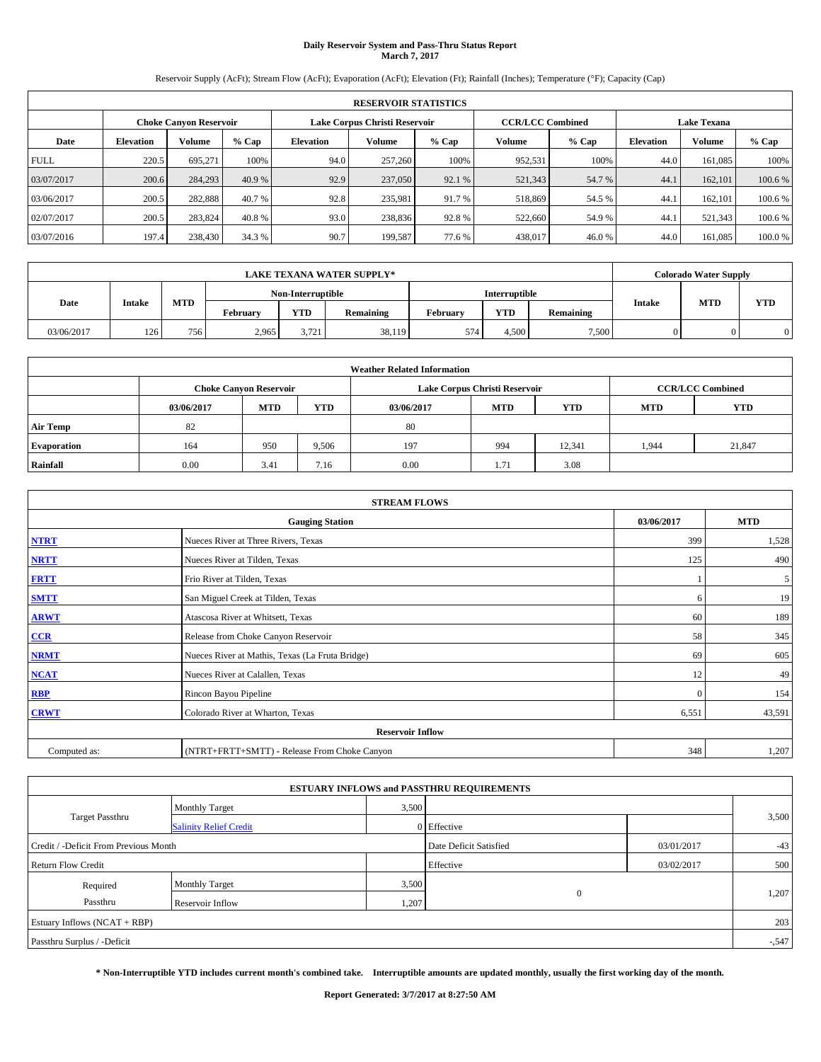# Daily Reservoir System and Pass-Thru Status Report
## March 7, 2017

Reservoir Supply (AcFt); Stream Flow (AcFt); Evaporation (AcFt); Elevation (Ft); Rainfall (Inches); Temperature (°F); Capacity (Cap)

| RESERVOIR STATISTICS | | | | | | | | | | | |
|---|---|---|---|---|---|---|---|---|---|---|---|
| | Choke Canyon Reservoir | | | Lake Corpus Christi Reservoir | | | CCR/LCC Combined | | Lake Texana | | |
| Date | Elevation | Volume | % Cap | Elevation | Volume | % Cap | Volume | % Cap | Elevation | Volume | % Cap |
| FULL | 220.5 | 695,271 | 100% | 94.0 | 257,260 | 100% | 952,531 | 100% | 44.0 | 161,085 | 100% |
| 03/07/2017 | 200.6 | 284,293 | 40.9 % | 92.9 | 237,050 | 92.1 % | 521,343 | 54.7 % | 44.1 | 162,101 | 100.6 % |
| 03/06/2017 | 200.5 | 282,888 | 40.7 % | 92.8 | 235,981 | 91.7 % | 518,869 | 54.5 % | 44.1 | 162,101 | 100.6 % |
| 02/07/2017 | 200.5 | 283,824 | 40.8 % | 93.0 | 238,836 | 92.8 % | 522,660 | 54.9 % | 44.1 | 521,343 | 100.6 % |
| 03/07/2016 | 197.4 | 238,430 | 34.3 % | 90.7 | 199,587 | 77.6 % | 438,017 | 46.0 % | 44.0 | 161,085 | 100.0 % |

| LAKE TEXANA WATER SUPPLY* | | | | | | | | | Colorado Water Supply | | |
|---|---|---|---|---|---|---|---|---|---|---|---|
| Date | Intake | MTD | Non-Interruptible | | | Interruptible | | | Intake | MTD | YTD |
| | | | February | YTD | Remaining | February | YTD | Remaining | | | |
| 03/06/2017 | 126 | 756 | 2,965 | 3,721 | 38,119 | 574 | 4,500 | 7,500 | 0 | 0 | 0 |

| Weather Related Information | | | | | | | | |
|---|---|---|---|---|---|---|---|---|
| | Choke Canyon Reservoir | | | Lake Corpus Christi Reservoir | | | CCR/LCC Combined | |
| | 03/06/2017 | MTD | YTD | 03/06/2017 | MTD | YTD | MTD | YTD |
| Air Temp | 82 | | | 80 | | | | |
| Evaporation | 164 | 950 | 9,506 | 197 | 994 | 12,341 | 1,944 | 21,847 |
| Rainfall | 0.00 | 3.41 | 7.16 | 0.00 | 1.71 | 3.08 | | |

| STREAM FLOWS | | | |
|---|---|---|---|
| | Gauging Station | 03/06/2017 | MTD |
| NTRT | Nueces River at Three Rivers, Texas | 399 | 1,528 |
| NRTT | Nueces River at Tilden, Texas | 125 | 490 |
| FRTT | Frio River at Tilden, Texas | 1 | 5 |
| SMTT | San Miguel Creek at Tilden, Texas | 6 | 19 |
| ARWT | Atascosa River at Whitsett, Texas | 60 | 189 |
| CCR | Release from Choke Canyon Reservoir | 58 | 345 |
| NRMT | Nueces River at Mathis, Texas (La Fruta Bridge) | 69 | 605 |
| NCAT | Nueces River at Calallen, Texas | 12 | 49 |
| RBP | Rincon Bayou Pipeline | 0 | 154 |
| CRWT | Colorado River at Wharton, Texas | 6,551 | 43,591 |
| | Reservoir Inflow | | |
| Computed as: | (NTRT+FRTT+SMTT) - Release From Choke Canyon | 348 | 1,207 |

| ESTUARY INFLOWS and PASSTHRU REQUIREMENTS | | | | | |
|---|---|---|---|---|---|
| Target Passthru | Monthly Target | 3,500 | | | 3,500 |
| | Salinity Relief Credit | 0 | Effective | | |
| Credit / -Deficit From Previous Month | | | Date Deficit Satisfied | 03/01/2017 | -43 |
| Return Flow Credit | | | Effective | 03/02/2017 | 500 |
| Required Passthru | Monthly Target | 3,500 | 0 | | 1,207 |
| | Reservoir Inflow | 1,207 | | | |
| Estuary Inflows (NCAT + RBP) | | | | | 203 |
| Passthru Surplus / -Deficit | | | | | -,547 |

**\* Non-Interruptible YTD includes current month's combined take. Interruptible amounts are updated monthly, usually the first working day of the month.**

**Report Generated: 3/7/2017 at 8:27:50 AM**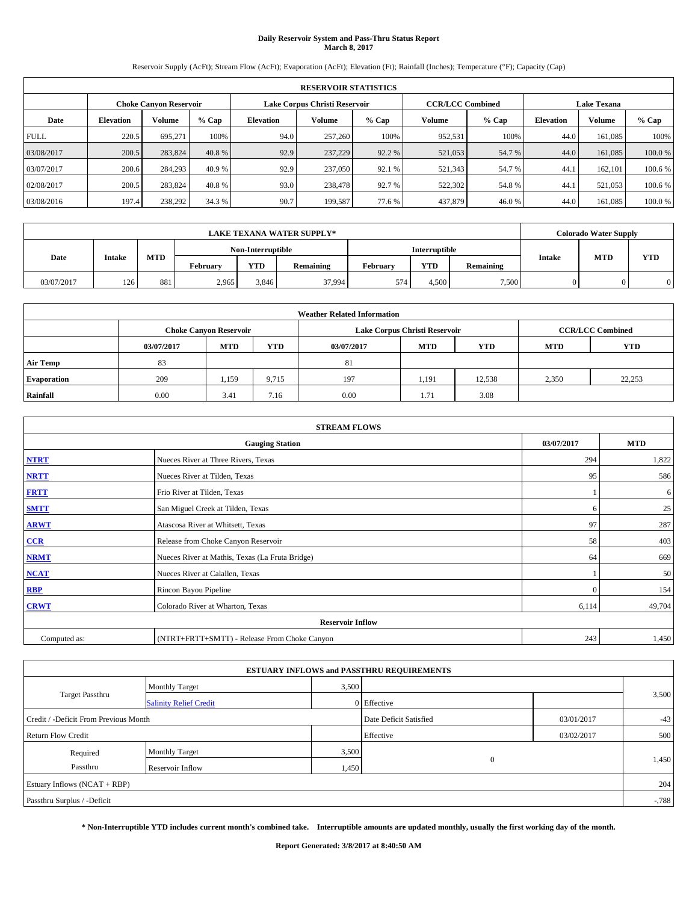# Daily Reservoir System and Pass-Thru Status Report
## March 8, 2017

Reservoir Supply (AcFt); Stream Flow (AcFt); Evaporation (AcFt); Elevation (Ft); Rainfall (Inches); Temperature (°F); Capacity (Cap)

| RESERVOIR STATISTICS | | | | | | | | | | | |
|---|---|---|---|---|---|---|---|---|---|---|---|
| | Choke Canyon Reservoir | | | Lake Corpus Christi Reservoir | | | CCR/LCC Combined | | Lake Texana | | |
| Date | Elevation | Volume | % Cap | Elevation | Volume | % Cap | Volume | % Cap | Elevation | Volume | % Cap |
| FULL | 220.5 | 695,271 | 100% | 94.0 | 257,260 | 100% | 952,531 | 100% | 44.0 | 161,085 | 100% |
| 03/08/2017 | 200.5 | 283,824 | 40.8 % | 92.9 | 237,229 | 92.2 % | 521,053 | 54.7 % | 44.0 | 161,085 | 100.0 % |
| 03/07/2017 | 200.6 | 284,293 | 40.9 % | 92.9 | 237,050 | 92.1 % | 521,343 | 54.7 % | 44.1 | 162,101 | 100.6 % |
| 02/08/2017 | 200.5 | 283,824 | 40.8 % | 93.0 | 238,478 | 92.7 % | 522,302 | 54.8 % | 44.1 | 521,053 | 100.6 % |
| 03/08/2016 | 197.4 | 238,292 | 34.3 % | 90.7 | 199,587 | 77.6 % | 437,879 | 46.0 % | 44.0 | 161,085 | 100.0 % |

| LAKE TEXANA WATER SUPPLY* | | | | | | | | | Colorado Water Supply | | |
|---|---|---|---|---|---|---|---|---|---|---|---|
| Date | Intake | MTD | Non-Interruptible | | | Interruptible | | | Intake | MTD | YTD |
| | | | February | YTD | Remaining | February | YTD | Remaining | | | |
| 03/07/2017 | 126 | 881 | 2,965 | 3,846 | 37,994 | 574 | 4,500 | 7,500 | 0 | 0 | 0 |

| Weather Related Information | | | | | | | | |
|---|---|---|---|---|---|---|---|---|
| | Choke Canyon Reservoir | | | Lake Corpus Christi Reservoir | | | CCR/LCC Combined | |
| | 03/07/2017 | MTD | YTD | 03/07/2017 | MTD | YTD | MTD | YTD |
| Air Temp | 83 | | | 81 | | | | |
| Evaporation | 209 | 1,159 | 9,715 | 197 | 1,191 | 12,538 | 2,350 | 22,253 |
| Rainfall | 0.00 | 3.41 | 7.16 | 0.00 | 1.71 | 3.08 | | |

| STREAM FLOWS | | | |
|---|---|---|---|
| | Gauging Station | 03/07/2017 | MTD |
| NTRT | Nueces River at Three Rivers, Texas | 294 | 1,822 |
| NRTT | Nueces River at Tilden, Texas | 95 | 586 |
| FRTT | Frio River at Tilden, Texas | 1 | 6 |
| SMTT | San Miguel Creek at Tilden, Texas | 6 | 25 |
| ARWT | Atascosa River at Whitsett, Texas | 97 | 287 |
| CCR | Release from Choke Canyon Reservoir | 58 | 403 |
| NRMT | Nueces River at Mathis, Texas (La Fruta Bridge) | 64 | 669 |
| NCAT | Nueces River at Calallen, Texas | 1 | 50 |
| RBP | Rincon Bayou Pipeline | 0 | 154 |
| CRWT | Colorado River at Wharton, Texas | 6,114 | 49,704 |
| Reservoir Inflow | | | |
| Computed as: | (NTRT+FRTT+SMTT) - Release From Choke Canyon | 243 | 1,450 |

| ESTUARY INFLOWS and PASSTHRU REQUIREMENTS | | | | | |
|---|---|---|---|---|---|
| Target Passthru | Monthly Target | 3,500 | | | 3,500 |
| | Salinity Relief Credit | 0 | Effective | | |
| Credit / -Deficit From Previous Month | | | Date Deficit Satisfied | 03/01/2017 | -43 |
| Return Flow Credit | | | Effective | 03/02/2017 | 500 |
| Required Passthru | Monthly Target | 3,500 | 0 | | 1,450 |
| | Reservoir Inflow | 1,450 | | | |
| Estuary Inflows (NCAT + RBP) | | | | | 204 |
| Passthru Surplus / -Deficit | | | | | -,788 |

**\* Non-Interruptible YTD includes current month's combined take. Interruptible amounts are updated monthly, usually the first working day of the month.**

**Report Generated: 3/8/2017 at 8:40:50 AM**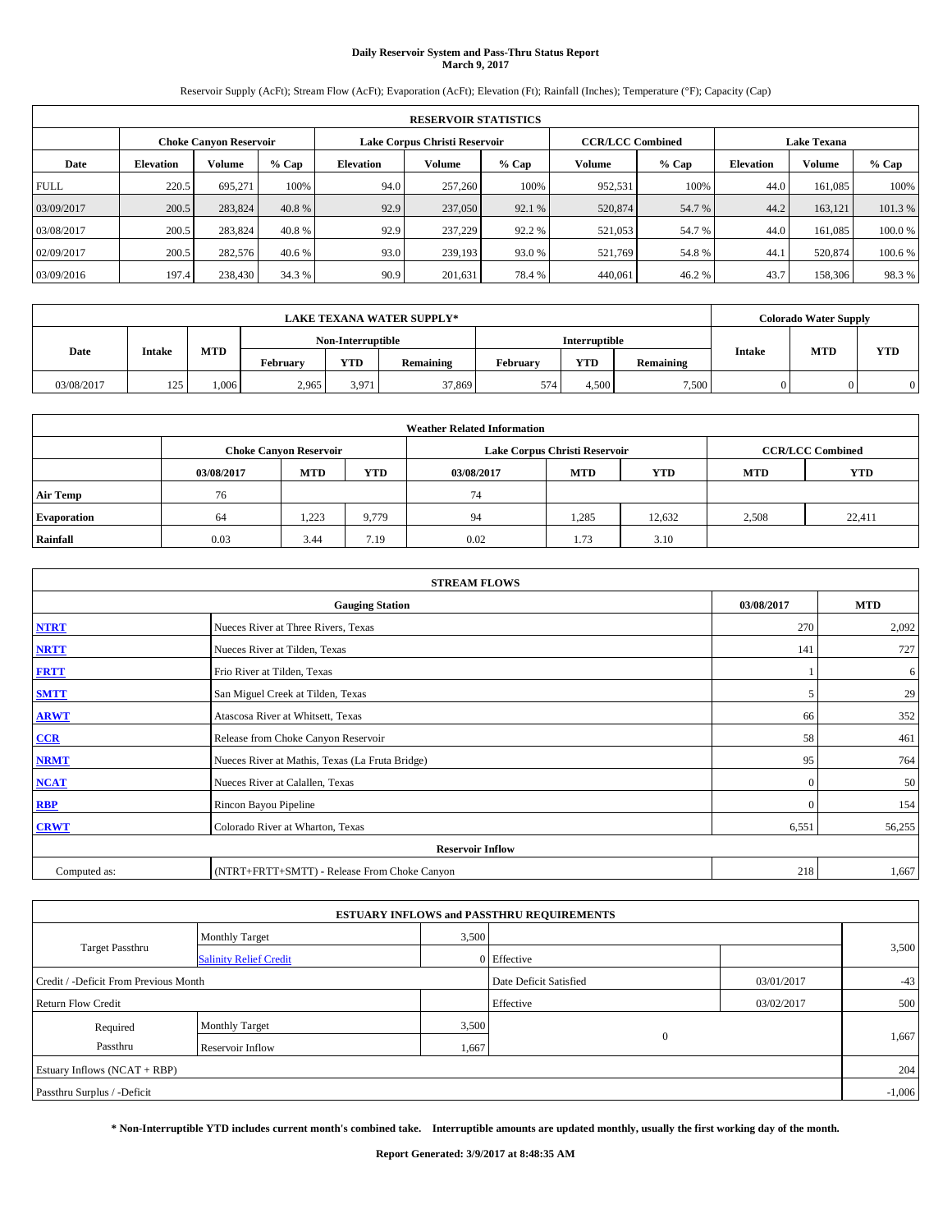# Daily Reservoir System and Pass-Thru Status Report
## March 9, 2017

Reservoir Supply (AcFt); Stream Flow (AcFt); Evaporation (AcFt); Elevation (Ft); Rainfall (Inches); Temperature (°F); Capacity (Cap)

| RESERVOIR STATISTICS | | | | | | | | | | | |
|---|---|---|---|---|---|---|---|---|---|---|---|
| | Choke Canyon Reservoir | | | Lake Corpus Christi Reservoir | | | CCR/LCC Combined | | Lake Texana | | |
| Date | Elevation | Volume | % Cap | Elevation | Volume | % Cap | Volume | % Cap | Elevation | Volume | % Cap |
| FULL | 220.5 | 695,271 | 100% | 94.0 | 257,260 | 100% | 952,531 | 100% | 44.0 | 161,085 | 100% |
| 03/09/2017 | 200.5 | 283,824 | 40.8 % | 92.9 | 237,050 | 92.1 % | 520,874 | 54.7 % | 44.2 | 163,121 | 101.3 % |
| 03/08/2017 | 200.5 | 283,824 | 40.8 % | 92.9 | 237,229 | 92.2 % | 521,053 | 54.7 % | 44.0 | 161,085 | 100.0 % |
| 02/09/2017 | 200.5 | 282,576 | 40.6 % | 93.0 | 239,193 | 93.0 % | 521,769 | 54.8 % | 44.1 | 520,874 | 100.6 % |
| 03/09/2016 | 197.4 | 238,430 | 34.3 % | 90.9 | 201,631 | 78.4 % | 440,061 | 46.2 % | 43.7 | 158,306 | 98.3 % |

| LAKE TEXANA WATER SUPPLY* | | | | | | | | | Colorado Water Supply | | |
|---|---|---|---|---|---|---|---|---|---|---|---|
| Date | Intake | MTD | Non-Interruptible | | | Interruptible | | | Intake | MTD | YTD |
| | | | February | YTD | Remaining | February | YTD | Remaining | | | |
| 03/08/2017 | 125 | 1,006 | 2,965 | 3,971 | 37,869 | 574 | 4,500 | 7,500 | 0 | 0 | 0 |

| Weather Related Information | | | | | | | | |
|---|---|---|---|---|---|---|---|---|
| | Choke Canyon Reservoir | | | Lake Corpus Christi Reservoir | | | CCR/LCC Combined | |
| | 03/08/2017 | MTD | YTD | 03/08/2017 | MTD | YTD | MTD | YTD |
| Air Temp | 76 | | | 74 | | | | |
| Evaporation | 64 | 1,223 | 9,779 | 94 | 1,285 | 12,632 | 2,508 | 22,411 |
| Rainfall | 0.03 | 3.44 | 7.19 | 0.02 | 1.73 | 3.10 | | |

| STREAM FLOWS | | | |
|---|---|---|---|
| | Gauging Station | 03/08/2017 | MTD |
| NTRT | Nueces River at Three Rivers, Texas | 270 | 2,092 |
| NRTT | Nueces River at Tilden, Texas | 141 | 727 |
| FRTT | Frio River at Tilden, Texas | 1 | 6 |
| SMTT | San Miguel Creek at Tilden, Texas | 5 | 29 |
| ARWT | Atascosa River at Whitsett, Texas | 66 | 352 |
| CCR | Release from Choke Canyon Reservoir | 58 | 461 |
| NRMT | Nueces River at Mathis, Texas (La Fruta Bridge) | 95 | 764 |
| NCAT | Nueces River at Calallen, Texas | 0 | 50 |
| RBP | Rincon Bayou Pipeline | 0 | 154 |
| CRWT | Colorado River at Wharton, Texas | 6,551 | 56,255 |
| Reservoir Inflow | | | |
| Computed as: | (NTRT+FRTT+SMTT) - Release From Choke Canyon | 218 | 1,667 |

| ESTUARY INFLOWS and PASSTHRU REQUIREMENTS | | | | | |
|---|---|---|---|---|---|
| Target Passthru | Monthly Target | 3,500 | | | 3,500 |
| | Salinity Relief Credit | 0 | Effective | | |
| Credit / -Deficit From Previous Month | | | Date Deficit Satisfied | 03/01/2017 | -43 |
| Return Flow Credit | | | Effective | 03/02/2017 | 500 |
| Required Passthru | Monthly Target | 3,500 | 0 | | 1,667 |
| | Reservoir Inflow | 1,667 | | | |
| Estuary Inflows (NCAT + RBP) | | | | | 204 |
| Passthru Surplus / -Deficit | | | | | -1,006 |

**\* Non-Interruptible YTD includes current month's combined take. Interruptible amounts are updated monthly, usually the first working day of the month.**

**Report Generated: 3/9/2017 at 8:48:35 AM**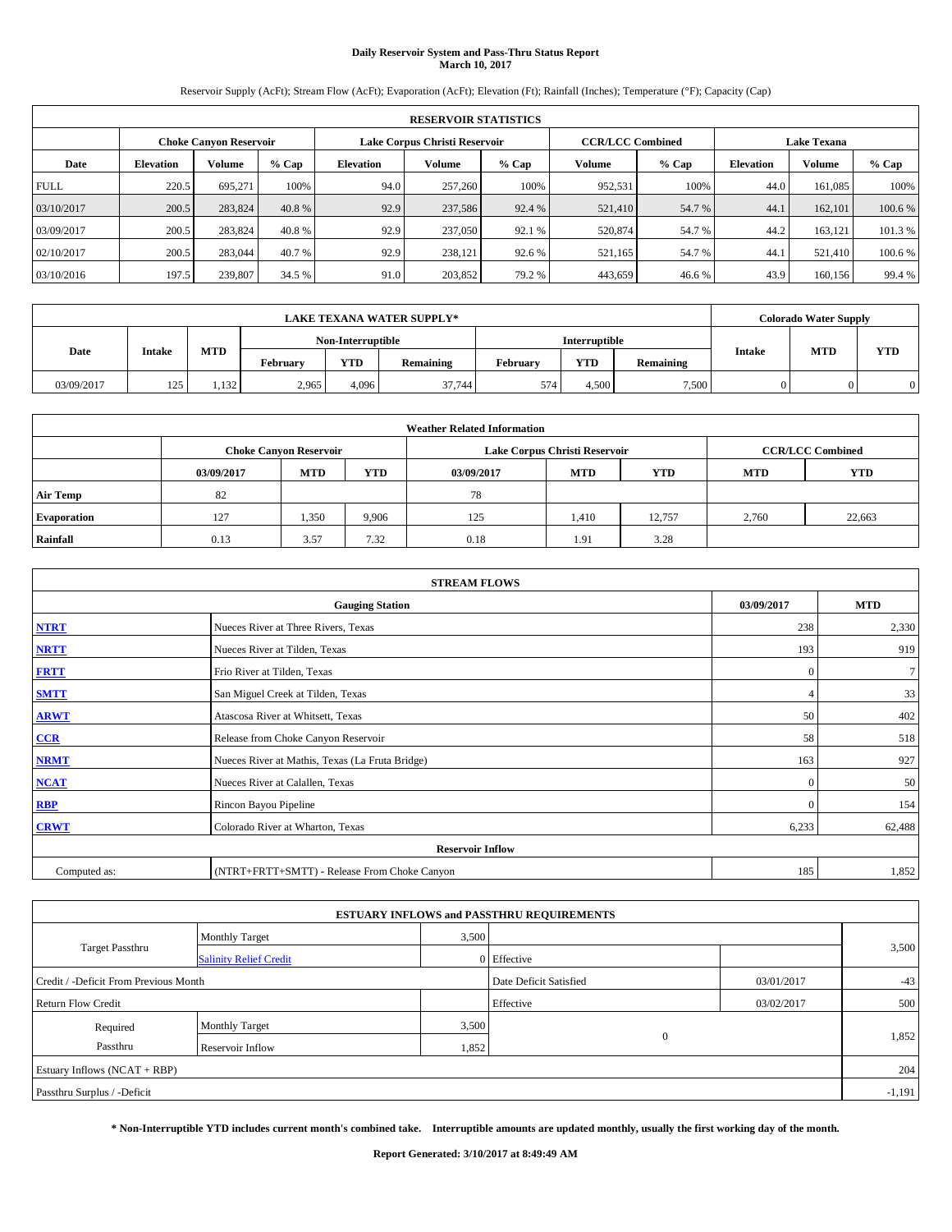# Daily Reservoir System and Pass-Thru Status Report
## March 10, 2017

Reservoir Supply (AcFt); Stream Flow (AcFt); Evaporation (AcFt); Elevation (Ft); Rainfall (Inches); Temperature (°F); Capacity (Cap)

| RESERVOIR STATISTICS | | | | | | | | | | | |
|---|---|---|---|---|---|---|---|---|---|---|---|
| | Choke Canyon Reservoir | | | Lake Corpus Christi Reservoir | | | CCR/LCC Combined | | Lake Texana | | |
| Date | Elevation | Volume | % Cap | Elevation | Volume | % Cap | Volume | % Cap | Elevation | Volume | % Cap |
| FULL | 220.5 | 695,271 | 100% | 94.0 | 257,260 | 100% | 952,531 | 100% | 44.0 | 161,085 | 100% |
| 03/10/2017 | 200.5 | 283,824 | 40.8 % | 92.9 | 237,586 | 92.4 % | 521,410 | 54.7 % | 44.1 | 162,101 | 100.6 % |
| 03/09/2017 | 200.5 | 283,824 | 40.8 % | 92.9 | 237,050 | 92.1 % | 520,874 | 54.7 % | 44.2 | 163,121 | 101.3 % |
| 02/10/2017 | 200.5 | 283,044 | 40.7 % | 92.9 | 238,121 | 92.6 % | 521,165 | 54.7 % | 44.1 | 521,410 | 100.6 % |
| 03/10/2016 | 197.5 | 239,807 | 34.5 % | 91.0 | 203,852 | 79.2 % | 443,659 | 46.6 % | 43.9 | 160,156 | 99.4 % |

| LAKE TEXANA WATER SUPPLY* | | | | | | | | | Colorado Water Supply | | |
|---|---|---|---|---|---|---|---|---|---|---|---|
| Date | Intake | MTD | Non-Interruptible | | | Interruptible | | | Intake | MTD | YTD |
| | | | February | YTD | Remaining | February | YTD | Remaining | | | |
| 03/09/2017 | 125 | 1,132 | 2,965 | 4,096 | 37,744 | 574 | 4,500 | 7,500 | 0 | 0 | 0 |

| Weather Related Information | | | | | | | | |
|---|---|---|---|---|---|---|---|---|
| | Choke Canyon Reservoir | | | Lake Corpus Christi Reservoir | | | CCR/LCC Combined | |
| | 03/09/2017 | MTD | YTD | 03/09/2017 | MTD | YTD | MTD | YTD |
| Air Temp | 82 | | | 78 | | | | |
| Evaporation | 127 | 1,350 | 9,906 | 125 | 1,410 | 12,757 | 2,760 | 22,663 |
| Rainfall | 0.13 | 3.57 | 7.32 | 0.18 | 1.91 | 3.28 | | |

| STREAM FLOWS | | | |
|---|---|---|---|
| | Gauging Station | 03/09/2017 | MTD |
| NTRT | Nueces River at Three Rivers, Texas | 238 | 2,330 |
| NRTT | Nueces River at Tilden, Texas | 193 | 919 |
| FRTT | Frio River at Tilden, Texas | 0 | 7 |
| SMTT | San Miguel Creek at Tilden, Texas | 4 | 33 |
| ARWT | Atascosa River at Whitsett, Texas | 50 | 402 |
| CCR | Release from Choke Canyon Reservoir | 58 | 518 |
| NRMT | Nueces River at Mathis, Texas (La Fruta Bridge) | 163 | 927 |
| NCAT | Nueces River at Calallen, Texas | 0 | 50 |
| RBP | Rincon Bayou Pipeline | 0 | 154 |
| CRWT | Colorado River at Wharton, Texas | 6,233 | 62,488 |
| Reservoir Inflow | | | |
| Computed as: | (NTRT+FRTT+SMTT) - Release From Choke Canyon | 185 | 1,852 |

| ESTUARY INFLOWS and PASSTHRU REQUIREMENTS | | | | | |
|---|---|---|---|---|---|
| Target Passthru | Monthly Target | 3,500 | | | 3,500 |
| | Salinity Relief Credit | 0 | Effective | | |
| Credit / -Deficit From Previous Month | | | Date Deficit Satisfied | 03/01/2017 | -43 |
| Return Flow Credit | | | Effective | 03/02/2017 | 500 |
| Required Passthru | Monthly Target | 3,500 | 0 | | 1,852 |
| | Reservoir Inflow | 1,852 | | | |
| Estuary Inflows (NCAT + RBP) | | | | | 204 |
| Passthru Surplus / -Deficit | | | | | -1,191 |

**\* Non-Interruptible YTD includes current month's combined take. Interruptible amounts are updated monthly, usually the first working day of the month.**

**Report Generated: 3/10/2017 at 8:49:49 AM**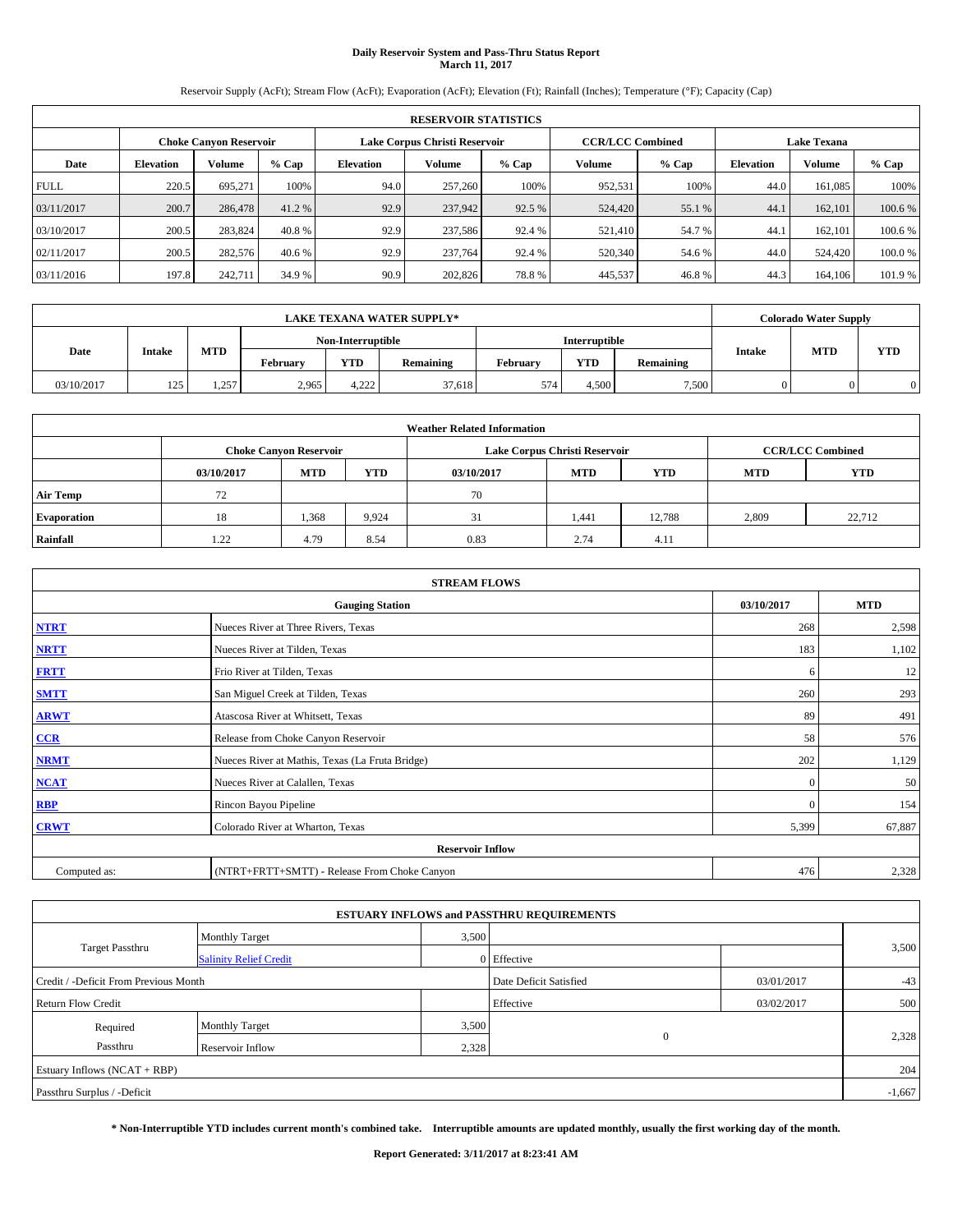# Daily Reservoir System and Pass-Thru Status Report
## March 11, 2017

Reservoir Supply (AcFt); Stream Flow (AcFt); Evaporation (AcFt); Elevation (Ft); Rainfall (Inches); Temperature (°F); Capacity (Cap)

| RESERVOIR STATISTICS | | | | | | | | | | | |
|---|---|---|---|---|---|---|---|---|---|---|---|
| | Choke Canyon Reservoir | | | Lake Corpus Christi Reservoir | | | CCR/LCC Combined | | Lake Texana | | |
| Date | Elevation | Volume | % Cap | Elevation | Volume | % Cap | Volume | % Cap | Elevation | Volume | % Cap |
| FULL | 220.5 | 695,271 | 100% | 94.0 | 257,260 | 100% | 952,531 | 100% | 44.0 | 161,085 | 100% |
| 03/11/2017 | 200.7 | 286,478 | 41.2 % | 92.9 | 237,942 | 92.5 % | 524,420 | 55.1 % | 44.1 | 162,101 | 100.6 % |
| 03/10/2017 | 200.5 | 283,824 | 40.8 % | 92.9 | 237,586 | 92.4 % | 521,410 | 54.7 % | 44.1 | 162,101 | 100.6 % |
| 02/11/2017 | 200.5 | 282,576 | 40.6 % | 92.9 | 237,764 | 92.4 % | 520,340 | 54.6 % | 44.0 | 524,420 | 100.0 % |
| 03/11/2016 | 197.8 | 242,711 | 34.9 % | 90.9 | 202,826 | 78.8 % | 445,537 | 46.8 % | 44.3 | 164,106 | 101.9 % |

| LAKE TEXANA WATER SUPPLY* | | | | | | | | | Colorado Water Supply | | |
|---|---|---|---|---|---|---|---|---|---|---|---|
| Date | Intake | MTD | Non-Interruptible | | | Interruptible | | | Intake | MTD | YTD |
| | | | February | YTD | Remaining | February | YTD | Remaining | | | |
| 03/10/2017 | 125 | 1,257 | 2,965 | 4,222 | 37,618 | 574 | 4,500 | 7,500 | 0 | 0 | 0 |

| Weather Related Information | | | | | | | | |
|---|---|---|---|---|---|---|---|---|
| | Choke Canyon Reservoir | | | Lake Corpus Christi Reservoir | | | CCR/LCC Combined | |
| | 03/10/2017 | MTD | YTD | 03/10/2017 | MTD | YTD | MTD | YTD |
| Air Temp | 72 | | | 70 | | | | |
| Evaporation | 18 | 1,368 | 9,924 | 31 | 1,441 | 12,788 | 2,809 | 22,712 |
| Rainfall | 1.22 | 4.79 | 8.54 | 0.83 | 2.74 | 4.11 | | |

| STREAM FLOWS | | | |
|---|---|---|---|
| | Gauging Station | 03/10/2017 | MTD |
| NTRT | Nueces River at Three Rivers, Texas | 268 | 2,598 |
| NRTT | Nueces River at Tilden, Texas | 183 | 1,102 |
| FRTT | Frio River at Tilden, Texas | 6 | 12 |
| SMTT | San Miguel Creek at Tilden, Texas | 260 | 293 |
| ARWT | Atascosa River at Whitsett, Texas | 89 | 491 |
| CCR | Release from Choke Canyon Reservoir | 58 | 576 |
| NRMT | Nueces River at Mathis, Texas (La Fruta Bridge) | 202 | 1,129 |
| NCAT | Nueces River at Calallen, Texas | 0 | 50 |
| RBP | Rincon Bayou Pipeline | 0 | 154 |
| CRWT | Colorado River at Wharton, Texas | 5,399 | 67,887 |
| Reservoir Inflow | | | |
| Computed as: | (NTRT+FRTT+SMTT) - Release From Choke Canyon | 476 | 2,328 |

| ESTUARY INFLOWS and PASSTHRU REQUIREMENTS | | | | | |
|---|---|---|---|---|---|
| Target Passthru | Monthly Target | 3,500 | | | 3,500 |
| | Salinity Relief Credit | 0 | Effective | | |
| Credit / -Deficit From Previous Month | | | Date Deficit Satisfied | 03/01/2017 | -43 |
| Return Flow Credit | | | Effective | 03/02/2017 | 500 |
| Required Passthru | Monthly Target | 3,500 | 0 | | 2,328 |
| | Reservoir Inflow | 2,328 | | | |
| Estuary Inflows (NCAT + RBP) | | | | | 204 |
| Passthru Surplus / -Deficit | | | | | -1,667 |

**\* Non-Interruptible YTD includes current month's combined take. Interruptible amounts are updated monthly, usually the first working day of the month.**

**Report Generated: 3/11/2017 at 8:23:41 AM**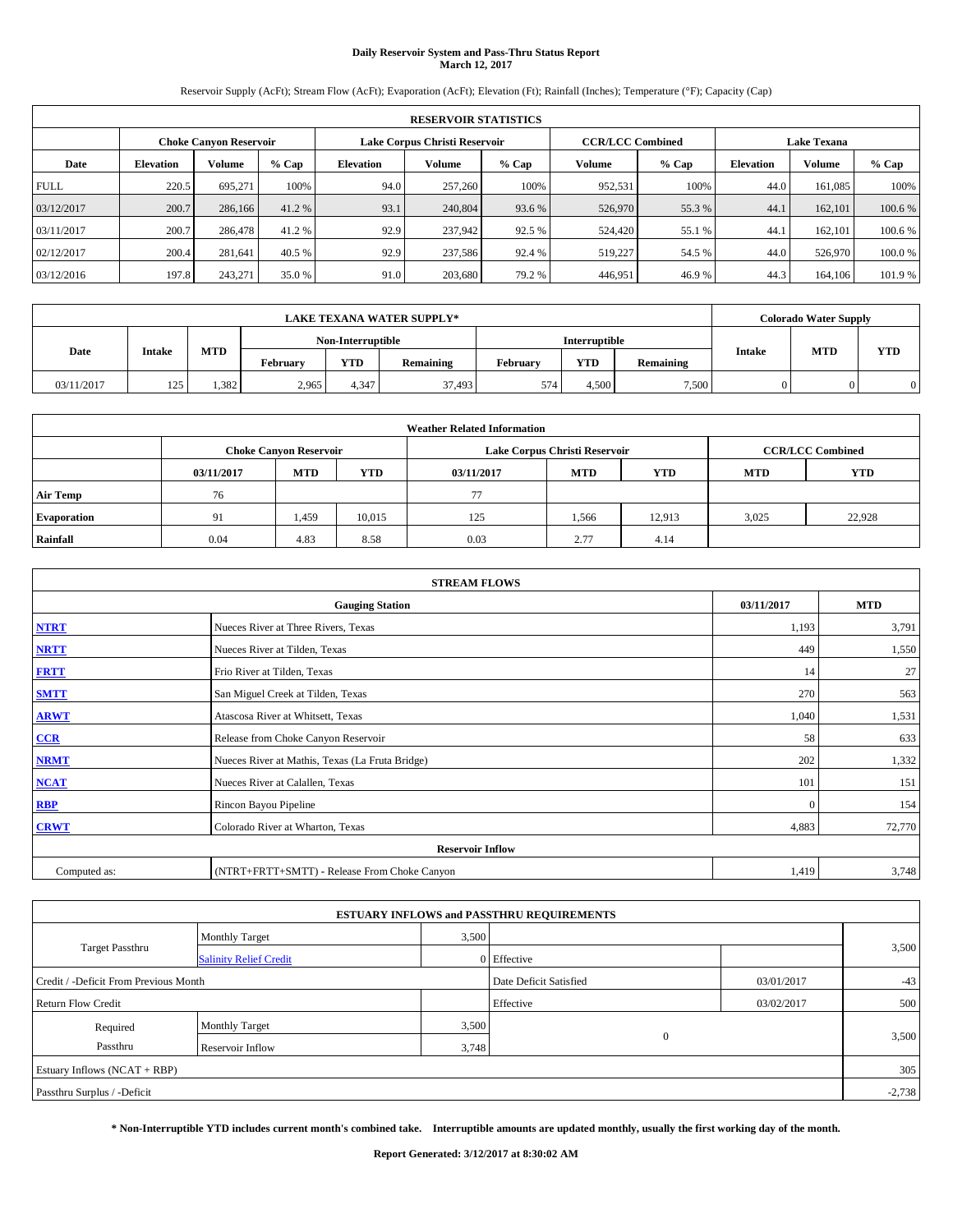# Daily Reservoir System and Pass-Thru Status Report
## March 12, 2017

Reservoir Supply (AcFt); Stream Flow (AcFt); Evaporation (AcFt); Elevation (Ft); Rainfall (Inches); Temperature (°F); Capacity (Cap)

| RESERVOIR STATISTICS | | | | | | | | | | | |
|---|---|---|---|---|---|---|---|---|---|---|---|
| | Choke Canyon Reservoir | | | Lake Corpus Christi Reservoir | | | CCR/LCC Combined | | Lake Texana | | |
| Date | Elevation | Volume | % Cap | Elevation | Volume | % Cap | Volume | % Cap | Elevation | Volume | % Cap |
| FULL | 220.5 | 695,271 | 100% | 94.0 | 257,260 | 100% | 952,531 | 100% | 44.0 | 161,085 | 100% |
| 03/12/2017 | 200.7 | 286,166 | 41.2 % | 93.1 | 240,804 | 93.6 % | 526,970 | 55.3 % | 44.1 | 162,101 | 100.6 % |
| 03/11/2017 | 200.7 | 286,478 | 41.2 % | 92.9 | 237,942 | 92.5 % | 524,420 | 55.1 % | 44.1 | 162,101 | 100.6 % |
| 02/12/2017 | 200.4 | 281,641 | 40.5 % | 92.9 | 237,586 | 92.4 % | 519,227 | 54.5 % | 44.0 | 526,970 | 100.0 % |
| 03/12/2016 | 197.8 | 243,271 | 35.0 % | 91.0 | 203,680 | 79.2 % | 446,951 | 46.9 % | 44.3 | 164,106 | 101.9 % |

| LAKE TEXANA WATER SUPPLY* | | | | | | | | | Colorado Water Supply | | |
|---|---|---|---|---|---|---|---|---|---|---|---|
| Date | Intake | MTD | Non-Interruptible | | | Interruptible | | | Intake | MTD | YTD |
| | | | February | YTD | Remaining | February | YTD | Remaining | | | |
| 03/11/2017 | 125 | 1,382 | 2,965 | 4,347 | 37,493 | 574 | 4,500 | 7,500 | 0 | 0 | 0 |

| Weather Related Information | | | | | | | | |
|---|---|---|---|---|---|---|---|---|
| | Choke Canyon Reservoir | | | Lake Corpus Christi Reservoir | | | CCR/LCC Combined | |
| | 03/11/2017 | MTD | YTD | 03/11/2017 | MTD | YTD | MTD | YTD |
| Air Temp | 76 | | | 77 | | | | |
| Evaporation | 91 | 1,459 | 10,015 | 125 | 1,566 | 12,913 | 3,025 | 22,928 |
| Rainfall | 0.04 | 4.83 | 8.58 | 0.03 | 2.77 | 4.14 | | |

| STREAM FLOWS | | | |
|---|---|---|---|
| Gauging Station | | 03/11/2017 | MTD |
| NTRT | Nueces River at Three Rivers, Texas | 1,193 | 3,791 |
| NRTT | Nueces River at Tilden, Texas | 449 | 1,550 |
| FRTT | Frio River at Tilden, Texas | 14 | 27 |
| SMTT | San Miguel Creek at Tilden, Texas | 270 | 563 |
| ARWT | Atascosa River at Whitsett, Texas | 1,040 | 1,531 |
| CCR | Release from Choke Canyon Reservoir | 58 | 633 |
| NRMT | Nueces River at Mathis, Texas (La Fruta Bridge) | 202 | 1,332 |
| NCAT | Nueces River at Calallen, Texas | 101 | 151 |
| RBP | Rincon Bayou Pipeline | 0 | 154 |
| CRWT | Colorado River at Wharton, Texas | 4,883 | 72,770 |
| Reservoir Inflow | | | |
| Computed as: | (NTRT+FRTT+SMTT) - Release From Choke Canyon | 1,419 | 3,748 |

| ESTUARY INFLOWS and PASSTHRU REQUIREMENTS | | | | | |
|---|---|---|---|---|---|
| Target Passthru | Monthly Target | 3,500 | | | 3,500 |
| | Salinity Relief Credit | 0 | Effective | | |
| Credit / -Deficit From Previous Month | | | Date Deficit Satisfied | 03/01/2017 | -43 |
| Return Flow Credit | | | Effective | 03/02/2017 | 500 |
| Required Passthru | Monthly Target | 3,500 | 0 | | 3,500 |
| | Reservoir Inflow | 3,748 | | | |
| Estuary Inflows (NCAT + RBP) | | | | | 305 |
| Passthru Surplus / -Deficit | | | | | -2,738 |

**\* Non-Interruptible YTD includes current month's combined take. Interruptible amounts are updated monthly, usually the first working day of the month.**

**Report Generated: 3/12/2017 at 8:30:02 AM**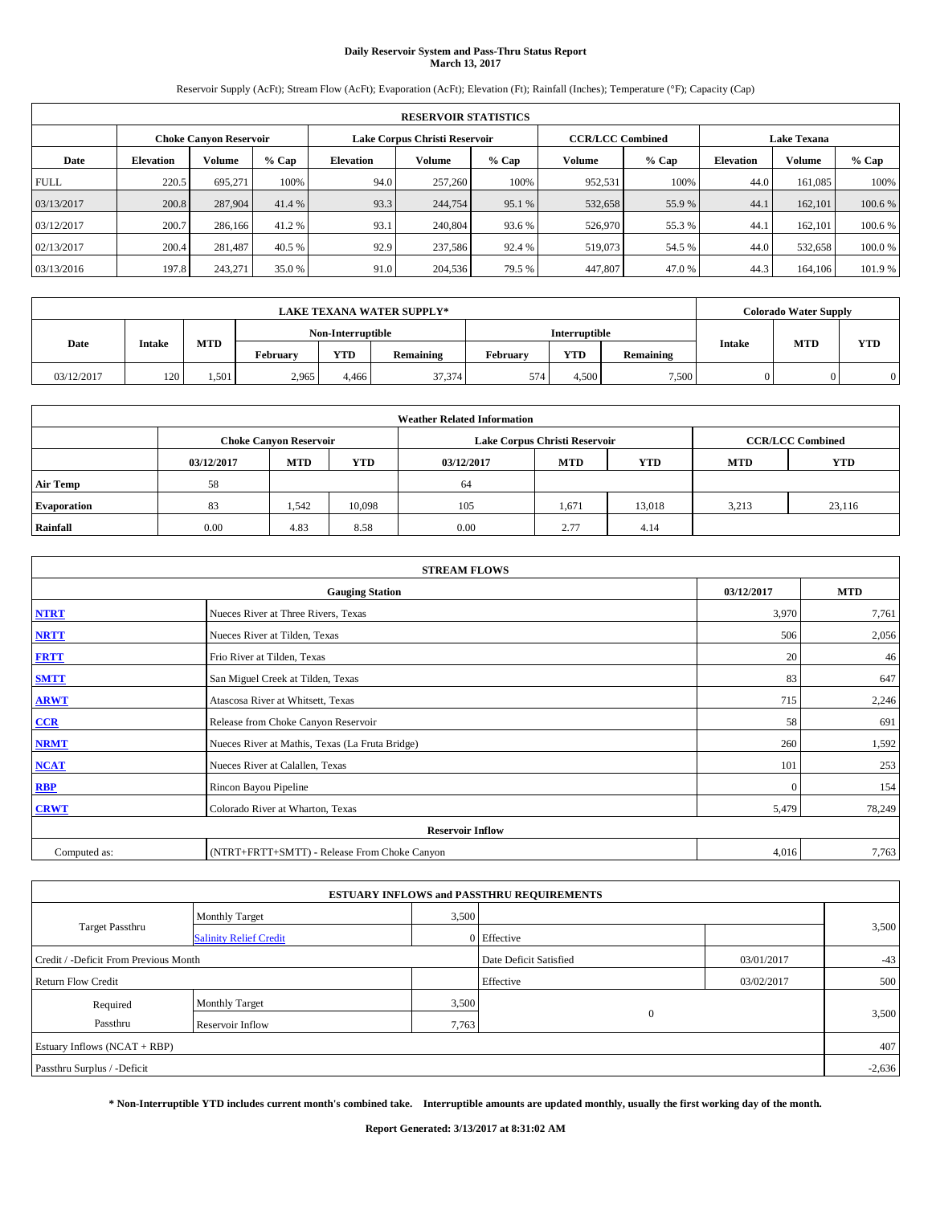# Daily Reservoir System and Pass-Thru Status Report
## March 13, 2017

Reservoir Supply (AcFt); Stream Flow (AcFt); Evaporation (AcFt); Elevation (Ft); Rainfall (Inches); Temperature (°F); Capacity (Cap)

| RESERVOIR STATISTICS | | | | | | | | | | | |
|---|---|---|---|---|---|---|---|---|---|---|---|
| | Choke Canyon Reservoir | | | Lake Corpus Christi Reservoir | | | CCR/LCC Combined | | Lake Texana | | |
| Date | Elevation | Volume | % Cap | Elevation | Volume | % Cap | Volume | % Cap | Elevation | Volume | % Cap |
| FULL | 220.5 | 695,271 | 100% | 94.0 | 257,260 | 100% | 952,531 | 100% | 44.0 | 161,085 | 100% |
| 03/13/2017 | 200.8 | 287,904 | 41.4 % | 93.3 | 244,754 | 95.1 % | 532,658 | 55.9 % | 44.1 | 162,101 | 100.6 % |
| 03/12/2017 | 200.7 | 286,166 | 41.2 % | 93.1 | 240,804 | 93.6 % | 526,970 | 55.3 % | 44.1 | 162,101 | 100.6 % |
| 02/13/2017 | 200.4 | 281,487 | 40.5 % | 92.9 | 237,586 | 92.4 % | 519,073 | 54.5 % | 44.0 | 532,658 | 100.0 % |
| 03/13/2016 | 197.8 | 243,271 | 35.0 % | 91.0 | 204,536 | 79.5 % | 447,807 | 47.0 % | 44.3 | 164,106 | 101.9 % |

| LAKE TEXANA WATER SUPPLY* | | | | | | | | | Colorado Water Supply | | |
|---|---|---|---|---|---|---|---|---|---|---|---|
| Date | Intake | MTD | Non-Interruptible | | | Interruptible | | | Intake | MTD | YTD |
| | | | February | YTD | Remaining | February | YTD | Remaining | | | |
| 03/12/2017 | 120 | 1,501 | 2,965 | 4,466 | 37,374 | 574 | 4,500 | 7,500 | 0 | 0 | 0 |

| Weather Related Information | | | | | | | | |
|---|---|---|---|---|---|---|---|---|
| | Choke Canyon Reservoir | | | Lake Corpus Christi Reservoir | | | CCR/LCC Combined | |
| | 03/12/2017 | MTD | YTD | 03/12/2017 | MTD | YTD | MTD | YTD |
| Air Temp | 58 | | | 64 | | | | |
| Evaporation | 83 | 1,542 | 10,098 | 105 | 1,671 | 13,018 | 3,213 | 23,116 |
| Rainfall | 0.00 | 4.83 | 8.58 | 0.00 | 2.77 | 4.14 | | |

| STREAM FLOWS | | | |
|---|---|---|---|
| | Gauging Station | 03/12/2017 | MTD |
| NTRT | Nueces River at Three Rivers, Texas | 3,970 | 7,761 |
| NRTT | Nueces River at Tilden, Texas | 506 | 2,056 |
| FRTT | Frio River at Tilden, Texas | 20 | 46 |
| SMTT | San Miguel Creek at Tilden, Texas | 83 | 647 |
| ARWT | Atascosa River at Whitsett, Texas | 715 | 2,246 |
| CCR | Release from Choke Canyon Reservoir | 58 | 691 |
| NRMT | Nueces River at Mathis, Texas (La Fruta Bridge) | 260 | 1,592 |
| NCAT | Nueces River at Calallen, Texas | 101 | 253 |
| RBP | Rincon Bayou Pipeline | 0 | 154 |
| CRWT | Colorado River at Wharton, Texas | 5,479 | 78,249 |
| Reservoir Inflow | | | |
| Computed as: | (NTRT+FRTT+SMTT) - Release From Choke Canyon | 4,016 | 7,763 |

| ESTUARY INFLOWS and PASSTHRU REQUIREMENTS | | | | | |
|---|---|---|---|---|---|
| Target Passthru | Monthly Target | 3,500 | | | 3,500 |
| | Salinity Relief Credit | 0 | Effective | | |
| Credit / -Deficit From Previous Month | | | Date Deficit Satisfied | 03/01/2017 | -43 |
| Return Flow Credit | | | Effective | 03/02/2017 | 500 |
| Required Passthru | Monthly Target | 3,500 | 0 | | 3,500 |
| | Reservoir Inflow | 7,763 | | | |
| Estuary Inflows (NCAT + RBP) | | | | | 407 |
| Passthru Surplus / -Deficit | | | | | -2,636 |

**\* Non-Interruptible YTD includes current month's combined take. Interruptible amounts are updated monthly, usually the first working day of the month.**

**Report Generated: 3/13/2017 at 8:31:02 AM**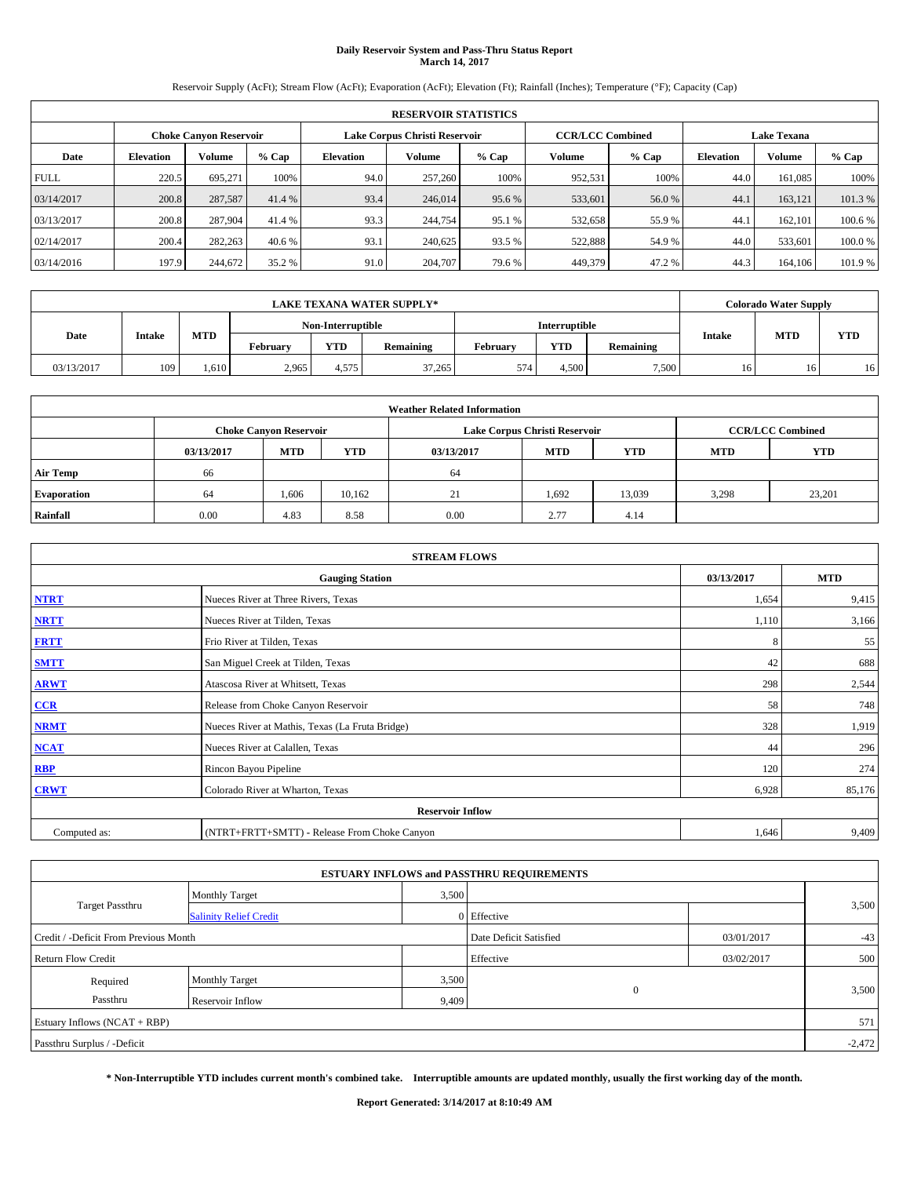# Daily Reservoir System and Pass-Thru Status Report
## March 14, 2017

Reservoir Supply (AcFt); Stream Flow (AcFt); Evaporation (AcFt); Elevation (Ft); Rainfall (Inches); Temperature (°F); Capacity (Cap)

| RESERVOIR STATISTICS | | | | | | | | | | | |
|---|---|---|---|---|---|---|---|---|---|---|---|
| | Choke Canyon Reservoir | | | Lake Corpus Christi Reservoir | | | CCR/LCC Combined | | Lake Texana | | |
| Date | Elevation | Volume | % Cap | Elevation | Volume | % Cap | Volume | % Cap | Elevation | Volume | % Cap |
| FULL | 220.5 | 695,271 | 100% | 94.0 | 257,260 | 100% | 952,531 | 100% | 44.0 | 161,085 | 100% |
| 03/14/2017 | 200.8 | 287,587 | 41.4 % | 93.4 | 246,014 | 95.6 % | 533,601 | 56.0 % | 44.1 | 163,121 | 101.3 % |
| 03/13/2017 | 200.8 | 287,904 | 41.4 % | 93.3 | 244,754 | 95.1 % | 532,658 | 55.9 % | 44.1 | 162,101 | 100.6 % |
| 02/14/2017 | 200.4 | 282,263 | 40.6 % | 93.1 | 240,625 | 93.5 % | 522,888 | 54.9 % | 44.0 | 533,601 | 100.0 % |
| 03/14/2016 | 197.9 | 244,672 | 35.2 % | 91.0 | 204,707 | 79.6 % | 449,379 | 47.2 % | 44.3 | 164,106 | 101.9 % |

| LAKE TEXANA WATER SUPPLY* | | | | | | | | | Colorado Water Supply | | |
|---|---|---|---|---|---|---|---|---|---|---|---|
| Date | Intake | MTD | Non-Interruptible | | | Interruptible | | | Intake | MTD | YTD |
| | | | February | YTD | Remaining | February | YTD | Remaining | | | |
| 03/13/2017 | 109 | 1,610 | 2,965 | 4,575 | 37,265 | 574 | 4,500 | 7,500 | 16 | 16 | 16 |

| Weather Related Information | | | | | | | | |
|---|---|---|---|---|---|---|---|---|
| | Choke Canyon Reservoir | | | Lake Corpus Christi Reservoir | | | CCR/LCC Combined | |
| | 03/13/2017 | MTD | YTD | 03/13/2017 | MTD | YTD | MTD | YTD |
| Air Temp | 66 | | | 64 | | | | |
| Evaporation | 64 | 1,606 | 10,162 | 21 | 1,692 | 13,039 | 3,298 | 23,201 |
| Rainfall | 0.00 | 4.83 | 8.58 | 0.00 | 2.77 | 4.14 | | |

| STREAM FLOWS | | | |
|---|---|---|---|
| | Gauging Station | 03/13/2017 | MTD |
| NTRT | Nueces River at Three Rivers, Texas | 1,654 | 9,415 |
| NRTT | Nueces River at Tilden, Texas | 1,110 | 3,166 |
| FRTT | Frio River at Tilden, Texas | 8 | 55 |
| SMTT | San Miguel Creek at Tilden, Texas | 42 | 688 |
| ARWT | Atascosa River at Whitsett, Texas | 298 | 2,544 |
| CCR | Release from Choke Canyon Reservoir | 58 | 748 |
| NRMT | Nueces River at Mathis, Texas (La Fruta Bridge) | 328 | 1,919 |
| NCAT | Nueces River at Calallen, Texas | 44 | 296 |
| RBP | Rincon Bayou Pipeline | 120 | 274 |
| CRWT | Colorado River at Wharton, Texas | 6,928 | 85,176 |
| Reservoir Inflow | | | |
| Computed as: | (NTRT+FRTT+SMTT) - Release From Choke Canyon | 1,646 | 9,409 |

| ESTUARY INFLOWS and PASSTHRU REQUIREMENTS | | | | | |
|---|---|---|---|---|---|
| Target Passthru | Monthly Target | 3,500 | | | 3,500 |
| | Salinity Relief Credit | 0 | Effective | | |
| Credit / -Deficit From Previous Month | | | Date Deficit Satisfied | 03/01/2017 | -43 |
| Return Flow Credit | | | Effective | 03/02/2017 | 500 |
| Required Passthru | Monthly Target | 3,500 | 0 | | 3,500 |
| | Reservoir Inflow | 9,409 | | | |
| Estuary Inflows (NCAT + RBP) | | | | | 571 |
| Passthru Surplus / -Deficit | | | | | -2,472 |

**\* Non-Interruptible YTD includes current month's combined take. Interruptible amounts are updated monthly, usually the first working day of the month.**

**Report Generated: 3/14/2017 at 8:10:49 AM**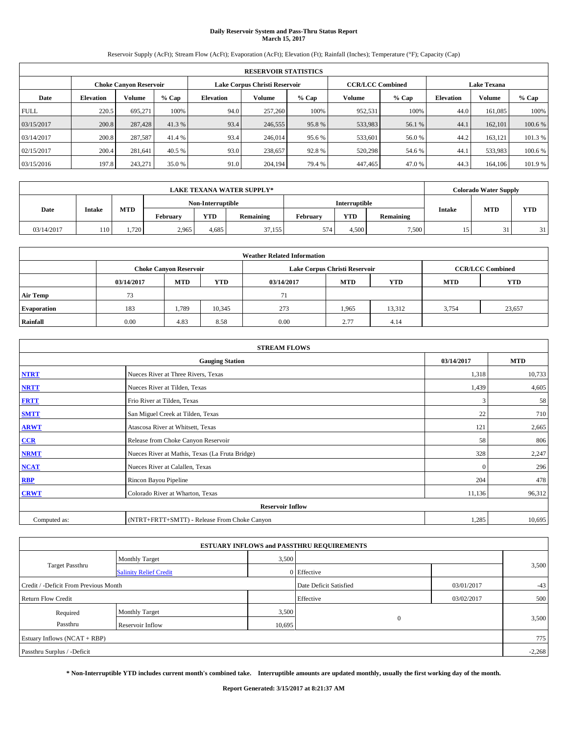# Daily Reservoir System and Pass-Thru Status Report
## March 15, 2017

Reservoir Supply (AcFt); Stream Flow (AcFt); Evaporation (AcFt); Elevation (Ft); Rainfall (Inches); Temperature (°F); Capacity (Cap)

| RESERVOIR STATISTICS | | | | | | | | | | | |
|---|---|---|---|---|---|---|---|---|---|---|---|
| | Choke Canyon Reservoir | | | Lake Corpus Christi Reservoir | | | CCR/LCC Combined | | Lake Texana | | |
| Date | Elevation | Volume | % Cap | Elevation | Volume | % Cap | Volume | % Cap | Elevation | Volume | % Cap |
| FULL | 220.5 | 695,271 | 100% | 94.0 | 257,260 | 100% | 952,531 | 100% | 44.0 | 161,085 | 100% |
| 03/15/2017 | 200.8 | 287,428 | 41.3 % | 93.4 | 246,555 | 95.8 % | 533,983 | 56.1 % | 44.1 | 162,101 | 100.6 % |
| 03/14/2017 | 200.8 | 287,587 | 41.4 % | 93.4 | 246,014 | 95.6 % | 533,601 | 56.0 % | 44.2 | 163,121 | 101.3 % |
| 02/15/2017 | 200.4 | 281,641 | 40.5 % | 93.0 | 238,657 | 92.8 % | 520,298 | 54.6 % | 44.1 | 533,983 | 100.6 % |
| 03/15/2016 | 197.8 | 243,271 | 35.0 % | 91.0 | 204,194 | 79.4 % | 447,465 | 47.0 % | 44.3 | 164,106 | 101.9 % |

| LAKE TEXANA WATER SUPPLY* | | | | | | | | | Colorado Water Supply | | |
|---|---|---|---|---|---|---|---|---|---|---|---|
| Date | Intake | MTD | Non-Interruptible | | | Interruptible | | | Intake | MTD | YTD |
| | | | February | YTD | Remaining | February | YTD | Remaining | | | |
| 03/14/2017 | 110 | 1,720 | 2,965 | 4,685 | 37,155 | 574 | 4,500 | 7,500 | 15 | 31 | 31 |

| Weather Related Information | | | | | | | | |
|---|---|---|---|---|---|---|---|---|
| | Choke Canyon Reservoir | | | Lake Corpus Christi Reservoir | | | CCR/LCC Combined | |
| | 03/14/2017 | MTD | YTD | 03/14/2017 | MTD | YTD | MTD | YTD |
| Air Temp | 73 | | | 71 | | | | |
| Evaporation | 183 | 1,789 | 10,345 | 273 | 1,965 | 13,312 | 3,754 | 23,657 |
| Rainfall | 0.00 | 4.83 | 8.58 | 0.00 | 2.77 | 4.14 | | |

| STREAM FLOWS | | | |
|---|---|---|---|
| | Gauging Station | 03/14/2017 | MTD |
| NTRT | Nueces River at Three Rivers, Texas | 1,318 | 10,733 |
| NRTT | Nueces River at Tilden, Texas | 1,439 | 4,605 |
| FRTT | Frio River at Tilden, Texas | 3 | 58 |
| SMTT | San Miguel Creek at Tilden, Texas | 22 | 710 |
| ARWT | Atascosa River at Whitsett, Texas | 121 | 2,665 |
| CCR | Release from Choke Canyon Reservoir | 58 | 806 |
| NRMT | Nueces River at Mathis, Texas (La Fruta Bridge) | 328 | 2,247 |
| NCAT | Nueces River at Calallen, Texas | 0 | 296 |
| RBP | Rincon Bayou Pipeline | 204 | 478 |
| CRWT | Colorado River at Wharton, Texas | 11,136 | 96,312 |
| Reservoir Inflow | | | |
| Computed as: | (NTRT+FRTT+SMTT) - Release From Choke Canyon | 1,285 | 10,695 |

| ESTUARY INFLOWS and PASSTHRU REQUIREMENTS | | | | | |
|---|---|---|---|---|---|
| Target Passthru | Monthly Target | 3,500 | | | 3,500 |
| | Salinity Relief Credit | 0 | Effective | | |
| Credit / -Deficit From Previous Month | | | Date Deficit Satisfied | 03/01/2017 | -43 |
| Return Flow Credit | | | Effective | 03/02/2017 | 500 |
| Required Passthru | Monthly Target | 3,500 | 0 | | 3,500 |
| | Reservoir Inflow | 10,695 | | | |
| Estuary Inflows (NCAT + RBP) | | | | | 775 |
| Passthru Surplus / -Deficit | | | | | -2,268 |

**\* Non-Interruptible YTD includes current month's combined take. Interruptible amounts are updated monthly, usually the first working day of the month.**

**Report Generated: 3/15/2017 at 8:21:37 AM**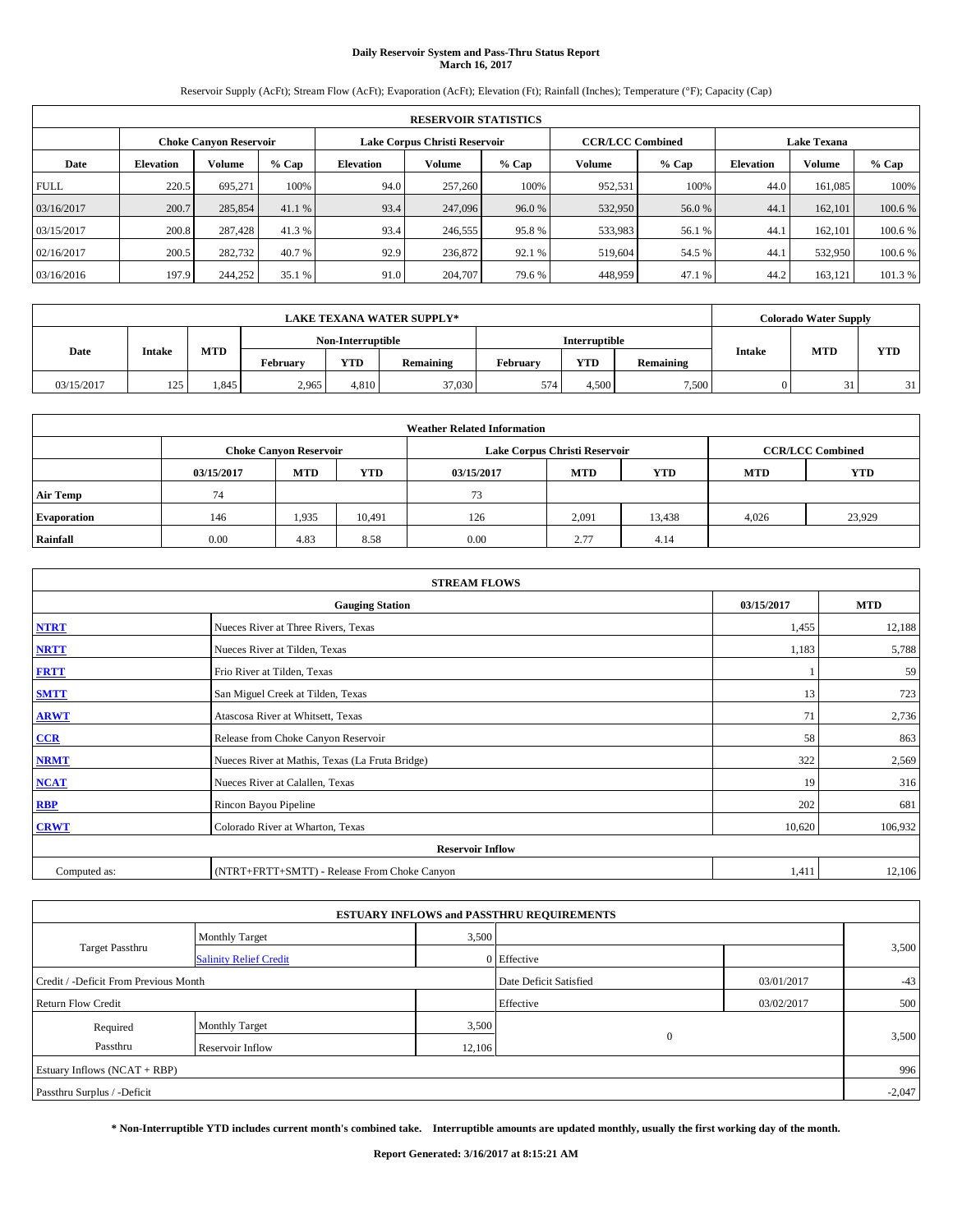# Daily Reservoir System and Pass-Thru Status Report
## March 16, 2017

Reservoir Supply (AcFt); Stream Flow (AcFt); Evaporation (AcFt); Elevation (Ft); Rainfall (Inches); Temperature (°F); Capacity (Cap)

| RESERVOIR STATISTICS | | | | | | | | | | | |
|---|---|---|---|---|---|---|---|---|---|---|---|
| | Choke Canyon Reservoir | | | Lake Corpus Christi Reservoir | | | CCR/LCC Combined | | Lake Texana | | |
| Date | Elevation | Volume | % Cap | Elevation | Volume | % Cap | Volume | % Cap | Elevation | Volume | % Cap |
| FULL | 220.5 | 695,271 | 100% | 94.0 | 257,260 | 100% | 952,531 | 100% | 44.0 | 161,085 | 100% |
| 03/16/2017 | 200.7 | 285,854 | 41.1 % | 93.4 | 247,096 | 96.0 % | 532,950 | 56.0 % | 44.1 | 162,101 | 100.6 % |
| 03/15/2017 | 200.8 | 287,428 | 41.3 % | 93.4 | 246,555 | 95.8 % | 533,983 | 56.1 % | 44.1 | 162,101 | 100.6 % |
| 02/16/2017 | 200.5 | 282,732 | 40.7 % | 92.9 | 236,872 | 92.1 % | 519,604 | 54.5 % | 44.1 | 532,950 | 100.6 % |
| 03/16/2016 | 197.9 | 244,252 | 35.1 % | 91.0 | 204,707 | 79.6 % | 448,959 | 47.1 % | 44.2 | 163,121 | 101.3 % |

| LAKE TEXANA WATER SUPPLY* | | | | | | | | | Colorado Water Supply | | |
|---|---|---|---|---|---|---|---|---|---|---|---|
| Date | Intake | MTD | Non-Interruptible | | | Interruptible | | | Intake | MTD | YTD |
| | | | February | YTD | Remaining | February | YTD | Remaining | | | |
| 03/15/2017 | 125 | 1,845 | 2,965 | 4,810 | 37,030 | 574 | 4,500 | 7,500 | 0 | 31 | 31 |

| Weather Related Information | | | | | | | | |
|---|---|---|---|---|---|---|---|---|
| | Choke Canyon Reservoir | | | Lake Corpus Christi Reservoir | | | CCR/LCC Combined | |
| | 03/15/2017 | MTD | YTD | 03/15/2017 | MTD | YTD | MTD | YTD |
| Air Temp | 74 | | | 73 | | | | |
| Evaporation | 146 | 1,935 | 10,491 | 126 | 2,091 | 13,438 | 4,026 | 23,929 |
| Rainfall | 0.00 | 4.83 | 8.58 | 0.00 | 2.77 | 4.14 | | |

| STREAM FLOWS | | | |
|---|---|---|---|
| Gauging Station | | 03/15/2017 | MTD |
| NTRT | Nueces River at Three Rivers, Texas | 1,455 | 12,188 |
| NRTT | Nueces River at Tilden, Texas | 1,183 | 5,788 |
| FRTT | Frio River at Tilden, Texas | 1 | 59 |
| SMTT | San Miguel Creek at Tilden, Texas | 13 | 723 |
| ARWT | Atascosa River at Whitsett, Texas | 71 | 2,736 |
| CCR | Release from Choke Canyon Reservoir | 58 | 863 |
| NRMT | Nueces River at Mathis, Texas (La Fruta Bridge) | 322 | 2,569 |
| NCAT | Nueces River at Calallen, Texas | 19 | 316 |
| RBP | Rincon Bayou Pipeline | 202 | 681 |
| CRWT | Colorado River at Wharton, Texas | 10,620 | 106,932 |
| Reservoir Inflow | | | |
| Computed as: | (NTRT+FRTT+SMTT) - Release From Choke Canyon | 1,411 | 12,106 |

| ESTUARY INFLOWS and PASSTHRU REQUIREMENTS | | | | | |
|---|---|---|---|---|---|
| Target Passthru | Monthly Target | 3,500 | | | 3,500 |
| | Salinity Relief Credit | 0 | Effective | | |
| Credit / -Deficit From Previous Month | | | Date Deficit Satisfied | 03/01/2017 | -43 |
| Return Flow Credit | | | Effective | 03/02/2017 | 500 |
| Required Passthru | Monthly Target | 3,500 | 0 | | 3,500 |
| | Reservoir Inflow | 12,106 | | | |
| Estuary Inflows (NCAT + RBP) | | | | | 996 |
| Passthru Surplus / -Deficit | | | | | -2,047 |

**\* Non-Interruptible YTD includes current month's combined take. Interruptible amounts are updated monthly, usually the first working day of the month.**

**Report Generated: 3/16/2017 at 8:15:21 AM**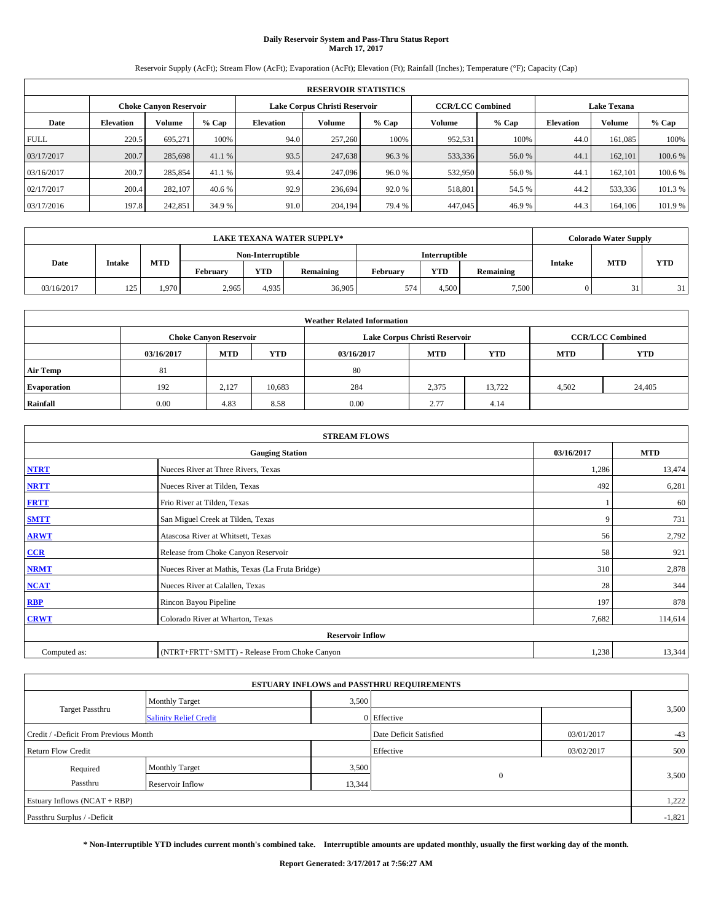# Daily Reservoir System and Pass-Thru Status Report
## March 17, 2017

Reservoir Supply (AcFt); Stream Flow (AcFt); Evaporation (AcFt); Elevation (Ft); Rainfall (Inches); Temperature (°F); Capacity (Cap)

| RESERVOIR STATISTICS | | | | | | | | | | | |
|---|---|---|---|---|---|---|---|---|---|---|---|
| | Choke Canyon Reservoir | | | Lake Corpus Christi Reservoir | | | CCR/LCC Combined | | Lake Texana | | |
| Date | Elevation | Volume | % Cap | Elevation | Volume | % Cap | Volume | % Cap | Elevation | Volume | % Cap |
| FULL | 220.5 | 695,271 | 100% | 94.0 | 257,260 | 100% | 952,531 | 100% | 44.0 | 161,085 | 100% |
| 03/17/2017 | 200.7 | 285,698 | 41.1 % | 93.5 | 247,638 | 96.3 % | 533,336 | 56.0 % | 44.1 | 162,101 | 100.6 % |
| 03/16/2017 | 200.7 | 285,854 | 41.1 % | 93.4 | 247,096 | 96.0 % | 532,950 | 56.0 % | 44.1 | 162,101 | 100.6 % |
| 02/17/2017 | 200.4 | 282,107 | 40.6 % | 92.9 | 236,694 | 92.0 % | 518,801 | 54.5 % | 44.2 | 533,336 | 101.3 % |
| 03/17/2016 | 197.8 | 242,851 | 34.9 % | 91.0 | 204,194 | 79.4 % | 447,045 | 46.9 % | 44.3 | 164,106 | 101.9 % |

| LAKE TEXANA WATER SUPPLY* | | | | | | | | | Colorado Water Supply | | |
|---|---|---|---|---|---|---|---|---|---|---|---|
| Date | Intake | MTD | Non-Interruptible | | | Interruptible | | | Intake | MTD | YTD |
| | | | February | YTD | Remaining | February | YTD | Remaining | | | |
| 03/16/2017 | 125 | 1,970 | 2,965 | 4,935 | 36,905 | 574 | 4,500 | 7,500 | 0 | 31 | 31 |

| Weather Related Information | | | | | | | | |
|---|---|---|---|---|---|---|---|---|
| | Choke Canyon Reservoir | | | Lake Corpus Christi Reservoir | | | CCR/LCC Combined | |
| | 03/16/2017 | MTD | YTD | 03/16/2017 | MTD | YTD | MTD | YTD |
| Air Temp | 81 | | | 80 | | | | |
| Evaporation | 192 | 2,127 | 10,683 | 284 | 2,375 | 13,722 | 4,502 | 24,405 |
| Rainfall | 0.00 | 4.83 | 8.58 | 0.00 | 2.77 | 4.14 | | |

| STREAM FLOWS | | | |
|---|---|---|---|
| Gauging Station | | 03/16/2017 | MTD |
| NTRT | Nueces River at Three Rivers, Texas | 1,286 | 13,474 |
| NRTT | Nueces River at Tilden, Texas | 492 | 6,281 |
| FRTT | Frio River at Tilden, Texas | 1 | 60 |
| SMTT | San Miguel Creek at Tilden, Texas | 9 | 731 |
| ARWT | Atascosa River at Whitsett, Texas | 56 | 2,792 |
| CCR | Release from Choke Canyon Reservoir | 58 | 921 |
| NRMT | Nueces River at Mathis, Texas (La Fruta Bridge) | 310 | 2,878 |
| NCAT | Nueces River at Calallen, Texas | 28 | 344 |
| RBP | Rincon Bayou Pipeline | 197 | 878 |
| CRWT | Colorado River at Wharton, Texas | 7,682 | 114,614 |
| Reservoir Inflow | | | |
| Computed as: | (NTRT+FRTT+SMTT) - Release From Choke Canyon | 1,238 | 13,344 |

| ESTUARY INFLOWS and PASSTHRU REQUIREMENTS | | | | | |
|---|---|---|---|---|---|
| Target Passthru | Monthly Target | 3,500 | | | 3,500 |
| | Salinity Relief Credit | 0 | Effective | | |
| Credit / -Deficit From Previous Month | | | Date Deficit Satisfied | 03/01/2017 | -43 |
| Return Flow Credit | | | Effective | 03/02/2017 | 500 |
| Required Passthru | Monthly Target | 3,500 | 0 | | 3,500 |
| | Reservoir Inflow | 13,344 | | | |
| Estuary Inflows (NCAT + RBP) | | | | | 1,222 |
| Passthru Surplus / -Deficit | | | | | -1,821 |

**\* Non-Interruptible YTD includes current month's combined take. Interruptible amounts are updated monthly, usually the first working day of the month.**

**Report Generated: 3/17/2017 at 7:56:27 AM**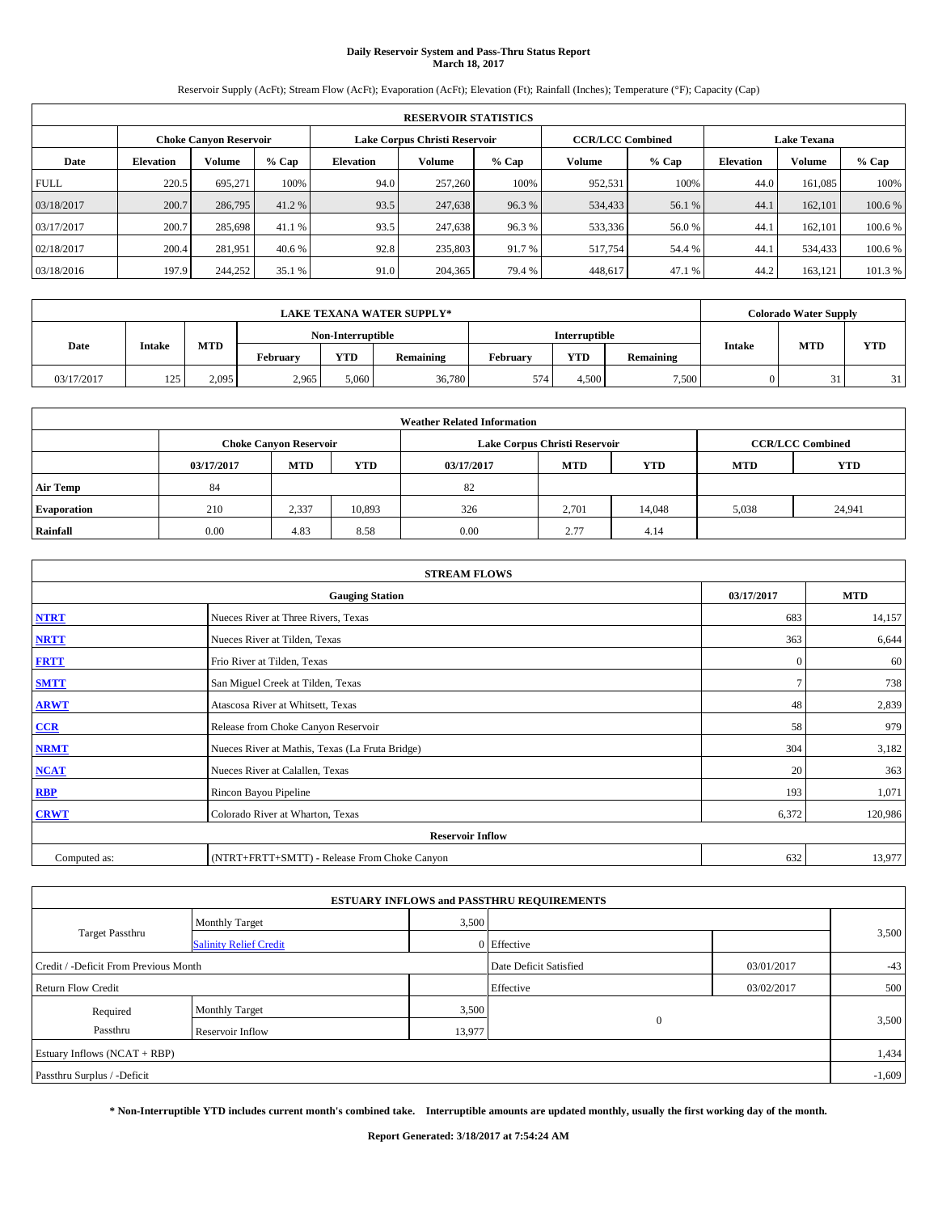# Daily Reservoir System and Pass-Thru Status Report
## March 18, 2017

Reservoir Supply (AcFt); Stream Flow (AcFt); Evaporation (AcFt); Elevation (Ft); Rainfall (Inches); Temperature (°F); Capacity (Cap)

| RESERVOIR STATISTICS | | | | | | | | | | | |
|---|---|---|---|---|---|---|---|---|---|---|---|
| | Choke Canyon Reservoir | | | Lake Corpus Christi Reservoir | | | CCR/LCC Combined | | Lake Texana | | |
| Date | Elevation | Volume | % Cap | Elevation | Volume | % Cap | Volume | % Cap | Elevation | Volume | % Cap |
| FULL | 220.5 | 695,271 | 100% | 94.0 | 257,260 | 100% | 952,531 | 100% | 44.0 | 161,085 | 100% |
| 03/18/2017 | 200.7 | 286,795 | 41.2 % | 93.5 | 247,638 | 96.3 % | 534,433 | 56.1 % | 44.1 | 162,101 | 100.6 % |
| 03/17/2017 | 200.7 | 285,698 | 41.1 % | 93.5 | 247,638 | 96.3 % | 533,336 | 56.0 % | 44.1 | 162,101 | 100.6 % |
| 02/18/2017 | 200.4 | 281,951 | 40.6 % | 92.8 | 235,803 | 91.7 % | 517,754 | 54.4 % | 44.1 | 534,433 | 100.6 % |
| 03/18/2016 | 197.9 | 244,252 | 35.1 % | 91.0 | 204,365 | 79.4 % | 448,617 | 47.1 % | 44.2 | 163,121 | 101.3 % |

| LAKE TEXANA WATER SUPPLY* | | | | | | | | | Colorado Water Supply | | |
|---|---|---|---|---|---|---|---|---|---|---|---|
| Date | Intake | MTD | Non-Interruptible | | | Interruptible | | | Intake | MTD | YTD |
| | | | February | YTD | Remaining | February | YTD | Remaining | | | |
| 03/17/2017 | 125 | 2,095 | 2,965 | 5,060 | 36,780 | 574 | 4,500 | 7,500 | 0 | 31 | 31 |

| Weather Related Information | | | | | | | | |
|---|---|---|---|---|---|---|---|---|
| | Choke Canyon Reservoir | | | Lake Corpus Christi Reservoir | | | CCR/LCC Combined | |
| | 03/17/2017 | MTD | YTD | 03/17/2017 | MTD | YTD | MTD | YTD |
| Air Temp | 84 | | | 82 | | | | |
| Evaporation | 210 | 2,337 | 10,893 | 326 | 2,701 | 14,048 | 5,038 | 24,941 |
| Rainfall | 0.00 | 4.83 | 8.58 | 0.00 | 2.77 | 4.14 | | |

| STREAM FLOWS | | | |
|---|---|---|---|
| Gauging Station | | 03/17/2017 | MTD |
| NTRT | Nueces River at Three Rivers, Texas | 683 | 14,157 |
| NRTT | Nueces River at Tilden, Texas | 363 | 6,644 |
| FRTT | Frio River at Tilden, Texas | 0 | 60 |
| SMTT | San Miguel Creek at Tilden, Texas | 7 | 738 |
| ARWT | Atascosa River at Whitsett, Texas | 48 | 2,839 |
| CCR | Release from Choke Canyon Reservoir | 58 | 979 |
| NRMT | Nueces River at Mathis, Texas (La Fruta Bridge) | 304 | 3,182 |
| NCAT | Nueces River at Calallen, Texas | 20 | 363 |
| RBP | Rincon Bayou Pipeline | 193 | 1,071 |
| CRWT | Colorado River at Wharton, Texas | 6,372 | 120,986 |
| Reservoir Inflow | | | |
| Computed as: | (NTRT+FRTT+SMTT) - Release From Choke Canyon | 632 | 13,977 |

| ESTUARY INFLOWS and PASSTHRU REQUIREMENTS | | | | | |
|---|---|---|---|---|---|
| Target Passthru | Monthly Target | 3,500 | | | 3,500 |
| | Salinity Relief Credit | 0 | Effective | | |
| Credit / -Deficit From Previous Month | | | Date Deficit Satisfied | 03/01/2017 | -43 |
| Return Flow Credit | | | Effective | 03/02/2017 | 500 |
| Required Passthru | Monthly Target | 3,500 | 0 | | 3,500 |
| | Reservoir Inflow | 13,977 | | | |
| Estuary Inflows (NCAT + RBP) | | | | | 1,434 |
| Passthru Surplus / -Deficit | | | | | -1,609 |

**\* Non-Interruptible YTD includes current month's combined take. Interruptible amounts are updated monthly, usually the first working day of the month.**

**Report Generated: 3/18/2017 at 7:54:24 AM**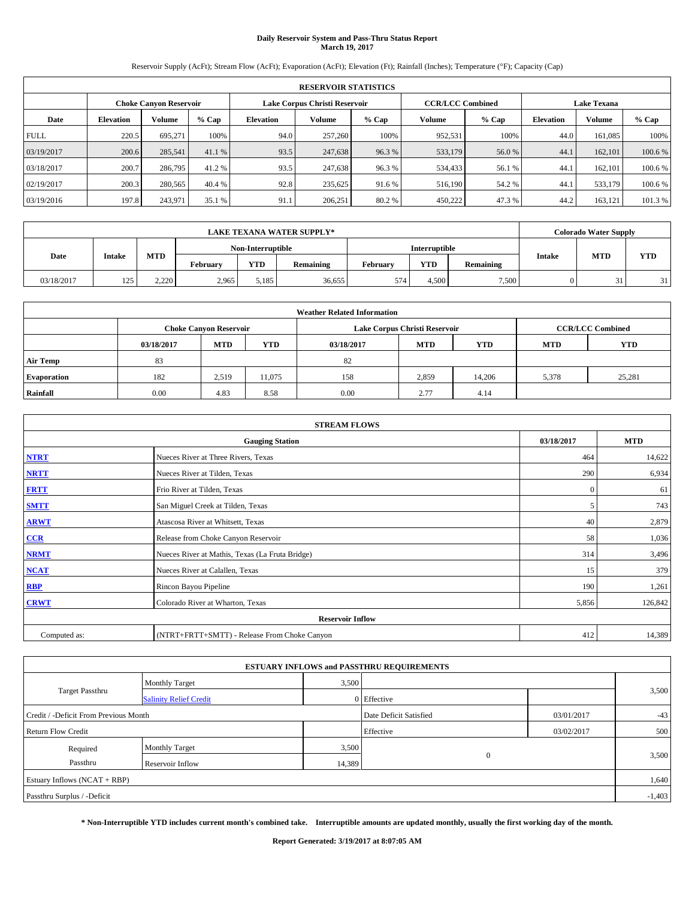# Daily Reservoir System and Pass-Thru Status Report
## March 19, 2017

Reservoir Supply (AcFt); Stream Flow (AcFt); Evaporation (AcFt); Elevation (Ft); Rainfall (Inches); Temperature (°F); Capacity (Cap)

| RESERVOIR STATISTICS | | | | | | | | | | | |
|---|---|---|---|---|---|---|---|---|---|---|---|
| | Choke Canyon Reservoir | | | Lake Corpus Christi Reservoir | | | CCR/LCC Combined | | Lake Texana | | |
| Date | Elevation | Volume | % Cap | Elevation | Volume | % Cap | Volume | % Cap | Elevation | Volume | % Cap |
| FULL | 220.5 | 695,271 | 100% | 94.0 | 257,260 | 100% | 952,531 | 100% | 44.0 | 161,085 | 100% |
| 03/19/2017 | 200.6 | 285,541 | 41.1 % | 93.5 | 247,638 | 96.3 % | 533,179 | 56.0 % | 44.1 | 162,101 | 100.6 % |
| 03/18/2017 | 200.7 | 286,795 | 41.2 % | 93.5 | 247,638 | 96.3 % | 534,433 | 56.1 % | 44.1 | 162,101 | 100.6 % |
| 02/19/2017 | 200.3 | 280,565 | 40.4 % | 92.8 | 235,625 | 91.6 % | 516,190 | 54.2 % | 44.1 | 533,179 | 100.6 % |
| 03/19/2016 | 197.8 | 243,971 | 35.1 % | 91.1 | 206,251 | 80.2 % | 450,222 | 47.3 % | 44.2 | 163,121 | 101.3 % |

| LAKE TEXANA WATER SUPPLY* | | | | | | | | | Colorado Water Supply | | |
|---|---|---|---|---|---|---|---|---|---|---|---|
| Date | Intake | MTD | Non-Interruptible | | | Interruptible | | | Intake | MTD | YTD |
| | | | February | YTD | Remaining | February | YTD | Remaining | | | |
| 03/18/2017 | 125 | 2,220 | 2,965 | 5,185 | 36,655 | 574 | 4,500 | 7,500 | 0 | 31 | 31 |

| Weather Related Information | | | | | | | | |
|---|---|---|---|---|---|---|---|---|
| | Choke Canyon Reservoir | | | Lake Corpus Christi Reservoir | | | CCR/LCC Combined | |
| | 03/18/2017 | MTD | YTD | 03/18/2017 | MTD | YTD | MTD | YTD |
| Air Temp | 83 | | | 82 | | | | |
| Evaporation | 182 | 2,519 | 11,075 | 158 | 2,859 | 14,206 | 5,378 | 25,281 |
| Rainfall | 0.00 | 4.83 | 8.58 | 0.00 | 2.77 | 4.14 | | |

| STREAM FLOWS | | | |
|---|---|---|---|
| Gauging Station | | 03/18/2017 | MTD |
| NTRT | Nueces River at Three Rivers, Texas | 464 | 14,622 |
| NRTT | Nueces River at Tilden, Texas | 290 | 6,934 |
| FRTT | Frio River at Tilden, Texas | 0 | 61 |
| SMTT | San Miguel Creek at Tilden, Texas | 5 | 743 |
| ARWT | Atascosa River at Whitsett, Texas | 40 | 2,879 |
| CCR | Release from Choke Canyon Reservoir | 58 | 1,036 |
| NRMT | Nueces River at Mathis, Texas (La Fruta Bridge) | 314 | 3,496 |
| NCAT | Nueces River at Calallen, Texas | 15 | 379 |
| RBP | Rincon Bayou Pipeline | 190 | 1,261 |
| CRWT | Colorado River at Wharton, Texas | 5,856 | 126,842 |
| Reservoir Inflow | | | |
| Computed as: | (NTRT+FRTT+SMTT) - Release From Choke Canyon | 412 | 14,389 |

| ESTUARY INFLOWS and PASSTHRU REQUIREMENTS | | | | | |
|---|---|---|---|---|---|
| Target Passthru | Monthly Target | 3,500 | | | 3,500 |
| | Salinity Relief Credit | 0 | Effective | | |
| Credit / -Deficit From Previous Month | | | Date Deficit Satisfied | 03/01/2017 | -43 |
| Return Flow Credit | | | Effective | 03/02/2017 | 500 |
| Required Passthru | Monthly Target | 3,500 | 0 | | 3,500 |
| | Reservoir Inflow | 14,389 | | | |
| Estuary Inflows (NCAT + RBP) | | | | | 1,640 |
| Passthru Surplus / -Deficit | | | | | -1,403 |

**\* Non-Interruptible YTD includes current month's combined take. Interruptible amounts are updated monthly, usually the first working day of the month.**

**Report Generated: 3/19/2017 at 8:07:05 AM**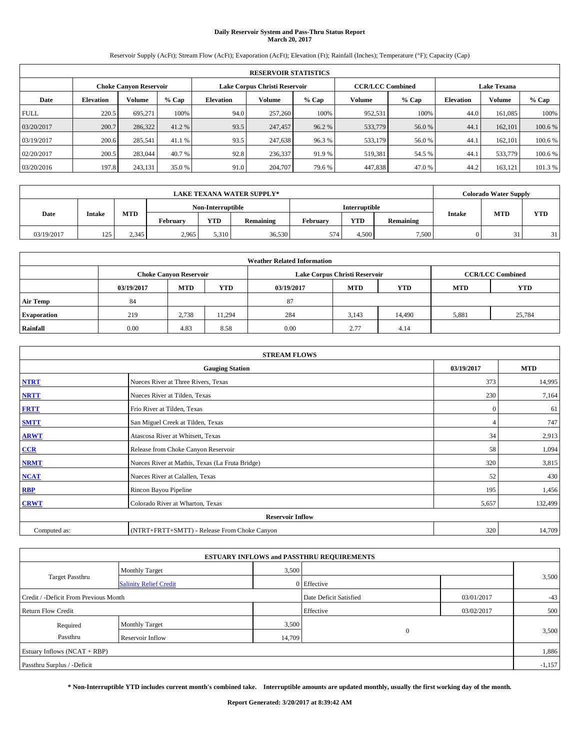# Daily Reservoir System and Pass-Thru Status Report
## March 20, 2017

Reservoir Supply (AcFt); Stream Flow (AcFt); Evaporation (AcFt); Elevation (Ft); Rainfall (Inches); Temperature (°F); Capacity (Cap)

| RESERVOIR STATISTICS | | | | | | | | | | | |
|---|---|---|---|---|---|---|---|---|---|---|---|
| | Choke Canyon Reservoir | | | Lake Corpus Christi Reservoir | | | CCR/LCC Combined | | Lake Texana | | |
| Date | Elevation | Volume | % Cap | Elevation | Volume | % Cap | Volume | % Cap | Elevation | Volume | % Cap |
| FULL | 220.5 | 695,271 | 100% | 94.0 | 257,260 | 100% | 952,531 | 100% | 44.0 | 161,085 | 100% |
| 03/20/2017 | 200.7 | 286,322 | 41.2 % | 93.5 | 247,457 | 96.2 % | 533,779 | 56.0 % | 44.1 | 162,101 | 100.6 % |
| 03/19/2017 | 200.6 | 285,541 | 41.1 % | 93.5 | 247,638 | 96.3 % | 533,179 | 56.0 % | 44.1 | 162,101 | 100.6 % |
| 02/20/2017 | 200.5 | 283,044 | 40.7 % | 92.8 | 236,337 | 91.9 % | 519,381 | 54.5 % | 44.1 | 533,779 | 100.6 % |
| 03/20/2016 | 197.8 | 243,131 | 35.0 % | 91.0 | 204,707 | 79.6 % | 447,838 | 47.0 % | 44.2 | 163,121 | 101.3 % |

| LAKE TEXANA WATER SUPPLY* | | | | | | | | | Colorado Water Supply | | |
|---|---|---|---|---|---|---|---|---|---|---|---|
| Date | Intake | MTD | Non-Interruptible | | | Interruptible | | | Intake | MTD | YTD |
| | | | February | YTD | Remaining | February | YTD | Remaining | | | |
| 03/19/2017 | 125 | 2,345 | 2,965 | 5,310 | 36,530 | 574 | 4,500 | 7,500 | 0 | 31 | 31 |

| Weather Related Information | | | | | | | | |
|---|---|---|---|---|---|---|---|---|
| | Choke Canyon Reservoir | | | Lake Corpus Christi Reservoir | | | CCR/LCC Combined | |
| | 03/19/2017 | MTD | YTD | 03/19/2017 | MTD | YTD | MTD | YTD |
| Air Temp | 84 | | | 87 | | | | |
| Evaporation | 219 | 2,738 | 11,294 | 284 | 3,143 | 14,490 | 5,881 | 25,784 |
| Rainfall | 0.00 | 4.83 | 8.58 | 0.00 | 2.77 | 4.14 | | |

| STREAM FLOWS | | | |
|---|---|---|---|
| Gauging Station | | 03/19/2017 | MTD |
| NTRT | Nueces River at Three Rivers, Texas | 373 | 14,995 |
| NRTT | Nueces River at Tilden, Texas | 230 | 7,164 |
| FRTT | Frio River at Tilden, Texas | 0 | 61 |
| SMTT | San Miguel Creek at Tilden, Texas | 4 | 747 |
| ARWT | Atascosa River at Whitsett, Texas | 34 | 2,913 |
| CCR | Release from Choke Canyon Reservoir | 58 | 1,094 |
| NRMT | Nueces River at Mathis, Texas (La Fruta Bridge) | 320 | 3,815 |
| NCAT | Nueces River at Calallen, Texas | 52 | 430 |
| RBP | Rincon Bayou Pipeline | 195 | 1,456 |
| CRWT | Colorado River at Wharton, Texas | 5,657 | 132,499 |
| Reservoir Inflow | | | |
| Computed as: | (NTRT+FRTT+SMTT) - Release From Choke Canyon | 320 | 14,709 |

| ESTUARY INFLOWS and PASSTHRU REQUIREMENTS | | | | | |
|---|---|---|---|---|---|
| Target Passthru | Monthly Target | 3,500 | | | 3,500 |
| | Salinity Relief Credit | 0 | Effective | | |
| Credit / -Deficit From Previous Month | | | Date Deficit Satisfied | 03/01/2017 | -43 |
| Return Flow Credit | | | Effective | 03/02/2017 | 500 |
| Required Passthru | Monthly Target | 3,500 | 0 | | 3,500 |
| | Reservoir Inflow | 14,709 | | | |
| Estuary Inflows (NCAT + RBP) | | | | | 1,886 |
| Passthru Surplus / -Deficit | | | | | -1,157 |

**\* Non-Interruptible YTD includes current month's combined take. Interruptible amounts are updated monthly, usually the first working day of the month.**

**Report Generated: 3/20/2017 at 8:39:42 AM**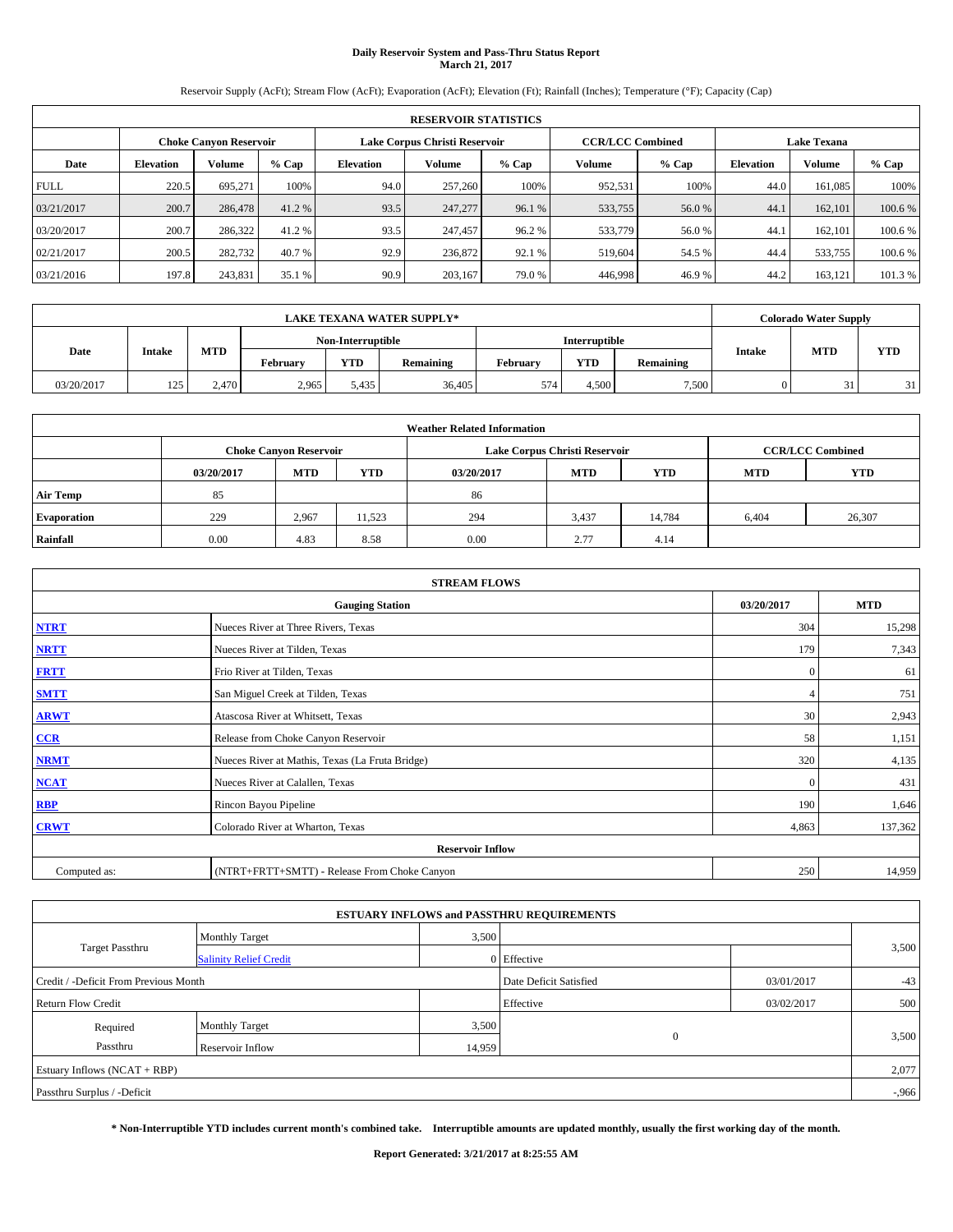# Daily Reservoir System and Pass-Thru Status Report
## March 21, 2017

Reservoir Supply (AcFt); Stream Flow (AcFt); Evaporation (AcFt); Elevation (Ft); Rainfall (Inches); Temperature (°F); Capacity (Cap)

| RESERVOIR STATISTICS | | | | | | | | | | | |
|---|---|---|---|---|---|---|---|---|---|---|---|
| | Choke Canyon Reservoir | | | Lake Corpus Christi Reservoir | | | CCR/LCC Combined | | Lake Texana | | |
| Date | Elevation | Volume | % Cap | Elevation | Volume | % Cap | Volume | % Cap | Elevation | Volume | % Cap |
| FULL | 220.5 | 695,271 | 100% | 94.0 | 257,260 | 100% | 952,531 | 100% | 44.0 | 161,085 | 100% |
| 03/21/2017 | 200.7 | 286,478 | 41.2 % | 93.5 | 247,277 | 96.1 % | 533,755 | 56.0 % | 44.1 | 162,101 | 100.6 % |
| 03/20/2017 | 200.7 | 286,322 | 41.2 % | 93.5 | 247,457 | 96.2 % | 533,779 | 56.0 % | 44.1 | 162,101 | 100.6 % |
| 02/21/2017 | 200.5 | 282,732 | 40.7 % | 92.9 | 236,872 | 92.1 % | 519,604 | 54.5 % | 44.4 | 533,755 | 100.6 % |
| 03/21/2016 | 197.8 | 243,831 | 35.1 % | 90.9 | 203,167 | 79.0 % | 446,998 | 46.9 % | 44.2 | 163,121 | 101.3 % |

| LAKE TEXANA WATER SUPPLY* | | | | | | | | | Colorado Water Supply | | |
|---|---|---|---|---|---|---|---|---|---|---|---|
| Date | Intake | MTD | Non-Interruptible | | | Interruptible | | | Intake | MTD | YTD |
| | | | February | YTD | Remaining | February | YTD | Remaining | | | |
| 03/20/2017 | 125 | 2,470 | 2,965 | 5,435 | 36,405 | 574 | 4,500 | 7,500 | 0 | 31 | 31 |

| Weather Related Information | | | | | | | | |
|---|---|---|---|---|---|---|---|---|
| | Choke Canyon Reservoir | | | Lake Corpus Christi Reservoir | | | CCR/LCC Combined | |
| | 03/20/2017 | MTD | YTD | 03/20/2017 | MTD | YTD | MTD | YTD |
| Air Temp | 85 | | | 86 | | | | |
| Evaporation | 229 | 2,967 | 11,523 | 294 | 3,437 | 14,784 | 6,404 | 26,307 |
| Rainfall | 0.00 | 4.83 | 8.58 | 0.00 | 2.77 | 4.14 | | |

| STREAM FLOWS | | | |
|---|---|---|---|
| Gauging Station | | 03/20/2017 | MTD |
| NTRT | Nueces River at Three Rivers, Texas | 304 | 15,298 |
| NRTT | Nueces River at Tilden, Texas | 179 | 7,343 |
| FRTT | Frio River at Tilden, Texas | 0 | 61 |
| SMTT | San Miguel Creek at Tilden, Texas | 4 | 751 |
| ARWT | Atascosa River at Whitsett, Texas | 30 | 2,943 |
| CCR | Release from Choke Canyon Reservoir | 58 | 1,151 |
| NRMT | Nueces River at Mathis, Texas (La Fruta Bridge) | 320 | 4,135 |
| NCAT | Nueces River at Calallen, Texas | 0 | 431 |
| RBP | Rincon Bayou Pipeline | 190 | 1,646 |
| CRWT | Colorado River at Wharton, Texas | 4,863 | 137,362 |
| Reservoir Inflow | | | |
| Computed as: | (NTRT+FRTT+SMTT) - Release From Choke Canyon | 250 | 14,959 |

| ESTUARY INFLOWS and PASSTHRU REQUIREMENTS | | | | | |
|---|---|---|---|---|---|
| Target Passthru | Monthly Target | 3,500 | | | 3,500 |
| | Salinity Relief Credit | 0 | Effective | | |
| Credit / -Deficit From Previous Month | | | Date Deficit Satisfied | 03/01/2017 | -43 |
| Return Flow Credit | | | Effective | 03/02/2017 | 500 |
| Required Passthru | Monthly Target | 3,500 | 0 | | 3,500 |
| | Reservoir Inflow | 14,959 | | | |
| Estuary Inflows (NCAT + RBP) | | | | | 2,077 |
| Passthru Surplus / -Deficit | | | | | -966 |

**\* Non-Interruptible YTD includes current month's combined take. Interruptible amounts are updated monthly, usually the first working day of the month.**

**Report Generated: 3/21/2017 at 8:25:55 AM**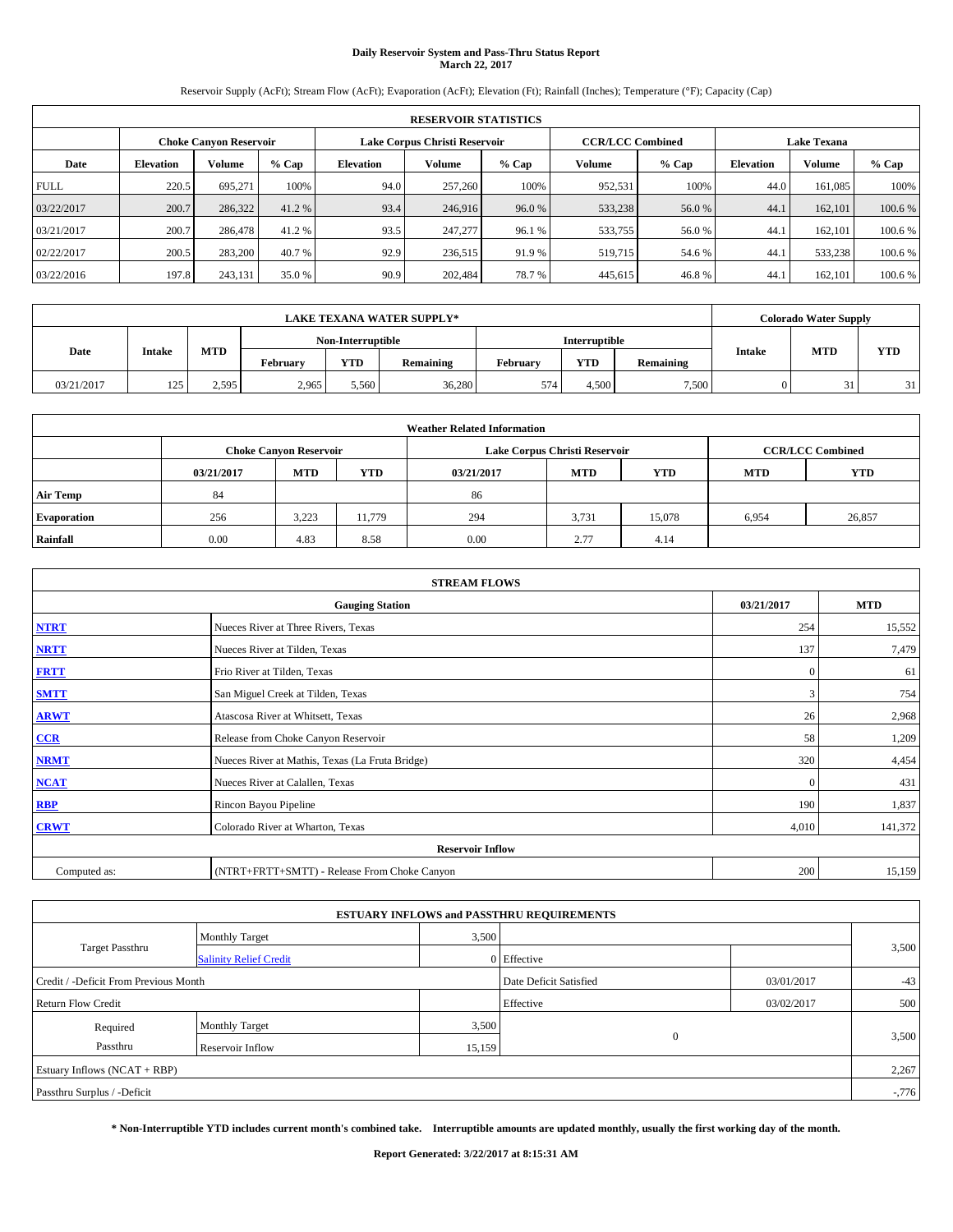# Daily Reservoir System and Pass-Thru Status Report
## March 22, 2017

Reservoir Supply (AcFt); Stream Flow (AcFt); Evaporation (AcFt); Elevation (Ft); Rainfall (Inches); Temperature (°F); Capacity (Cap)

| RESERVOIR STATISTICS | | | | | | | | | | | |
|---|---|---|---|---|---|---|---|---|---|---|---|
| | Choke Canyon Reservoir | | | Lake Corpus Christi Reservoir | | | CCR/LCC Combined | | Lake Texana | | |
| Date | Elevation | Volume | % Cap | Elevation | Volume | % Cap | Volume | % Cap | Elevation | Volume | % Cap |
| FULL | 220.5 | 695,271 | 100% | 94.0 | 257,260 | 100% | 952,531 | 100% | 44.0 | 161,085 | 100% |
| 03/22/2017 | 200.7 | 286,322 | 41.2 % | 93.4 | 246,916 | 96.0 % | 533,238 | 56.0 % | 44.1 | 162,101 | 100.6 % |
| 03/21/2017 | 200.7 | 286,478 | 41.2 % | 93.5 | 247,277 | 96.1 % | 533,755 | 56.0 % | 44.1 | 162,101 | 100.6 % |
| 02/22/2017 | 200.5 | 283,200 | 40.7 % | 92.9 | 236,515 | 91.9 % | 519,715 | 54.6 % | 44.1 | 533,238 | 100.6 % |
| 03/22/2016 | 197.8 | 243,131 | 35.0 % | 90.9 | 202,484 | 78.7 % | 445,615 | 46.8 % | 44.1 | 162,101 | 100.6 % |

| LAKE TEXANA WATER SUPPLY* | | | | | | | | | Colorado Water Supply | | |
|---|---|---|---|---|---|---|---|---|---|---|---|
| Date | Intake | MTD | Non-Interruptible | | | Interruptible | | | Intake | MTD | YTD |
| | | | February | YTD | Remaining | February | YTD | Remaining | | | |
| 03/21/2017 | 125 | 2,595 | 2,965 | 5,560 | 36,280 | 574 | 4,500 | 7,500 | 0 | 31 | 31 |

| Weather Related Information | | | | | | | | |
|---|---|---|---|---|---|---|---|---|
| | Choke Canyon Reservoir | | | Lake Corpus Christi Reservoir | | | CCR/LCC Combined | |
| | 03/21/2017 | MTD | YTD | 03/21/2017 | MTD | YTD | MTD | YTD |
| Air Temp | 84 | | | 86 | | | | |
| Evaporation | 256 | 3,223 | 11,779 | 294 | 3,731 | 15,078 | 6,954 | 26,857 |
| Rainfall | 0.00 | 4.83 | 8.58 | 0.00 | 2.77 | 4.14 | | |

| STREAM FLOWS | | | |
|---|---|---|---|
| | Gauging Station | 03/21/2017 | MTD |
| NTRT | Nueces River at Three Rivers, Texas | 254 | 15,552 |
| NRTT | Nueces River at Tilden, Texas | 137 | 7,479 |
| FRTT | Frio River at Tilden, Texas | 0 | 61 |
| SMTT | San Miguel Creek at Tilden, Texas | 3 | 754 |
| ARWT | Atascosa River at Whitsett, Texas | 26 | 2,968 |
| CCR | Release from Choke Canyon Reservoir | 58 | 1,209 |
| NRMT | Nueces River at Mathis, Texas (La Fruta Bridge) | 320 | 4,454 |
| NCAT | Nueces River at Calallen, Texas | 0 | 431 |
| RBP | Rincon Bayou Pipeline | 190 | 1,837 |
| CRWT | Colorado River at Wharton, Texas | 4,010 | 141,372 |
| Reservoir Inflow | | | |
| Computed as: | (NTRT+FRTT+SMTT) - Release From Choke Canyon | 200 | 15,159 |

| ESTUARY INFLOWS and PASSTHRU REQUIREMENTS | | | | | |
|---|---|---|---|---|---|
| Target Passthru | Monthly Target | 3,500 | | | 3,500 |
| | Salinity Relief Credit | 0 | Effective | | |
| Credit / -Deficit From Previous Month | | | Date Deficit Satisfied | 03/01/2017 | -43 |
| Return Flow Credit | | | Effective | 03/02/2017 | 500 |
| Required Passthru | Monthly Target | 3,500 | 0 | | 3,500 |
| | Reservoir Inflow | 15,159 | | | |
| Estuary Inflows (NCAT + RBP) | | | | | 2,267 |
| Passthru Surplus / -Deficit | | | | | -,776 |

**\* Non-Interruptible YTD includes current month's combined take. Interruptible amounts are updated monthly, usually the first working day of the month.**

**Report Generated: 3/22/2017 at 8:15:31 AM**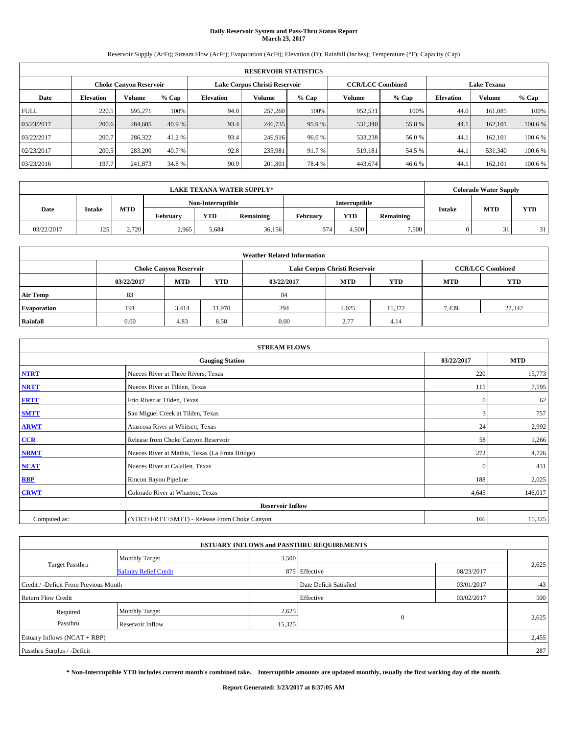**Daily Reservoir System and Pass-Thru Status Report**
**March 23, 2017**

Reservoir Supply (AcFt); Stream Flow (AcFt); Evaporation (AcFt); Elevation (Ft); Rainfall (Inches); Temperature (°F); Capacity (Cap)

| RESERVOIR STATISTICS | | | | | | | | | | | |
|---|---|---|---|---|---|---|---|---|---|---|---|
| | Choke Canyon Reservoir | | | Lake Corpus Christi Reservoir | | | CCR/LCC Combined | | Lake Texana | | |
| Date | Elevation | Volume | % Cap | Elevation | Volume | % Cap | Volume | % Cap | Elevation | Volume | % Cap |
| FULL | 220.5 | 695,271 | 100% | 94.0 | 257,260 | 100% | 952,531 | 100% | 44.0 | 161,085 | 100% |
| 03/23/2017 | 200.6 | 284,605 | 40.9 % | 93.4 | 246,735 | 95.9 % | 531,340 | 55.8 % | 44.1 | 162,101 | 100.6 % |
| 03/22/2017 | 200.7 | 286,322 | 41.2 % | 93.4 | 246,916 | 96.0 % | 533,238 | 56.0 % | 44.1 | 162,101 | 100.6 % |
| 02/23/2017 | 200.5 | 283,200 | 40.7 % | 92.8 | 235,981 | 91.7 % | 519,181 | 54.5 % | 44.1 | 531,340 | 100.6 % |
| 03/23/2016 | 197.7 | 241,873 | 34.8 % | 90.9 | 201,801 | 78.4 % | 443,674 | 46.6 % | 44.1 | 162,101 | 100.6 % |

| LAKE TEXANA WATER SUPPLY* | | | | | | | | | Colorado Water Supply | | |
|---|---|---|---|---|---|---|---|---|---|---|---|
| Date | Intake | MTD | Non-Interruptible | | | Interruptible | | | Intake | MTD | YTD |
| | | | February | YTD | Remaining | February | YTD | Remaining | | | |
| 03/22/2017 | 125 | 2,720 | 2,965 | 5,684 | 36,156 | 574 | 4,500 | 7,500 | 0 | 31 | 31 |

| Weather Related Information | | | | | | | | |
|---|---|---|---|---|---|---|---|---|
| | Choke Canyon Reservoir | | | Lake Corpus Christi Reservoir | | | CCR/LCC Combined | |
| | 03/22/2017 | MTD | YTD | 03/22/2017 | MTD | YTD | MTD | YTD |
| Air Temp | 83 | | | 84 | | | | |
| Evaporation | 191 | 3,414 | 11,970 | 294 | 4,025 | 15,372 | 7,439 | 27,342 |
| Rainfall | 0.00 | 4.83 | 8.58 | 0.00 | 2.77 | 4.14 | | |

| STREAM FLOWS | | | |
|---|---|---|---|
| Gauging Station | | 03/22/2017 | MTD |
| NTRT | Nueces River at Three Rivers, Texas | 220 | 15,773 |
| NRTT | Nueces River at Tilden, Texas | 115 | 7,595 |
| FRTT | Frio River at Tilden, Texas | 0 | 62 |
| SMTT | San Miguel Creek at Tilden, Texas | 3 | 757 |
| ARWT | Atascosa River at Whitsett, Texas | 24 | 2,992 |
| CCR | Release from Choke Canyon Reservoir | 58 | 1,266 |
| NRMT | Nueces River at Mathis, Texas (La Fruta Bridge) | 272 | 4,726 |
| NCAT | Nueces River at Calallen, Texas | 0 | 431 |
| RBP | Rincon Bayou Pipeline | 188 | 2,025 |
| CRWT | Colorado River at Wharton, Texas | 4,645 | 146,017 |
| Reservoir Inflow | | | |
| Computed as: | (NTRT+FRTT+SMTT) - Release From Choke Canyon | 166 | 15,325 |

| ESTUARY INFLOWS and PASSTHRU REQUIREMENTS | | | | | |
|---|---|---|---|---|---|
| Target Passthru | Monthly Target | 3,500 | | | 2,625 |
| | Salinity Relief Credit | 875 | Effective | 08/23/2017 | |
| Credit / -Deficit From Previous Month | | | Date Deficit Satisfied | 03/01/2017 | -43 |
| Return Flow Credit | | | Effective | 03/02/2017 | 500 |
| Required Passthru | Monthly Target | 2,625 | 0 | | 2,625 |
| | Reservoir Inflow | 15,325 | | | |
| Estuary Inflows (NCAT + RBP) | | | | | 2,455 |
| Passthru Surplus / -Deficit | | | | | 287 |

**\* Non-Interruptible YTD includes current month's combined take. Interruptible amounts are updated monthly, usually the first working day of the month.**

**Report Generated: 3/23/2017 at 8:37:05 AM**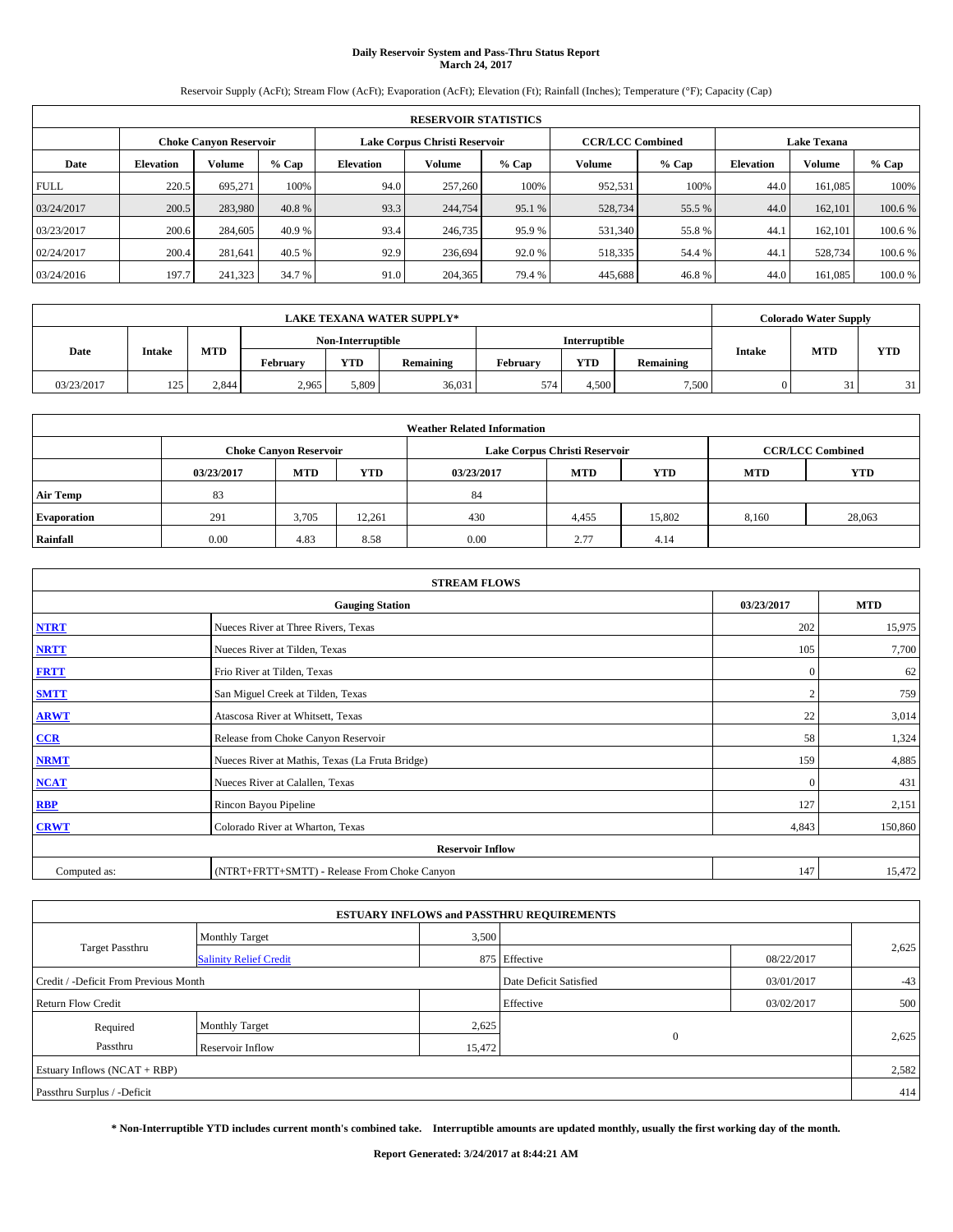# Daily Reservoir System and Pass-Thru Status Report
## March 24, 2017

Reservoir Supply (AcFt); Stream Flow (AcFt); Evaporation (AcFt); Elevation (Ft); Rainfall (Inches); Temperature (°F); Capacity (Cap)

| RESERVOIR STATISTICS | | | | | | | | | | | |
|---|---|---|---|---|---|---|---|---|---|---|---|
| | Choke Canyon Reservoir | | | Lake Corpus Christi Reservoir | | | CCR/LCC Combined | | Lake Texana | | |
| Date | Elevation | Volume | % Cap | Elevation | Volume | % Cap | Volume | % Cap | Elevation | Volume | % Cap |
| FULL | 220.5 | 695,271 | 100% | 94.0 | 257,260 | 100% | 952,531 | 100% | 44.0 | 161,085 | 100% |
| 03/24/2017 | 200.5 | 283,980 | 40.8 % | 93.3 | 244,754 | 95.1 % | 528,734 | 55.5 % | 44.0 | 162,101 | 100.6 % |
| 03/23/2017 | 200.6 | 284,605 | 40.9 % | 93.4 | 246,735 | 95.9 % | 531,340 | 55.8 % | 44.1 | 162,101 | 100.6 % |
| 02/24/2017 | 200.4 | 281,641 | 40.5 % | 92.9 | 236,694 | 92.0 % | 518,335 | 54.4 % | 44.1 | 528,734 | 100.6 % |
| 03/24/2016 | 197.7 | 241,323 | 34.7 % | 91.0 | 204,365 | 79.4 % | 445,688 | 46.8 % | 44.0 | 161,085 | 100.0 % |

| LAKE TEXANA WATER SUPPLY* | | | | | | | | | Colorado Water Supply | | |
|---|---|---|---|---|---|---|---|---|---|---|---|
| Date | Intake | MTD | Non-Interruptible | | | Interruptible | | | Intake | MTD | YTD |
| | | | February | YTD | Remaining | February | YTD | Remaining | | | |
| 03/23/2017 | 125 | 2,844 | 2,965 | 5,809 | 36,031 | 574 | 4,500 | 7,500 | 0 | 31 | 31 |

| Weather Related Information | | | | | | | | |
|---|---|---|---|---|---|---|---|---|
| | Choke Canyon Reservoir | | | Lake Corpus Christi Reservoir | | | CCR/LCC Combined | |
| | 03/23/2017 | MTD | YTD | 03/23/2017 | MTD | YTD | MTD | YTD |
| Air Temp | 83 | | | 84 | | | | |
| Evaporation | 291 | 3,705 | 12,261 | 430 | 4,455 | 15,802 | 8,160 | 28,063 |
| Rainfall | 0.00 | 4.83 | 8.58 | 0.00 | 2.77 | 4.14 | | |

| STREAM FLOWS | | | |
|---|---|---|---|
| | Gauging Station | 03/23/2017 | MTD |
| NTRT | Nueces River at Three Rivers, Texas | 202 | 15,975 |
| NRTT | Nueces River at Tilden, Texas | 105 | 7,700 |
| FRTT | Frio River at Tilden, Texas | 0 | 62 |
| SMTT | San Miguel Creek at Tilden, Texas | 2 | 759 |
| ARWT | Atascosa River at Whitsett, Texas | 22 | 3,014 |
| CCR | Release from Choke Canyon Reservoir | 58 | 1,324 |
| NRMT | Nueces River at Mathis, Texas (La Fruta Bridge) | 159 | 4,885 |
| NCAT | Nueces River at Calallen, Texas | 0 | 431 |
| RBP | Rincon Bayou Pipeline | 127 | 2,151 |
| CRWT | Colorado River at Wharton, Texas | 4,843 | 150,860 |
| Reservoir Inflow | | | |
| Computed as: | (NTRT+FRTT+SMTT) - Release From Choke Canyon | 147 | 15,472 |

| ESTUARY INFLOWS and PASSTHRU REQUIREMENTS | | | | | |
|---|---|---|---|---|---|
| Target Passthru | Monthly Target | 3,500 | | | 2,625 |
| | Salinity Relief Credit | 875 | Effective | 08/22/2017 | |
| Credit / -Deficit From Previous Month | | | Date Deficit Satisfied | 03/01/2017 | -43 |
| Return Flow Credit | | | Effective | 03/02/2017 | 500 |
| Required Passthru | Monthly Target | 2,625 | 0 | | 2,625 |
| | Reservoir Inflow | 15,472 | | | |
| Estuary Inflows (NCAT + RBP) | | | | | 2,582 |
| Passthru Surplus / -Deficit | | | | | 414 |

**\* Non-Interruptible YTD includes current month's combined take. Interruptible amounts are updated monthly, usually the first working day of the month.**

**Report Generated: 3/24/2017 at 8:44:21 AM**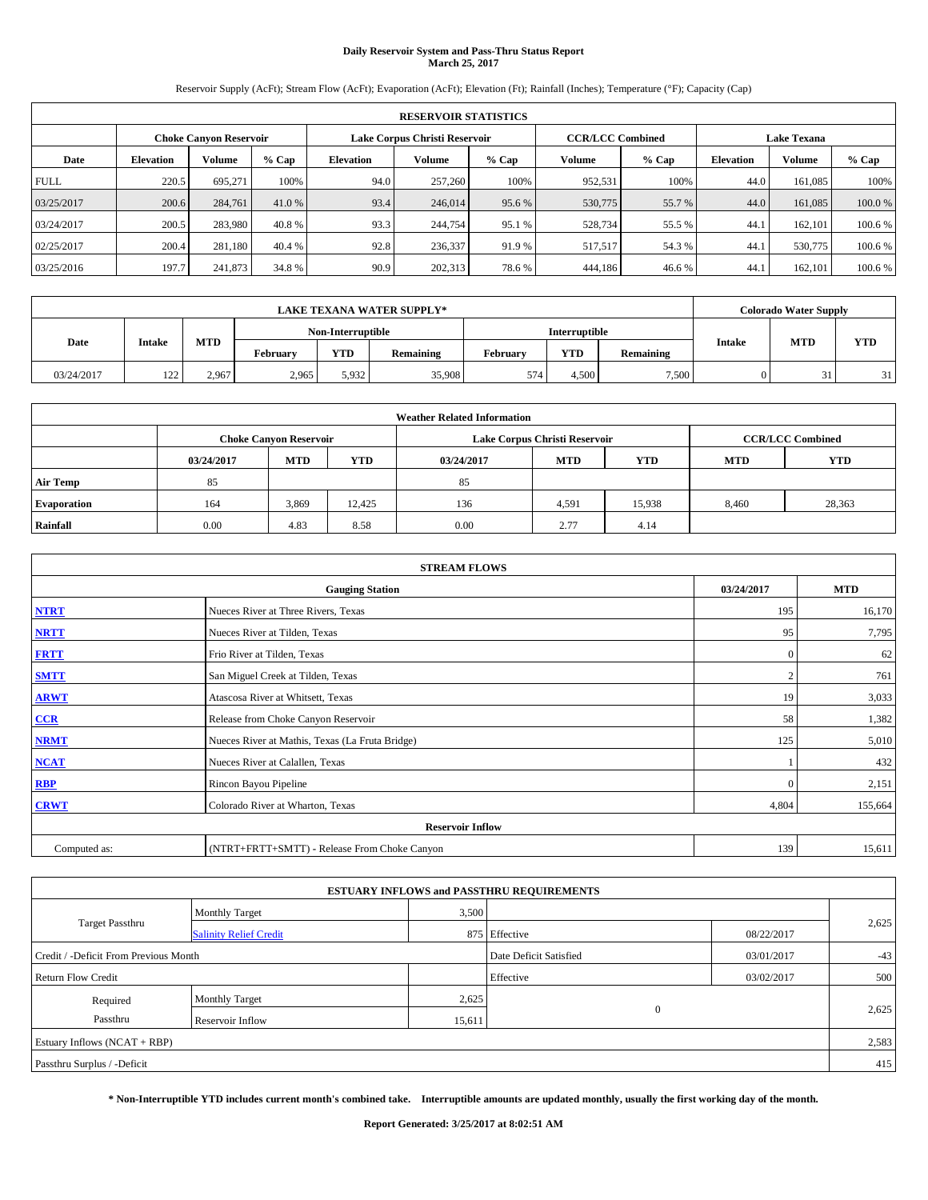**Daily Reservoir System and Pass-Thru Status Report**
**March 25, 2017**

Reservoir Supply (AcFt); Stream Flow (AcFt); Evaporation (AcFt); Elevation (Ft); Rainfall (Inches); Temperature (°F); Capacity (Cap)

| RESERVOIR STATISTICS | | | | | | | | | | | |
|---|---|---|---|---|---|---|---|---|---|---|---|
| | Choke Canyon Reservoir | | | Lake Corpus Christi Reservoir | | | CCR/LCC Combined | | Lake Texana | | |
| Date | Elevation | Volume | % Cap | Elevation | Volume | % Cap | Volume | % Cap | Elevation | Volume | % Cap |
| FULL | 220.5 | 695,271 | 100% | 94.0 | 257,260 | 100% | 952,531 | 100% | 44.0 | 161,085 | 100% |
| 03/25/2017 | 200.6 | 284,761 | 41.0 % | 93.4 | 246,014 | 95.6 % | 530,775 | 55.7 % | 44.0 | 161,085 | 100.0 % |
| 03/24/2017 | 200.5 | 283,980 | 40.8 % | 93.3 | 244,754 | 95.1 % | 528,734 | 55.5 % | 44.1 | 162,101 | 100.6 % |
| 02/25/2017 | 200.4 | 281,180 | 40.4 % | 92.8 | 236,337 | 91.9 % | 517,517 | 54.3 % | 44.1 | 530,775 | 100.6 % |
| 03/25/2016 | 197.7 | 241,873 | 34.8 % | 90.9 | 202,313 | 78.6 % | 444,186 | 46.6 % | 44.1 | 162,101 | 100.6 % |

| LAKE TEXANA WATER SUPPLY* | | | | | | | | | Colorado Water Supply | | |
|---|---|---|---|---|---|---|---|---|---|---|---|
| Date | Intake | MTD | Non-Interruptible | | | Interruptible | | | Intake | MTD | YTD |
| | | | February | YTD | Remaining | February | YTD | Remaining | | | |
| 03/24/2017 | 122 | 2,967 | 2,965 | 5,932 | 35,908 | 574 | 4,500 | 7,500 | 0 | 31 | 31 |

| Weather Related Information | | | | | | | | |
|---|---|---|---|---|---|---|---|---|
| | Choke Canyon Reservoir | | | Lake Corpus Christi Reservoir | | | CCR/LCC Combined | |
| | 03/24/2017 | MTD | YTD | 03/24/2017 | MTD | YTD | MTD | YTD |
| Air Temp | 85 | | | 85 | | | | |
| Evaporation | 164 | 3,869 | 12,425 | 136 | 4,591 | 15,938 | 8,460 | 28,363 |
| Rainfall | 0.00 | 4.83 | 8.58 | 0.00 | 2.77 | 4.14 | | |

| STREAM FLOWS | | | |
|---|---|---|---|
| | Gauging Station | 03/24/2017 | MTD |
| NTRT | Nueces River at Three Rivers, Texas | 195 | 16,170 |
| NRTT | Nueces River at Tilden, Texas | 95 | 7,795 |
| FRTT | Frio River at Tilden, Texas | 0 | 62 |
| SMTT | San Miguel Creek at Tilden, Texas | 2 | 761 |
| ARWT | Atascosa River at Whitsett, Texas | 19 | 3,033 |
| CCR | Release from Choke Canyon Reservoir | 58 | 1,382 |
| NRMT | Nueces River at Mathis, Texas (La Fruta Bridge) | 125 | 5,010 |
| NCAT | Nueces River at Calallen, Texas | 1 | 432 |
| RBP | Rincon Bayou Pipeline | 0 | 2,151 |
| CRWT | Colorado River at Wharton, Texas | 4,804 | 155,664 |
| Reservoir Inflow | | | |
| Computed as: | (NTRT+FRTT+SMTT) - Release From Choke Canyon | 139 | 15,611 |

| ESTUARY INFLOWS and PASSTHRU REQUIREMENTS | | | | | |
|---|---|---|---|---|---|
| Target Passthru | Monthly Target | 3,500 | | | 2,625 |
| | Salinity Relief Credit | 875 | Effective | 08/22/2017 | |
| Credit / -Deficit From Previous Month | | | Date Deficit Satisfied | 03/01/2017 | -43 |
| Return Flow Credit | | | Effective | 03/02/2017 | 500 |
| Required Passthru | Monthly Target | 2,625 | 0 | | 2,625 |
| | Reservoir Inflow | 15,611 | | | |
| Estuary Inflows (NCAT + RBP) | | | | | 2,583 |
| Passthru Surplus / -Deficit | | | | | 415 |

**\* Non-Interruptible YTD includes current month's combined take. Interruptible amounts are updated monthly, usually the first working day of the month.**

**Report Generated: 3/25/2017 at 8:02:51 AM**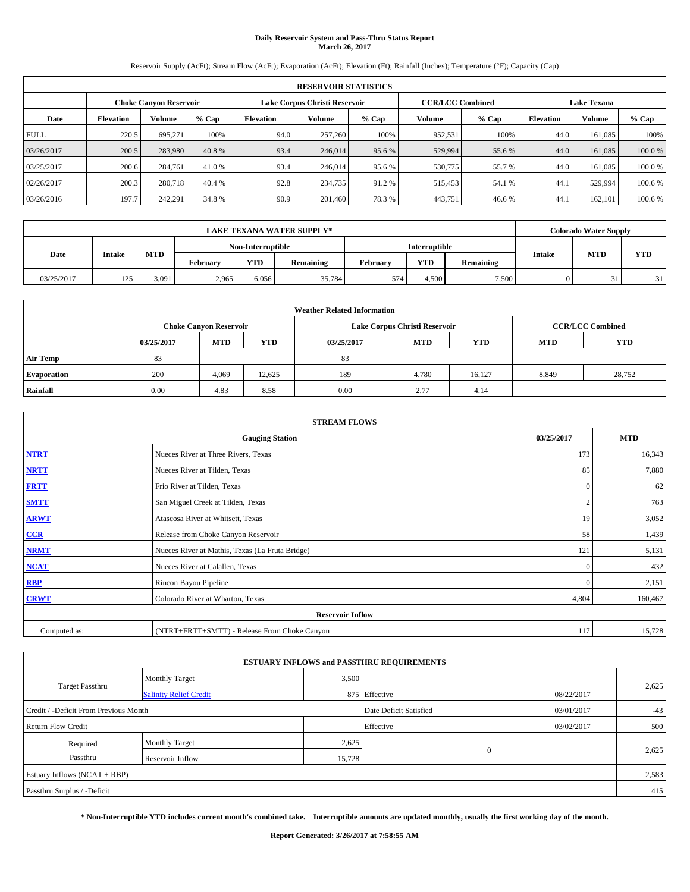# Daily Reservoir System and Pass-Thru Status Report
## March 26, 2017

Reservoir Supply (AcFt); Stream Flow (AcFt); Evaporation (AcFt); Elevation (Ft); Rainfall (Inches); Temperature (°F); Capacity (Cap)

| RESERVOIR STATISTICS | | | | | | | | | | | |
|---|---|---|---|---|---|---|---|---|---|---|---|
| | Choke Canyon Reservoir | | | Lake Corpus Christi Reservoir | | | CCR/LCC Combined | | Lake Texana | | |
| Date | Elevation | Volume | % Cap | Elevation | Volume | % Cap | Volume | % Cap | Elevation | Volume | % Cap |
| FULL | 220.5 | 695,271 | 100% | 94.0 | 257,260 | 100% | 952,531 | 100% | 44.0 | 161,085 | 100% |
| 03/26/2017 | 200.5 | 283,980 | 40.8 % | 93.4 | 246,014 | 95.6 % | 529,994 | 55.6 % | 44.0 | 161,085 | 100.0 % |
| 03/25/2017 | 200.6 | 284,761 | 41.0 % | 93.4 | 246,014 | 95.6 % | 530,775 | 55.7 % | 44.0 | 161,085 | 100.0 % |
| 02/26/2017 | 200.3 | 280,718 | 40.4 % | 92.8 | 234,735 | 91.2 % | 515,453 | 54.1 % | 44.1 | 529,994 | 100.6 % |
| 03/26/2016 | 197.7 | 242,291 | 34.8 % | 90.9 | 201,460 | 78.3 % | 443,751 | 46.6 % | 44.1 | 162,101 | 100.6 % |

| LAKE TEXANA WATER SUPPLY* | | | | | | | | | Colorado Water Supply | | |
|---|---|---|---|---|---|---|---|---|---|---|---|
| Date | Intake | MTD | Non-Interruptible | | | Interruptible | | | Intake | MTD | YTD |
| | | | February | YTD | Remaining | February | YTD | Remaining | | | |
| 03/25/2017 | 125 | 3,091 | 2,965 | 6,056 | 35,784 | 574 | 4,500 | 7,500 | 0 | 31 | 31 |

| Weather Related Information | | | | | | | | |
|---|---|---|---|---|---|---|---|---|
| | Choke Canyon Reservoir | | | Lake Corpus Christi Reservoir | | | CCR/LCC Combined | |
| | 03/25/2017 | MTD | YTD | 03/25/2017 | MTD | YTD | MTD | YTD |
| Air Temp | 83 | | | 83 | | | | |
| Evaporation | 200 | 4,069 | 12,625 | 189 | 4,780 | 16,127 | 8,849 | 28,752 |
| Rainfall | 0.00 | 4.83 | 8.58 | 0.00 | 2.77 | 4.14 | | |

| STREAM FLOWS | | | |
|---|---|---|---|
| Gauging Station | | 03/25/2017 | MTD |
| NTRT | Nueces River at Three Rivers, Texas | 173 | 16,343 |
| NRTT | Nueces River at Tilden, Texas | 85 | 7,880 |
| FRTT | Frio River at Tilden, Texas | 0 | 62 |
| SMTT | San Miguel Creek at Tilden, Texas | 2 | 763 |
| ARWT | Atascosa River at Whitsett, Texas | 19 | 3,052 |
| CCR | Release from Choke Canyon Reservoir | 58 | 1,439 |
| NRMT | Nueces River at Mathis, Texas (La Fruta Bridge) | 121 | 5,131 |
| NCAT | Nueces River at Calallen, Texas | 0 | 432 |
| RBP | Rincon Bayou Pipeline | 0 | 2,151 |
| CRWT | Colorado River at Wharton, Texas | 4,804 | 160,467 |
| Reservoir Inflow | | | |
| Computed as: | (NTRT+FRTT+SMTT) - Release From Choke Canyon | 117 | 15,728 |

| ESTUARY INFLOWS and PASSTHRU REQUIREMENTS | | | | | |
|---|---|---|---|---|---|
| Target Passthru | Monthly Target | 3,500 | | | 2,625 |
| | Salinity Relief Credit | 875 | Effective | 08/22/2017 | |
| Credit / -Deficit From Previous Month | | | Date Deficit Satisfied | 03/01/2017 | -43 |
| Return Flow Credit | | | Effective | 03/02/2017 | 500 |
| Required Passthru | Monthly Target | 2,625 | 0 | | 2,625 |
| | Reservoir Inflow | 15,728 | | | |
| Estuary Inflows (NCAT + RBP) | | | | | 2,583 |
| Passthru Surplus / -Deficit | | | | | 415 |

**\* Non-Interruptible YTD includes current month's combined take. Interruptible amounts are updated monthly, usually the first working day of the month.**

**Report Generated: 3/26/2017 at 7:58:55 AM**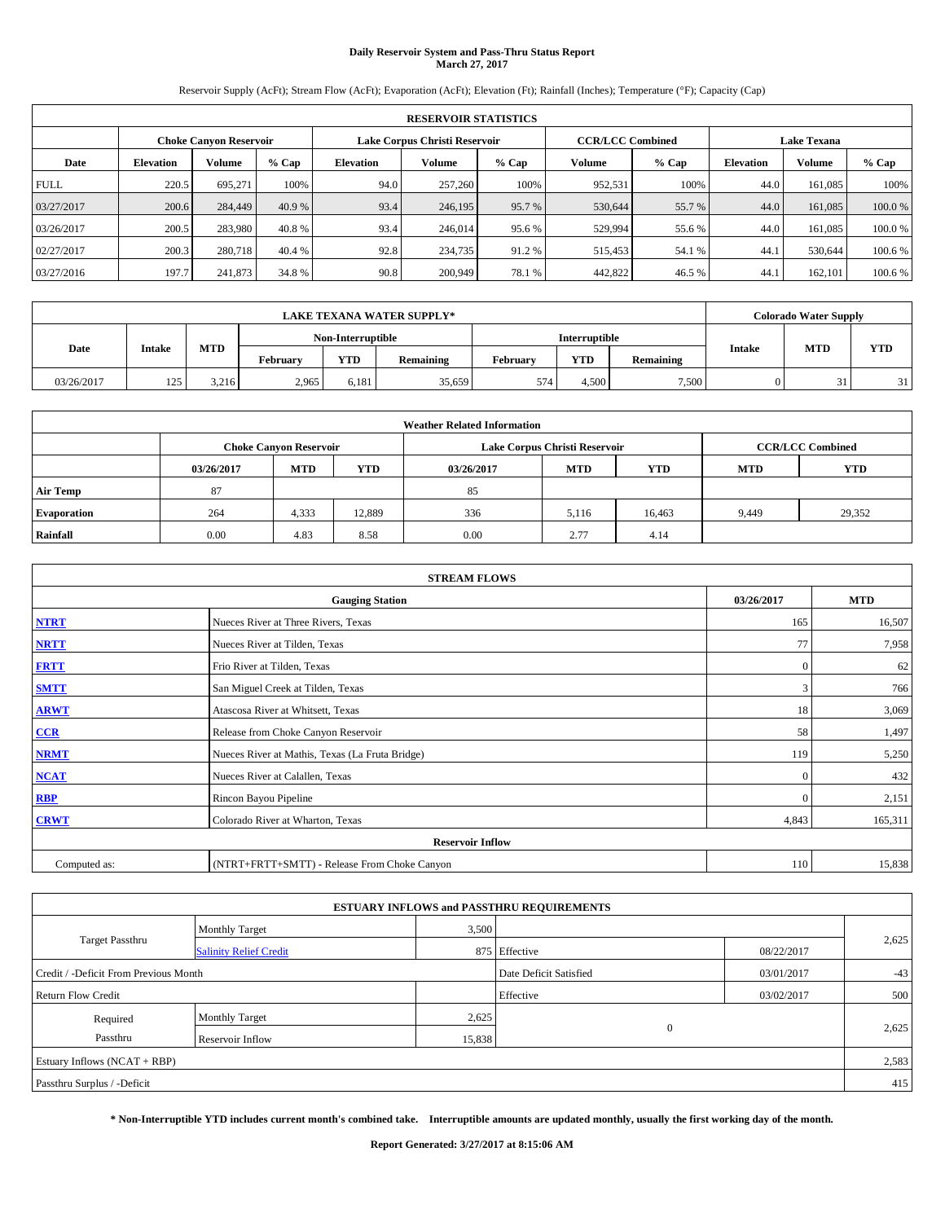# Daily Reservoir System and Pass-Thru Status Report
## March 27, 2017

Reservoir Supply (AcFt); Stream Flow (AcFt); Evaporation (AcFt); Elevation (Ft); Rainfall (Inches); Temperature (°F); Capacity (Cap)

| RESERVOIR STATISTICS | | | | | | | | | | | |
|---|---|---|---|---|---|---|---|---|---|---|---|
| | Choke Canyon Reservoir | | | Lake Corpus Christi Reservoir | | | CCR/LCC Combined | | Lake Texana | | |
| Date | Elevation | Volume | % Cap | Elevation | Volume | % Cap | Volume | % Cap | Elevation | Volume | % Cap |
| FULL | 220.5 | 695,271 | 100% | 94.0 | 257,260 | 100% | 952,531 | 100% | 44.0 | 161,085 | 100% |
| 03/27/2017 | 200.6 | 284,449 | 40.9 % | 93.4 | 246,195 | 95.7 % | 530,644 | 55.7 % | 44.0 | 161,085 | 100.0 % |
| 03/26/2017 | 200.5 | 283,980 | 40.8 % | 93.4 | 246,014 | 95.6 % | 529,994 | 55.6 % | 44.0 | 161,085 | 100.0 % |
| 02/27/2017 | 200.3 | 280,718 | 40.4 % | 92.8 | 234,735 | 91.2 % | 515,453 | 54.1 % | 44.1 | 530,644 | 100.6 % |
| 03/27/2016 | 197.7 | 241,873 | 34.8 % | 90.8 | 200,949 | 78.1 % | 442,822 | 46.5 % | 44.1 | 162,101 | 100.6 % |

| LAKE TEXANA WATER SUPPLY* | | | | | | | | | Colorado Water Supply | | |
|---|---|---|---|---|---|---|---|---|---|---|---|
| Date | Intake | MTD | Non-Interruptible | | | Interruptible | | | Intake | MTD | YTD |
| | | | February | YTD | Remaining | February | YTD | Remaining | | | |
| 03/26/2017 | 125 | 3,216 | 2,965 | 6,181 | 35,659 | 574 | 4,500 | 7,500 | 0 | 31 | 31 |

| Weather Related Information | | | | | | | | |
|---|---|---|---|---|---|---|---|---|
| | Choke Canyon Reservoir | | | Lake Corpus Christi Reservoir | | | CCR/LCC Combined | |
| | 03/26/2017 | MTD | YTD | 03/26/2017 | MTD | YTD | MTD | YTD |
| Air Temp | 87 | | | 85 | | | | |
| Evaporation | 264 | 4,333 | 12,889 | 336 | 5,116 | 16,463 | 9,449 | 29,352 |
| Rainfall | 0.00 | 4.83 | 8.58 | 0.00 | 2.77 | 4.14 | | |

| STREAM FLOWS | | | |
|---|---|---|---|
| Gauging Station | | 03/26/2017 | MTD |
| NTRT | Nueces River at Three Rivers, Texas | 165 | 16,507 |
| NRTT | Nueces River at Tilden, Texas | 77 | 7,958 |
| FRTT | Frio River at Tilden, Texas | 0 | 62 |
| SMTT | San Miguel Creek at Tilden, Texas | 3 | 766 |
| ARWT | Atascosa River at Whitsett, Texas | 18 | 3,069 |
| CCR | Release from Choke Canyon Reservoir | 58 | 1,497 |
| NRMT | Nueces River at Mathis, Texas (La Fruta Bridge) | 119 | 5,250 |
| NCAT | Nueces River at Calallen, Texas | 0 | 432 |
| RBP | Rincon Bayou Pipeline | 0 | 2,151 |
| CRWT | Colorado River at Wharton, Texas | 4,843 | 165,311 |
| Reservoir Inflow | | | |
| Computed as: | (NTRT+FRTT+SMTT) - Release From Choke Canyon | 110 | 15,838 |

| ESTUARY INFLOWS and PASSTHRU REQUIREMENTS | | | | | |
|---|---|---|---|---|---|
| Target Passthru | Monthly Target | 3,500 | | | 2,625 |
| | Salinity Relief Credit | 875 | Effective | 08/22/2017 | |
| Credit / -Deficit From Previous Month | | | Date Deficit Satisfied | 03/01/2017 | -43 |
| Return Flow Credit | | | Effective | 03/02/2017 | 500 |
| Required Passthru | Monthly Target | 2,625 | 0 | | 2,625 |
| | Reservoir Inflow | 15,838 | | | |
| Estuary Inflows (NCAT + RBP) | | | | | 2,583 |
| Passthru Surplus / -Deficit | | | | | 415 |

**\* Non-Interruptible YTD includes current month's combined take. Interruptible amounts are updated monthly, usually the first working day of the month.**

**Report Generated: 3/27/2017 at 8:15:06 AM**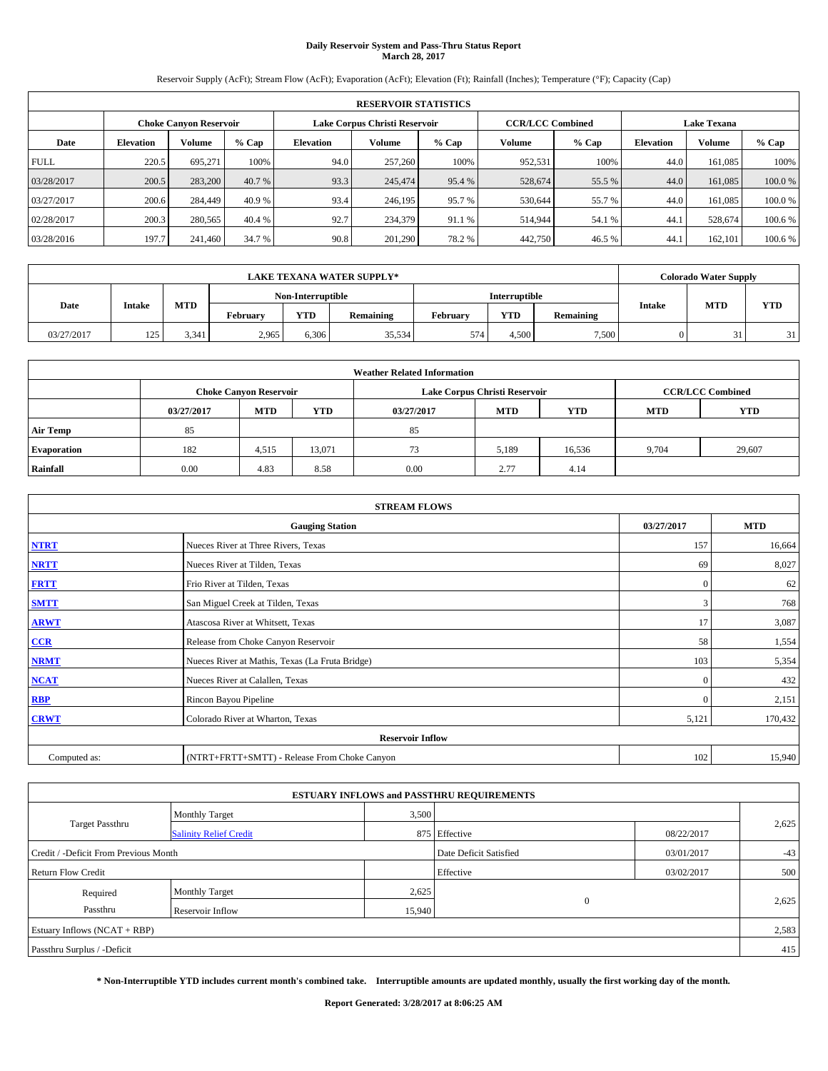# Daily Reservoir System and Pass-Thru Status Report
## March 28, 2017

Reservoir Supply (AcFt); Stream Flow (AcFt); Evaporation (AcFt); Elevation (Ft); Rainfall (Inches); Temperature (°F); Capacity (Cap)

| RESERVOIR STATISTICS | | | | | | | | | | | |
|---|---|---|---|---|---|---|---|---|---|---|---|
| | Choke Canyon Reservoir | | | Lake Corpus Christi Reservoir | | | CCR/LCC Combined | | Lake Texana | | |
| Date | Elevation | Volume | % Cap | Elevation | Volume | % Cap | Volume | % Cap | Elevation | Volume | % Cap |
| FULL | 220.5 | 695,271 | 100% | 94.0 | 257,260 | 100% | 952,531 | 100% | 44.0 | 161,085 | 100% |
| 03/28/2017 | 200.5 | 283,200 | 40.7 % | 93.3 | 245,474 | 95.4 % | 528,674 | 55.5 % | 44.0 | 161,085 | 100.0 % |
| 03/27/2017 | 200.6 | 284,449 | 40.9 % | 93.4 | 246,195 | 95.7 % | 530,644 | 55.7 % | 44.0 | 161,085 | 100.0 % |
| 02/28/2017 | 200.3 | 280,565 | 40.4 % | 92.7 | 234,379 | 91.1 % | 514,944 | 54.1 % | 44.1 | 528,674 | 100.6 % |
| 03/28/2016 | 197.7 | 241,460 | 34.7 % | 90.8 | 201,290 | 78.2 % | 442,750 | 46.5 % | 44.1 | 162,101 | 100.6 % |

| LAKE TEXANA WATER SUPPLY* | | | | | | | | | Colorado Water Supply | | |
|---|---|---|---|---|---|---|---|---|---|---|---|
| Date | Intake | MTD | Non-Interruptible | | | Interruptible | | | Intake | MTD | YTD |
| | | | February | YTD | Remaining | February | YTD | Remaining | | | |
| 03/27/2017 | 125 | 3,341 | 2,965 | 6,306 | 35,534 | 574 | 4,500 | 7,500 | 0 | 31 | 31 |

| Weather Related Information | | | | | | | | |
|---|---|---|---|---|---|---|---|---|
| | Choke Canyon Reservoir | | | Lake Corpus Christi Reservoir | | | CCR/LCC Combined | |
| | 03/27/2017 | MTD | YTD | 03/27/2017 | MTD | YTD | MTD | YTD |
| Air Temp | 85 | | | 85 | | | | |
| Evaporation | 182 | 4,515 | 13,071 | 73 | 5,189 | 16,536 | 9,704 | 29,607 |
| Rainfall | 0.00 | 4.83 | 8.58 | 0.00 | 2.77 | 4.14 | | |

| STREAM FLOWS | | | |
|---|---|---|---|
| | Gauging Station | 03/27/2017 | MTD |
| NTRT | Nueces River at Three Rivers, Texas | 157 | 16,664 |
| NRTT | Nueces River at Tilden, Texas | 69 | 8,027 |
| FRTT | Frio River at Tilden, Texas | 0 | 62 |
| SMTT | San Miguel Creek at Tilden, Texas | 3 | 768 |
| ARWT | Atascosa River at Whitsett, Texas | 17 | 3,087 |
| CCR | Release from Choke Canyon Reservoir | 58 | 1,554 |
| NRMT | Nueces River at Mathis, Texas (La Fruta Bridge) | 103 | 5,354 |
| NCAT | Nueces River at Calallen, Texas | 0 | 432 |
| RBP | Rincon Bayou Pipeline | 0 | 2,151 |
| CRWT | Colorado River at Wharton, Texas | 5,121 | 170,432 |
| Reservoir Inflow | | | |
| Computed as: | (NTRT+FRTT+SMTT) - Release From Choke Canyon | 102 | 15,940 |

| ESTUARY INFLOWS and PASSTHRU REQUIREMENTS | | | | | |
|---|---|---|---|---|---|
| Target Passthru | Monthly Target | 3,500 | | | 2,625 |
| | Salinity Relief Credit | 875 | Effective | 08/22/2017 | |
| Credit / -Deficit From Previous Month | | | Date Deficit Satisfied | 03/01/2017 | -43 |
| Return Flow Credit | | | Effective | 03/02/2017 | 500 |
| Required Passthru | Monthly Target | 2,625 | 0 | | 2,625 |
| | Reservoir Inflow | 15,940 | | | |
| Estuary Inflows (NCAT + RBP) | | | | | 2,583 |
| Passthru Surplus / -Deficit | | | | | 415 |

**\* Non-Interruptible YTD includes current month's combined take. Interruptible amounts are updated monthly, usually the first working day of the month.**

**Report Generated: 3/28/2017 at 8:06:25 AM**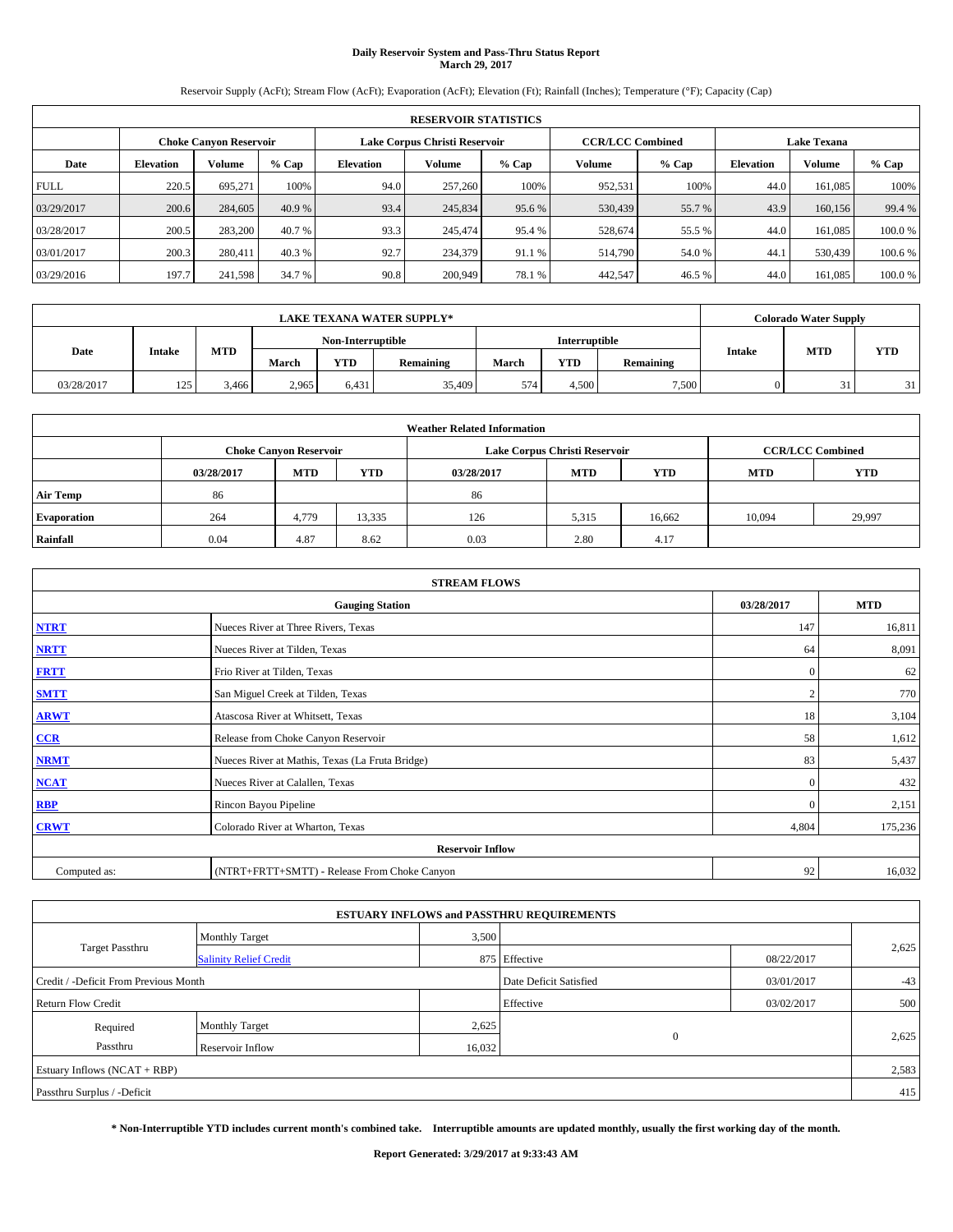# Daily Reservoir System and Pass-Thru Status Report
## March 29, 2017

Reservoir Supply (AcFt); Stream Flow (AcFt); Evaporation (AcFt); Elevation (Ft); Rainfall (Inches); Temperature (°F); Capacity (Cap)

| RESERVOIR STATISTICS | | | | | | | | | | | |
|---|---|---|---|---|---|---|---|---|---|---|---|
| | Choke Canyon Reservoir | | | Lake Corpus Christi Reservoir | | | CCR/LCC Combined | | Lake Texana | | |
| Date | Elevation | Volume | % Cap | Elevation | Volume | % Cap | Volume | % Cap | Elevation | Volume | % Cap |
| FULL | 220.5 | 695,271 | 100% | 94.0 | 257,260 | 100% | 952,531 | 100% | 44.0 | 161,085 | 100% |
| 03/29/2017 | 200.6 | 284,605 | 40.9 % | 93.4 | 245,834 | 95.6 % | 530,439 | 55.7 % | 43.9 | 160,156 | 99.4 % |
| 03/28/2017 | 200.5 | 283,200 | 40.7 % | 93.3 | 245,474 | 95.4 % | 528,674 | 55.5 % | 44.0 | 161,085 | 100.0 % |
| 03/01/2017 | 200.3 | 280,411 | 40.3 % | 92.7 | 234,379 | 91.1 % | 514,790 | 54.0 % | 44.1 | 530,439 | 100.6 % |
| 03/29/2016 | 197.7 | 241,598 | 34.7 % | 90.8 | 200,949 | 78.1 % | 442,547 | 46.5 % | 44.0 | 161,085 | 100.0 % |

| LAKE TEXANA WATER SUPPLY* | | | | | | | | | Colorado Water Supply | | |
|---|---|---|---|---|---|---|---|---|---|---|---|
| Date | Intake | MTD | Non-Interruptible | | | Interruptible | | | Intake | MTD | YTD |
| | | | March | YTD | Remaining | March | YTD | Remaining | | | |
| 03/28/2017 | 125 | 3,466 | 2,965 | 6,431 | 35,409 | 574 | 4,500 | 7,500 | 0 | 31 | 31 |

| Weather Related Information | | | | | | | | |
|---|---|---|---|---|---|---|---|---|
| | Choke Canyon Reservoir | | | Lake Corpus Christi Reservoir | | | CCR/LCC Combined | |
| | 03/28/2017 | MTD | YTD | 03/28/2017 | MTD | YTD | MTD | YTD |
| Air Temp | 86 | | | 86 | | | | |
| Evaporation | 264 | 4,779 | 13,335 | 126 | 5,315 | 16,662 | 10,094 | 29,997 |
| Rainfall | 0.04 | 4.87 | 8.62 | 0.03 | 2.80 | 4.17 | | |

| STREAM FLOWS | | | |
|---|---|---|---|
| Gauging Station | | 03/28/2017 | MTD |
| NTRT | Nueces River at Three Rivers, Texas | 147 | 16,811 |
| NRTT | Nueces River at Tilden, Texas | 64 | 8,091 |
| FRTT | Frio River at Tilden, Texas | 0 | 62 |
| SMTT | San Miguel Creek at Tilden, Texas | 2 | 770 |
| ARWT | Atascosa River at Whitsett, Texas | 18 | 3,104 |
| CCR | Release from Choke Canyon Reservoir | 58 | 1,612 |
| NRMT | Nueces River at Mathis, Texas (La Fruta Bridge) | 83 | 5,437 |
| NCAT | Nueces River at Calallen, Texas | 0 | 432 |
| RBP | Rincon Bayou Pipeline | 0 | 2,151 |
| CRWT | Colorado River at Wharton, Texas | 4,804 | 175,236 |
| Reservoir Inflow | | | |
| Computed as: | (NTRT+FRTT+SMTT) - Release From Choke Canyon | 92 | 16,032 |

| ESTUARY INFLOWS and PASSTHRU REQUIREMENTS | | | | | |
|---|---|---|---|---|---|
| Target Passthru | Monthly Target | 3,500 | | | 2,625 |
| | Salinity Relief Credit | 875 | Effective | 08/22/2017 | |
| Credit / -Deficit From Previous Month | | | Date Deficit Satisfied | 03/01/2017 | -43 |
| Return Flow Credit | | | Effective | 03/02/2017 | 500 |
| Required Passthru | Monthly Target | 2,625 | 0 | | 2,625 |
| | Reservoir Inflow | 16,032 | | | |
| Estuary Inflows (NCAT + RBP) | | | | | 2,583 |
| Passthru Surplus / -Deficit | | | | | 415 |

**\* Non-Interruptible YTD includes current month's combined take. Interruptible amounts are updated monthly, usually the first working day of the month.**

**Report Generated: 3/29/2017 at 9:33:43 AM**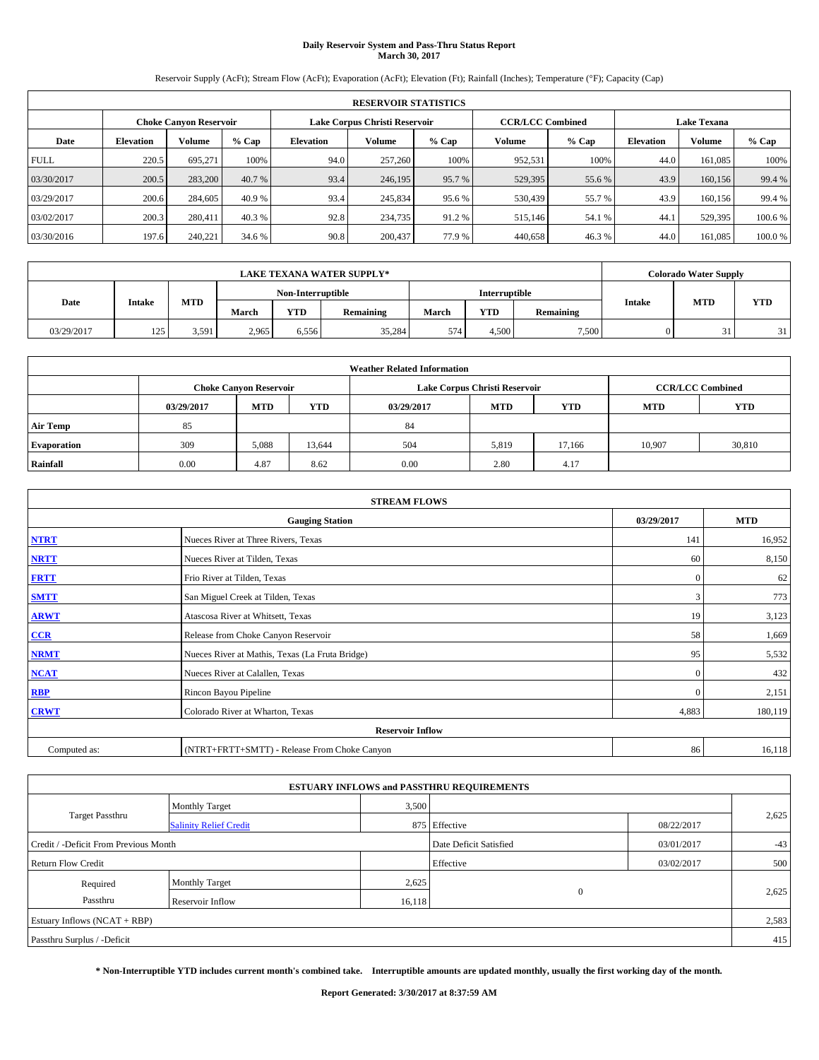# Daily Reservoir System and Pass-Thru Status Report
## March 30, 2017

Reservoir Supply (AcFt); Stream Flow (AcFt); Evaporation (AcFt); Elevation (Ft); Rainfall (Inches); Temperature (°F); Capacity (Cap)

| RESERVOIR STATISTICS | | | | | | | | | | | |
|---|---|---|---|---|---|---|---|---|---|---|---|
| | Choke Canyon Reservoir | | | Lake Corpus Christi Reservoir | | | CCR/LCC Combined | | Lake Texana | | |
| Date | Elevation | Volume | % Cap | Elevation | Volume | % Cap | Volume | % Cap | Elevation | Volume | % Cap |
| FULL | 220.5 | 695,271 | 100% | 94.0 | 257,260 | 100% | 952,531 | 100% | 44.0 | 161,085 | 100% |
| 03/30/2017 | 200.5 | 283,200 | 40.7 % | 93.4 | 246,195 | 95.7 % | 529,395 | 55.6 % | 43.9 | 160,156 | 99.4 % |
| 03/29/2017 | 200.6 | 284,605 | 40.9 % | 93.4 | 245,834 | 95.6 % | 530,439 | 55.7 % | 43.9 | 160,156 | 99.4 % |
| 03/02/2017 | 200.3 | 280,411 | 40.3 % | 92.8 | 234,735 | 91.2 % | 515,146 | 54.1 % | 44.1 | 529,395 | 100.6 % |
| 03/30/2016 | 197.6 | 240,221 | 34.6 % | 90.8 | 200,437 | 77.9 % | 440,658 | 46.3 % | 44.0 | 161,085 | 100.0 % |

| LAKE TEXANA WATER SUPPLY* | | | | | | | | | Colorado Water Supply | | |
|---|---|---|---|---|---|---|---|---|---|---|---|
| Date | Intake | MTD | Non-Interruptible | | | Interruptible | | | Intake | MTD | YTD |
| | | | March | YTD | Remaining | March | YTD | Remaining | | | |
| 03/29/2017 | 125 | 3,591 | 2,965 | 6,556 | 35,284 | 574 | 4,500 | 7,500 | 0 | 31 | 31 |

| Weather Related Information | | | | | | | | |
|---|---|---|---|---|---|---|---|---|
| | Choke Canyon Reservoir | | | Lake Corpus Christi Reservoir | | | CCR/LCC Combined | |
| | 03/29/2017 | MTD | YTD | 03/29/2017 | MTD | YTD | MTD | YTD |
| Air Temp | 85 | | | 84 | | | | |
| Evaporation | 309 | 5,088 | 13,644 | 504 | 5,819 | 17,166 | 10,907 | 30,810 |
| Rainfall | 0.00 | 4.87 | 8.62 | 0.00 | 2.80 | 4.17 | | |

| STREAM FLOWS | | | |
|---|---|---|---|
| Gauging Station | | 03/29/2017 | MTD |
| NTRT | Nueces River at Three Rivers, Texas | 141 | 16,952 |
| NRTT | Nueces River at Tilden, Texas | 60 | 8,150 |
| FRTT | Frio River at Tilden, Texas | 0 | 62 |
| SMTT | San Miguel Creek at Tilden, Texas | 3 | 773 |
| ARWT | Atascosa River at Whitsett, Texas | 19 | 3,123 |
| CCR | Release from Choke Canyon Reservoir | 58 | 1,669 |
| NRMT | Nueces River at Mathis, Texas (La Fruta Bridge) | 95 | 5,532 |
| NCAT | Nueces River at Calallen, Texas | 0 | 432 |
| RBP | Rincon Bayou Pipeline | 0 | 2,151 |
| CRWT | Colorado River at Wharton, Texas | 4,883 | 180,119 |
| Reservoir Inflow | | | |
| Computed as: | (NTRT+FRTT+SMTT) - Release From Choke Canyon | 86 | 16,118 |

| ESTUARY INFLOWS and PASSTHRU REQUIREMENTS | | | | | |
|---|---|---|---|---|---|
| Target Passthru | Monthly Target | 3,500 | | | 2,625 |
| | Salinity Relief Credit | 875 | Effective | 08/22/2017 | |
| Credit / -Deficit From Previous Month | | | Date Deficit Satisfied | 03/01/2017 | -43 |
| Return Flow Credit | | | Effective | 03/02/2017 | 500 |
| Required Passthru | Monthly Target | 2,625 | 0 | | 2,625 |
| | Reservoir Inflow | 16,118 | | | |
| Estuary Inflows (NCAT + RBP) | | | | | 2,583 |
| Passthru Surplus / -Deficit | | | | | 415 |

**\* Non-Interruptible YTD includes current month's combined take. Interruptible amounts are updated monthly, usually the first working day of the month.**

**Report Generated: 3/30/2017 at 8:37:59 AM**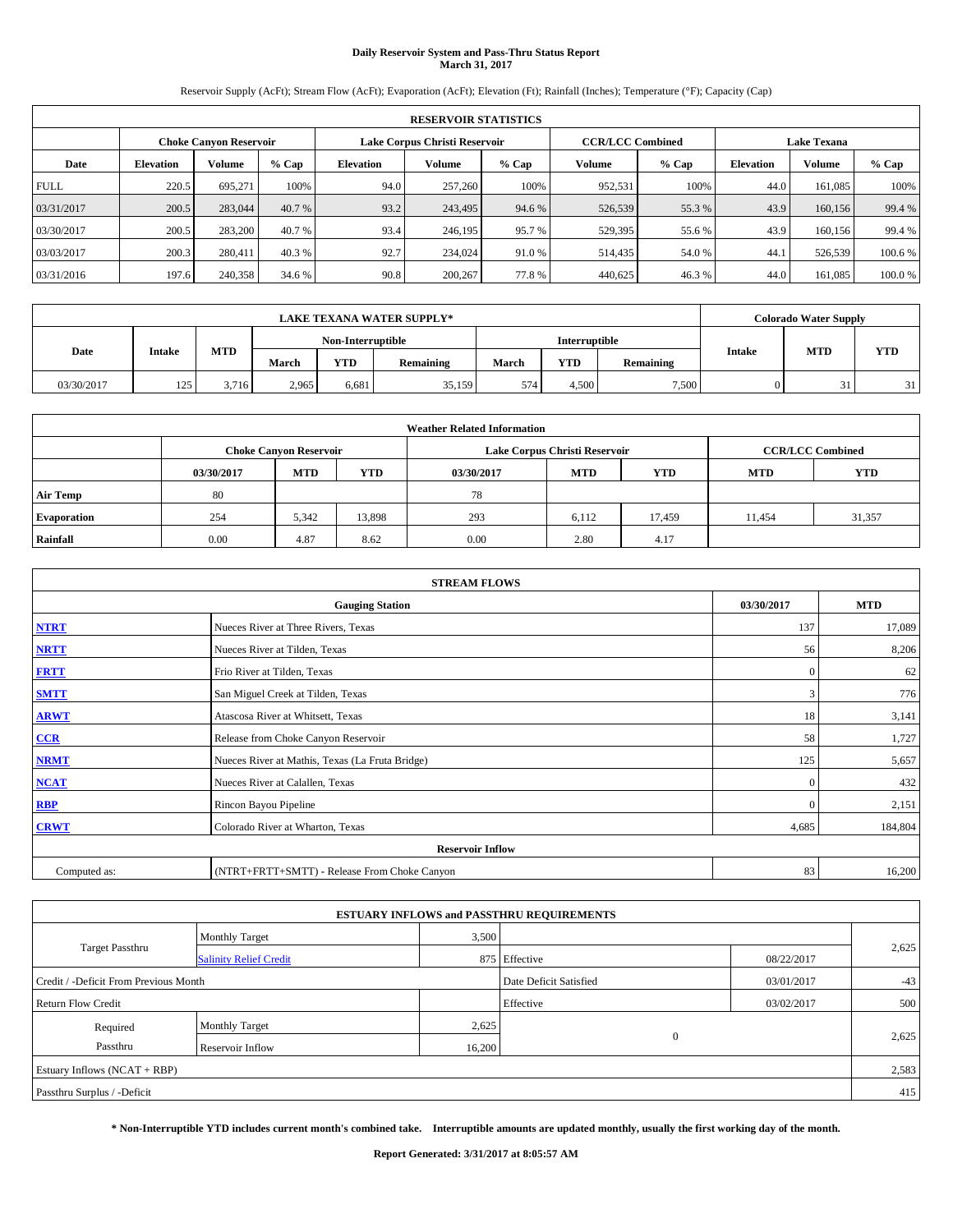**Daily Reservoir System and Pass-Thru Status Report**
**March 31, 2017**

Reservoir Supply (AcFt); Stream Flow (AcFt); Evaporation (AcFt); Elevation (Ft); Rainfall (Inches); Temperature (°F); Capacity (Cap)

| RESERVOIR STATISTICS | | | | | | | | | | | |
|---|---|---|---|---|---|---|---|---|---|---|---|
| | Choke Canyon Reservoir | | | Lake Corpus Christi Reservoir | | | CCR/LCC Combined | | Lake Texana | | |
| Date | Elevation | Volume | % Cap | Elevation | Volume | % Cap | Volume | % Cap | Elevation | Volume | % Cap |
| FULL | 220.5 | 695,271 | 100% | 94.0 | 257,260 | 100% | 952,531 | 100% | 44.0 | 161,085 | 100% |
| 03/31/2017 | 200.5 | 283,044 | 40.7 % | 93.2 | 243,495 | 94.6 % | 526,539 | 55.3 % | 43.9 | 160,156 | 99.4 % |
| 03/30/2017 | 200.5 | 283,200 | 40.7 % | 93.4 | 246,195 | 95.7 % | 529,395 | 55.6 % | 43.9 | 160,156 | 99.4 % |
| 03/03/2017 | 200.3 | 280,411 | 40.3 % | 92.7 | 234,024 | 91.0 % | 514,435 | 54.0 % | 44.1 | 526,539 | 100.6 % |
| 03/31/2016 | 197.6 | 240,358 | 34.6 % | 90.8 | 200,267 | 77.8 % | 440,625 | 46.3 % | 44.0 | 161,085 | 100.0 % |

| LAKE TEXANA WATER SUPPLY* | | | | | | | | | Colorado Water Supply | | |
|---|---|---|---|---|---|---|---|---|---|---|---|
| Date | Intake | MTD | Non-Interruptible | | | Interruptible | | | Intake | MTD | YTD |
| | | | March | YTD | Remaining | March | YTD | Remaining | | | |
| 03/30/2017 | 125 | 3,716 | 2,965 | 6,681 | 35,159 | 574 | 4,500 | 7,500 | 0 | 31 | 31 |

| Weather Related Information | | | | | | | | |
|---|---|---|---|---|---|---|---|---|
| | Choke Canyon Reservoir | | | Lake Corpus Christi Reservoir | | | CCR/LCC Combined | |
| | 03/30/2017 | MTD | YTD | 03/30/2017 | MTD | YTD | MTD | YTD |
| Air Temp | 80 | | | 78 | | | | |
| Evaporation | 254 | 5,342 | 13,898 | 293 | 6,112 | 17,459 | 11,454 | 31,357 |
| Rainfall | 0.00 | 4.87 | 8.62 | 0.00 | 2.80 | 4.17 | | |

| STREAM FLOWS | | | |
|---|---|---|---|
| | Gauging Station | 03/30/2017 | MTD |
| NTRT | Nueces River at Three Rivers, Texas | 137 | 17,089 |
| NRTT | Nueces River at Tilden, Texas | 56 | 8,206 |
| FRTT | Frio River at Tilden, Texas | 0 | 62 |
| SMTT | San Miguel Creek at Tilden, Texas | 3 | 776 |
| ARWT | Atascosa River at Whitsett, Texas | 18 | 3,141 |
| CCR | Release from Choke Canyon Reservoir | 58 | 1,727 |
| NRMT | Nueces River at Mathis, Texas (La Fruta Bridge) | 125 | 5,657 |
| NCAT | Nueces River at Calallen, Texas | 0 | 432 |
| RBP | Rincon Bayou Pipeline | 0 | 2,151 |
| CRWT | Colorado River at Wharton, Texas | 4,685 | 184,804 |
| Reservoir Inflow | | | |
| Computed as: | (NTRT+FRTT+SMTT) - Release From Choke Canyon | 83 | 16,200 |

| ESTUARY INFLOWS and PASSTHRU REQUIREMENTS | | | | | |
|---|---|---|---|---|---|
| Target Passthru | Monthly Target | 3,500 | | | 2,625 |
| | Salinity Relief Credit | 875 | Effective | 08/22/2017 | |
| Credit / -Deficit From Previous Month | | | Date Deficit Satisfied | 03/01/2017 | -43 |
| Return Flow Credit | | | Effective | 03/02/2017 | 500 |
| Required Passthru | Monthly Target | 2,625 | 0 | | 2,625 |
| | Reservoir Inflow | 16,200 | | | |
| Estuary Inflows (NCAT + RBP) | | | | | 2,583 |
| Passthru Surplus / -Deficit | | | | | 415 |

**\* Non-Interruptible YTD includes current month's combined take. Interruptible amounts are updated monthly, usually the first working day of the month.**

**Report Generated: 3/31/2017 at 8:05:57 AM**